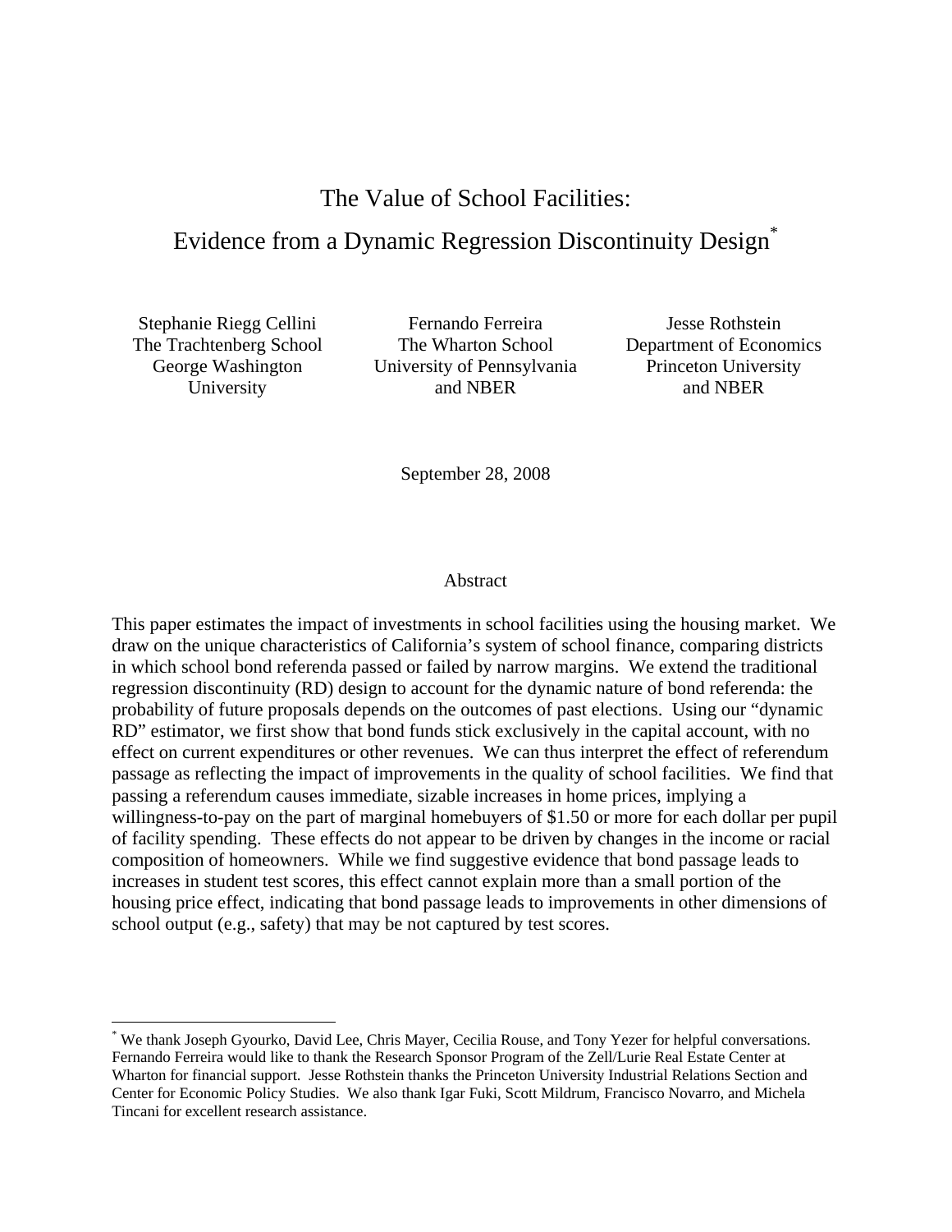# The Value of School Facilities: Evidence from a Dynamic Regression Discontinuity Design[*]

Stephanie Riegg Cellini
The Trachtenberg School
George Washington University

Fernando Ferreira
The Wharton School
University of Pennsylvania
and NBER

Jesse Rothstein
Department of Economics
Princeton University
and NBER

September 28, 2008

## Abstract

This paper estimates the impact of investments in school facilities using the housing market. We draw on the unique characteristics of California's system of school finance, comparing districts in which school bond referenda passed or failed by narrow margins. We extend the traditional regression discontinuity (RD) design to account for the dynamic nature of bond referenda: the probability of future proposals depends on the outcomes of past elections. Using our "dynamic RD" estimator, we first show that bond funds stick exclusively in the capital account, with no effect on current expenditures or other revenues. We can thus interpret the effect of referendum passage as reflecting the impact of improvements in the quality of school facilities. We find that passing a referendum causes immediate, sizable increases in home prices, implying a willingness-to-pay on the part of marginal homebuyers of $1.50 or more for each dollar per pupil of facility spending. These effects do not appear to be driven by changes in the income or racial composition of homeowners. While we find suggestive evidence that bond passage leads to increases in student test scores, this effect cannot explain more than a small portion of the housing price effect, indicating that bond passage leads to improvements in other dimensions of school output (e.g., safety) that may be not captured by test scores.

---

[*] We thank Joseph Gyourko, David Lee, Chris Mayer, Cecilia Rouse, and Tony Yezer for helpful conversations. Fernando Ferreira would like to thank the Research Sponsor Program of the Zell/Lurie Real Estate Center at Wharton for financial support. Jesse Rothstein thanks the Princeton University Industrial Relations Section and Center for Economic Policy Studies. We also thank Igar Fuki, Scott Mildrum, Francisco Novarro, and Michela Tincani for excellent research assistance.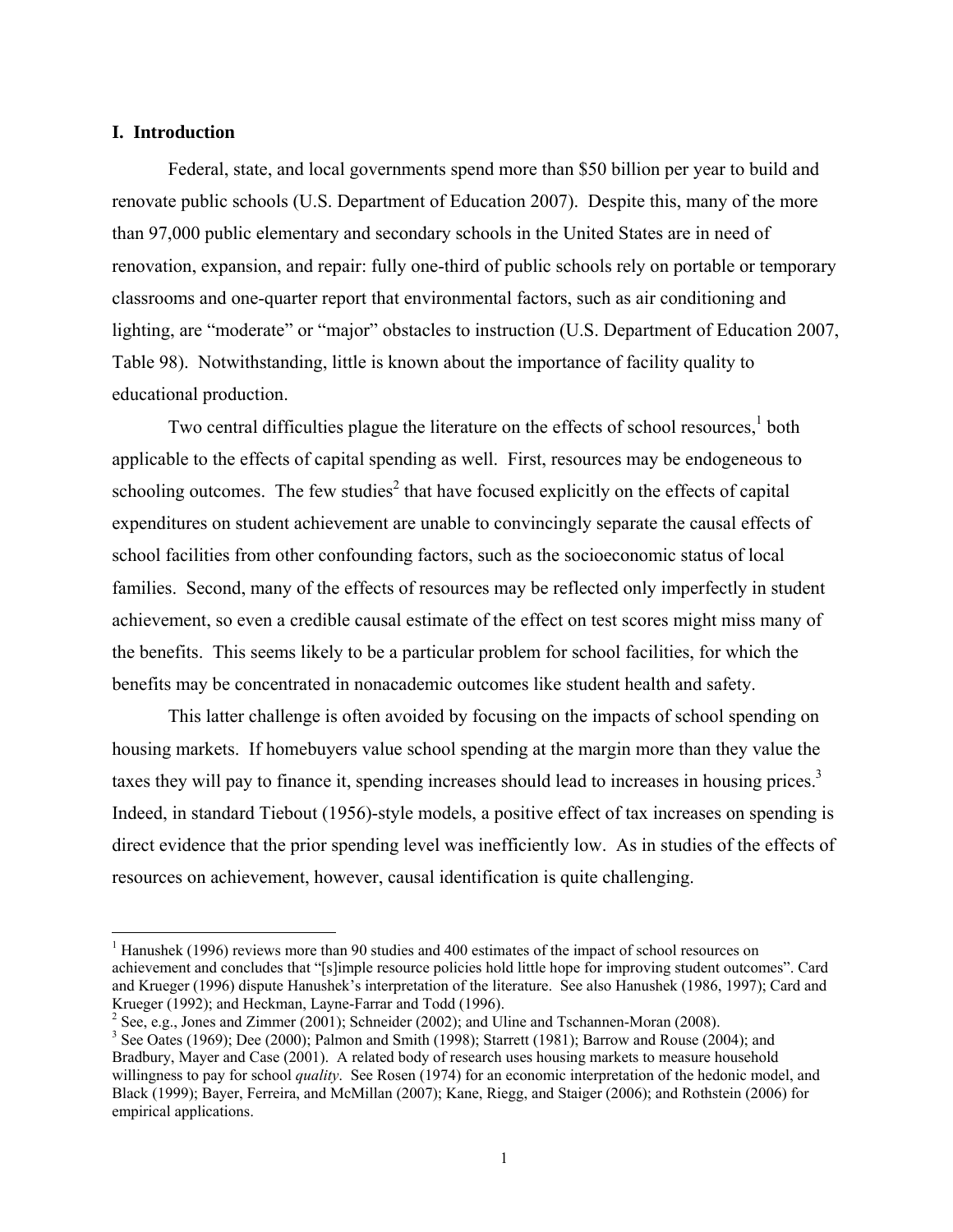## I. Introduction

Federal, state, and local governments spend more than \$50 billion per year to build and renovate public schools (U.S. Department of Education 2007). Despite this, many of the more than 97,000 public elementary and secondary schools in the United States are in need of renovation, expansion, and repair: fully one-third of public schools rely on portable or temporary classrooms and one-quarter report that environmental factors, such as air conditioning and lighting, are "moderate" or "major" obstacles to instruction (U.S. Department of Education 2007, Table 98). Notwithstanding, little is known about the importance of facility quality to educational production.

Two central difficulties plague the literature on the effects of school resources,[1] both applicable to the effects of capital spending as well. First, resources may be endogeneous to schooling outcomes. The few studies[2] that have focused explicitly on the effects of capital expenditures on student achievement are unable to convincingly separate the causal effects of school facilities from other confounding factors, such as the socioeconomic status of local families. Second, many of the effects of resources may be reflected only imperfectly in student achievement, so even a credible causal estimate of the effect on test scores might miss many of the benefits. This seems likely to be a particular problem for school facilities, for which the benefits may be concentrated in nonacademic outcomes like student health and safety.

This latter challenge is often avoided by focusing on the impacts of school spending on housing markets. If homebuyers value school spending at the margin more than they value the taxes they will pay to finance it, spending increases should lead to increases in housing prices.[3] Indeed, in standard Tiebout (1956)-style models, a positive effect of tax increases on spending is direct evidence that the prior spending level was inefficiently low. As in studies of the effects of resources on achievement, however, causal identification is quite challenging.

---

[1] Hanushek (1996) reviews more than 90 studies and 400 estimates of the impact of school resources on achievement and concludes that "[s]imple resource policies hold little hope for improving student outcomes". Card and Krueger (1996) dispute Hanushek's interpretation of the literature. See also Hanushek (1986, 1997); Card and Krueger (1992); and Heckman, Layne-Farrar and Todd (1996).

[2] See, e.g., Jones and Zimmer (2001); Schneider (2002); and Uline and Tschannen-Moran (2008).

[3] See Oates (1969); Dee (2000); Palmon and Smith (1998); Starrett (1981); Barrow and Rouse (2004); and Bradbury, Mayer and Case (2001). A related body of research uses housing markets to measure household willingness to pay for school *quality*. See Rosen (1974) for an economic interpretation of the hedonic model, and Black (1999); Bayer, Ferreira, and McMillan (2007); Kane, Riegg, and Staiger (2006); and Rothstein (2006) for empirical applications.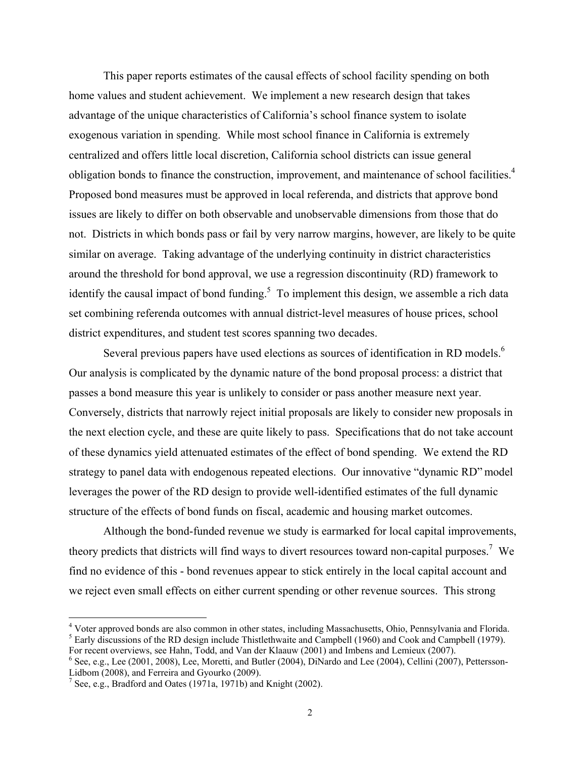This paper reports estimates of the causal effects of school facility spending on both home values and student achievement. We implement a new research design that takes advantage of the unique characteristics of California's school finance system to isolate exogenous variation in spending. While most school finance in California is extremely centralized and offers little local discretion, California school districts can issue general obligation bonds to finance the construction, improvement, and maintenance of school facilities.[4] Proposed bond measures must be approved in local referenda, and districts that approve bond issues are likely to differ on both observable and unobservable dimensions from those that do not. Districts in which bonds pass or fail by very narrow margins, however, are likely to be quite similar on average. Taking advantage of the underlying continuity in district characteristics around the threshold for bond approval, we use a regression discontinuity (RD) framework to identify the causal impact of bond funding.[5] To implement this design, we assemble a rich data set combining referenda outcomes with annual district-level measures of house prices, school district expenditures, and student test scores spanning two decades.

Several previous papers have used elections as sources of identification in RD models.[6] Our analysis is complicated by the dynamic nature of the bond proposal process: a district that passes a bond measure this year is unlikely to consider or pass another measure next year. Conversely, districts that narrowly reject initial proposals are likely to consider new proposals in the next election cycle, and these are quite likely to pass. Specifications that do not take account of these dynamics yield attenuated estimates of the effect of bond spending. We extend the RD strategy to panel data with endogenous repeated elections. Our innovative "dynamic RD" model leverages the power of the RD design to provide well-identified estimates of the full dynamic structure of the effects of bond funds on fiscal, academic and housing market outcomes.

Although the bond-funded revenue we study is earmarked for local capital improvements, theory predicts that districts will find ways to divert resources toward non-capital purposes.[7] We find no evidence of this - bond revenues appear to stick entirely in the local capital account and we reject even small effects on either current spending or other revenue sources. This strong

[4] Voter approved bonds are also common in other states, including Massachusetts, Ohio, Pennsylvania and Florida.

[5] Early discussions of the RD design include Thistlethwaite and Campbell (1960) and Cook and Campbell (1979). For recent overviews, see Hahn, Todd, and Van der Klaauw (2001) and Imbens and Lemieux (2007).

[6] See, e.g., Lee (2001, 2008), Lee, Moretti, and Butler (2004), DiNardo and Lee (2004), Cellini (2007), Pettersson-Lidbom (2008), and Ferreira and Gyourko (2009).

[7] See, e.g., Bradford and Oates (1971a, 1971b) and Knight (2002).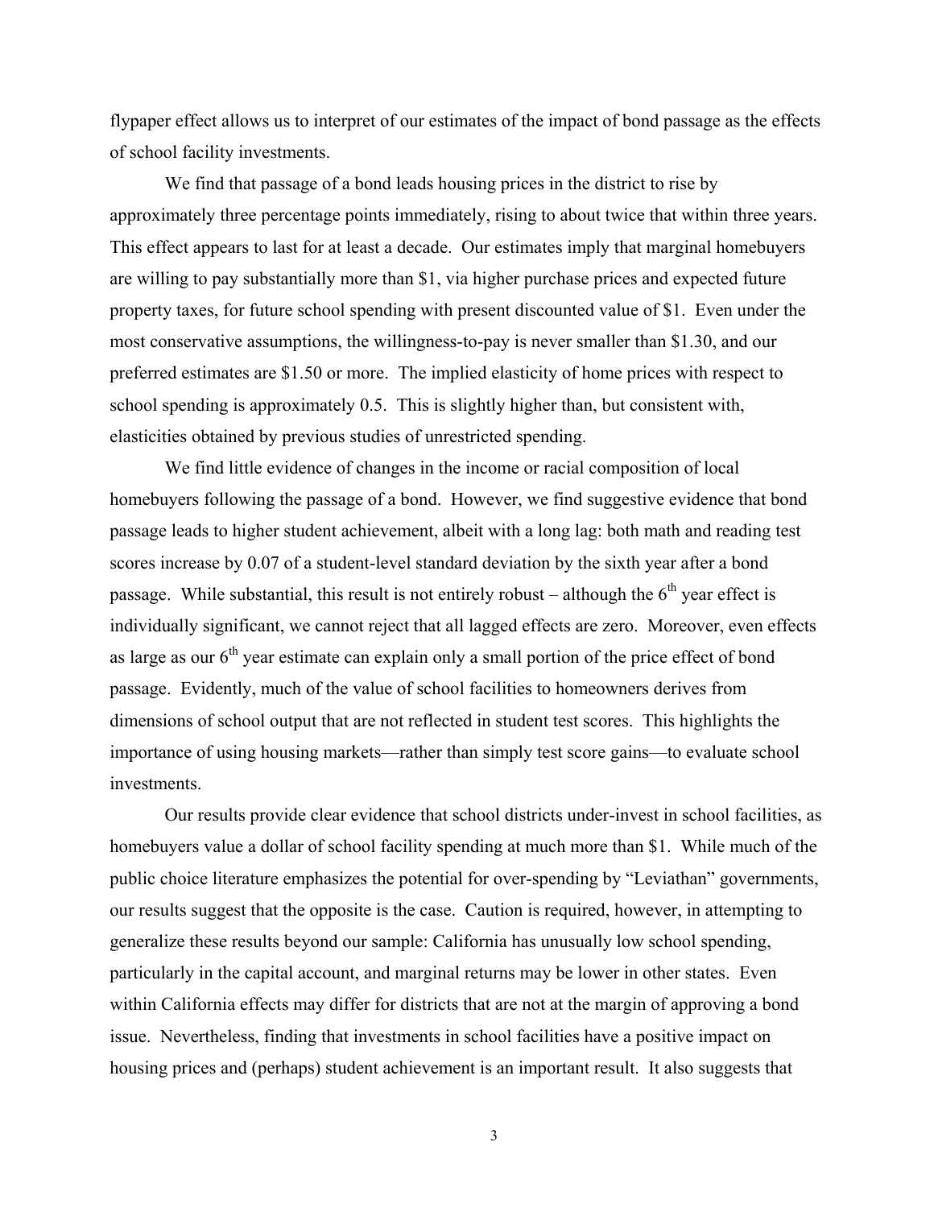flypaper effect allows us to interpret of our estimates of the impact of bond passage as the effects of school facility investments.

We find that passage of a bond leads housing prices in the district to rise by approximately three percentage points immediately, rising to about twice that within three years. This effect appears to last for at least a decade. Our estimates imply that marginal homebuyers are willing to pay substantially more than \$1, via higher purchase prices and expected future property taxes, for future school spending with present discounted value of \$1. Even under the most conservative assumptions, the willingness-to-pay is never smaller than \$1.30, and our preferred estimates are \$1.50 or more. The implied elasticity of home prices with respect to school spending is approximately 0.5. This is slightly higher than, but consistent with, elasticities obtained by previous studies of unrestricted spending.

We find little evidence of changes in the income or racial composition of local homebuyers following the passage of a bond. However, we find suggestive evidence that bond passage leads to higher student achievement, albeit with a long lag: both math and reading test scores increase by 0.07 of a student-level standard deviation by the sixth year after a bond passage. While substantial, this result is not entirely robust – although the 6th year effect is individually significant, we cannot reject that all lagged effects are zero. Moreover, even effects as large as our 6th year estimate can explain only a small portion of the price effect of bond passage. Evidently, much of the value of school facilities to homeowners derives from dimensions of school output that are not reflected in student test scores. This highlights the importance of using housing markets—rather than simply test score gains—to evaluate school investments.

Our results provide clear evidence that school districts under-invest in school facilities, as homebuyers value a dollar of school facility spending at much more than \$1. While much of the public choice literature emphasizes the potential for over-spending by "Leviathan" governments, our results suggest that the opposite is the case. Caution is required, however, in attempting to generalize these results beyond our sample: California has unusually low school spending, particularly in the capital account, and marginal returns may be lower in other states. Even within California effects may differ for districts that are not at the margin of approving a bond issue. Nevertheless, finding that investments in school facilities have a positive impact on housing prices and (perhaps) student achievement is an important result. It also suggests that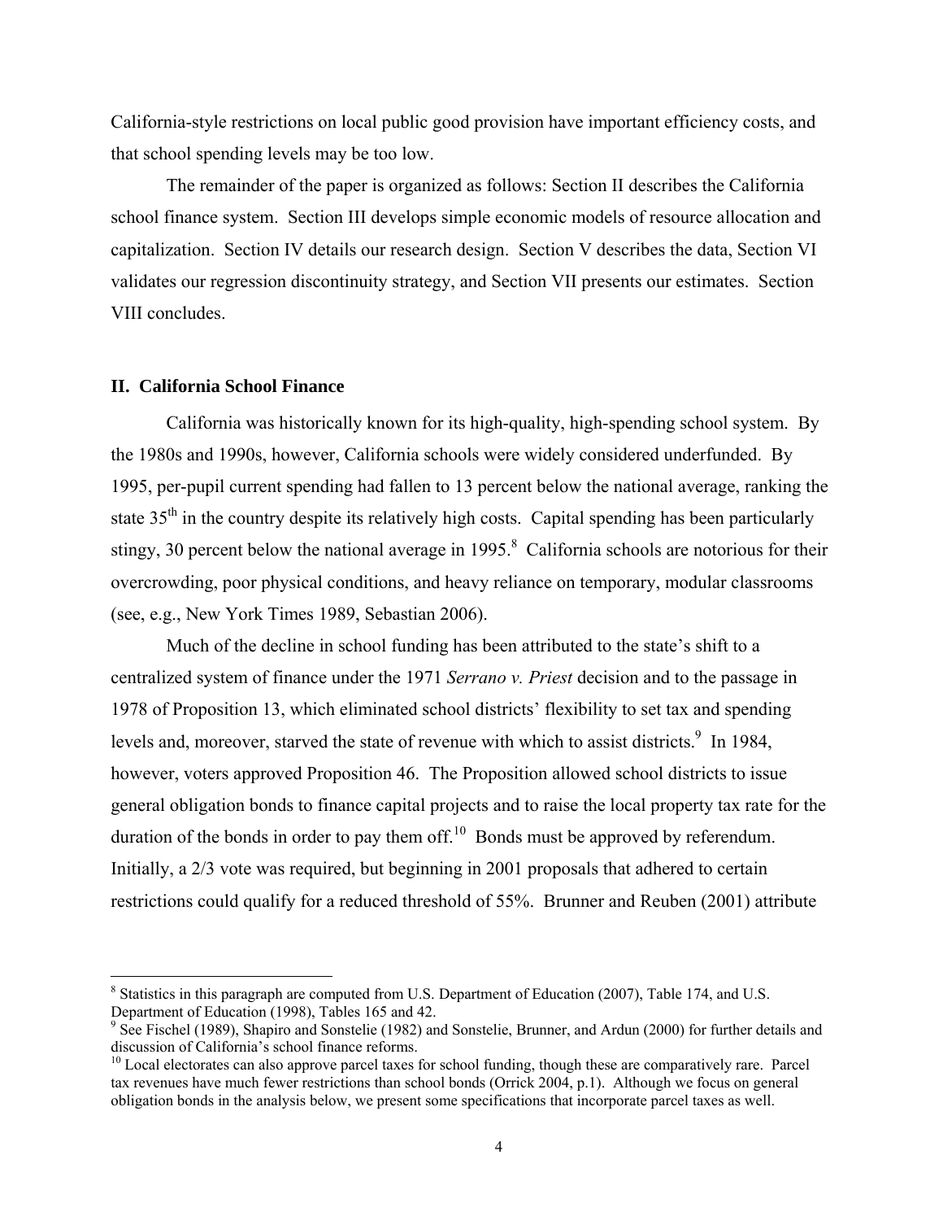California-style restrictions on local public good provision have important efficiency costs, and that school spending levels may be too low.

The remainder of the paper is organized as follows: Section II describes the California school finance system. Section III develops simple economic models of resource allocation and capitalization. Section IV details our research design. Section V describes the data, Section VI validates our regression discontinuity strategy, and Section VII presents our estimates. Section VIII concludes.

## II. California School Finance

California was historically known for its high-quality, high-spending school system. By the 1980s and 1990s, however, California schools were widely considered underfunded. By 1995, per-pupil current spending had fallen to 13 percent below the national average, ranking the state 35th in the country despite its relatively high costs. Capital spending has been particularly stingy, 30 percent below the national average in 1995.[8] California schools are notorious for their overcrowding, poor physical conditions, and heavy reliance on temporary, modular classrooms (see, e.g., New York Times 1989, Sebastian 2006).

Much of the decline in school funding has been attributed to the state's shift to a centralized system of finance under the 1971 *Serrano v. Priest* decision and to the passage in 1978 of Proposition 13, which eliminated school districts' flexibility to set tax and spending levels and, moreover, starved the state of revenue with which to assist districts.[9] In 1984, however, voters approved Proposition 46. The Proposition allowed school districts to issue general obligation bonds to finance capital projects and to raise the local property tax rate for the duration of the bonds in order to pay them off.[10] Bonds must be approved by referendum. Initially, a 2/3 vote was required, but beginning in 2001 proposals that adhered to certain restrictions could qualify for a reduced threshold of 55%. Brunner and Reuben (2001) attribute

---

[8] Statistics in this paragraph are computed from U.S. Department of Education (2007), Table 174, and U.S. Department of Education (1998), Tables 165 and 42.

[9] See Fischel (1989), Shapiro and Sonstelie (1982) and Sonstelie, Brunner, and Ardun (2000) for further details and discussion of California's school finance reforms.

[10] Local electorates can also approve parcel taxes for school funding, though these are comparatively rare. Parcel tax revenues have much fewer restrictions than school bonds (Orrick 2004, p.1). Although we focus on general obligation bonds in the analysis below, we present some specifications that incorporate parcel taxes as well.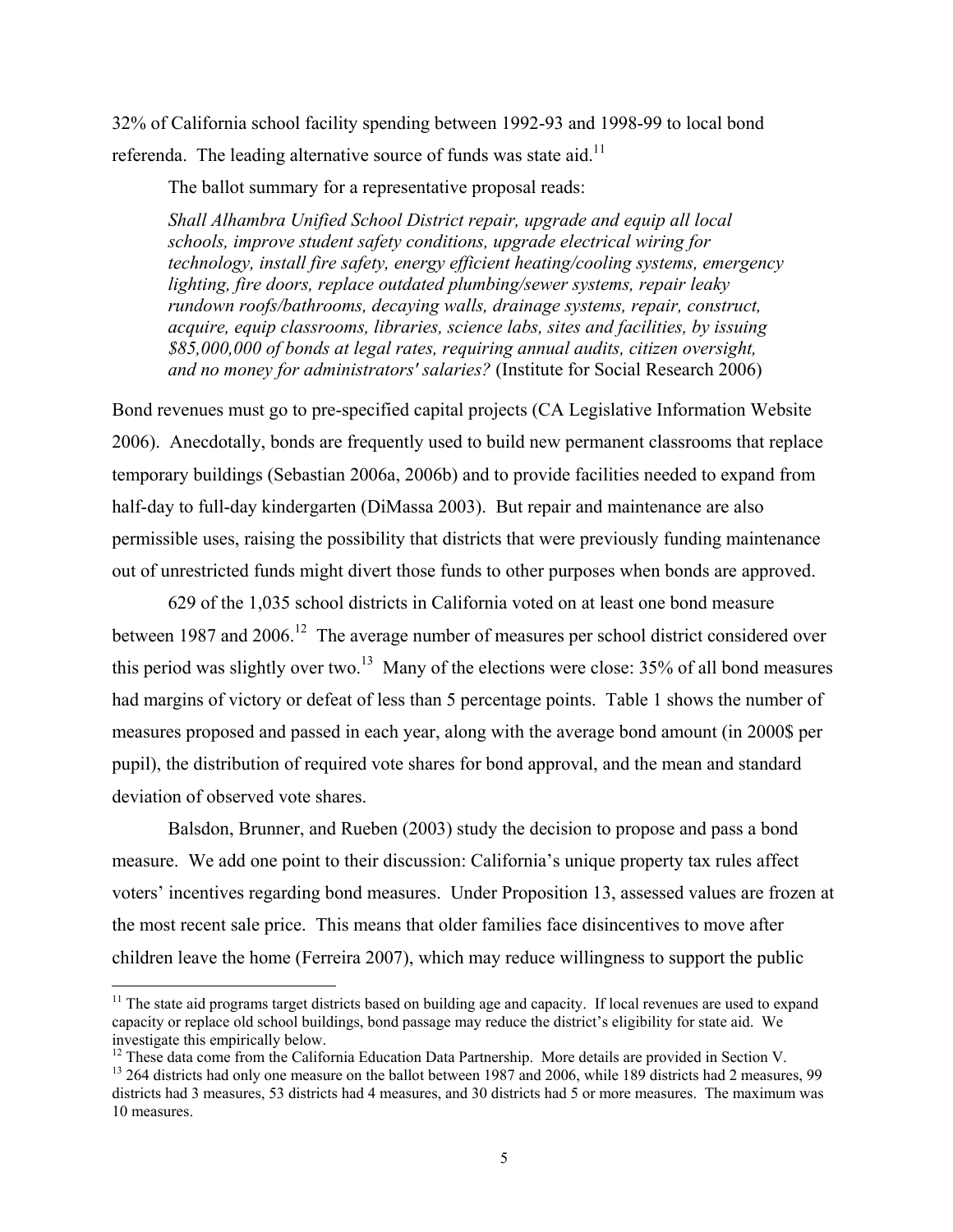32% of California school facility spending between 1992-93 and 1998-99 to local bond referenda. The leading alternative source of funds was state aid.[11]

The ballot summary for a representative proposal reads:

> *Shall Alhambra Unified School District repair, upgrade and equip all local schools, improve student safety conditions, upgrade electrical wiring for technology, install fire safety, energy efficient heating/cooling systems, emergency lighting, fire doors, replace outdated plumbing/sewer systems, repair leaky rundown roofs/bathrooms, decaying walls, drainage systems, repair, construct, acquire, equip classrooms, libraries, science labs, sites and facilities, by issuing $85,000,000 of bonds at legal rates, requiring annual audits, citizen oversight, and no money for administrators' salaries?* (Institute for Social Research 2006)

Bond revenues must go to pre-specified capital projects (CA Legislative Information Website 2006). Anecdotally, bonds are frequently used to build new permanent classrooms that replace temporary buildings (Sebastian 2006a, 2006b) and to provide facilities needed to expand from half-day to full-day kindergarten (DiMassa 2003). But repair and maintenance are also permissible uses, raising the possibility that districts that were previously funding maintenance out of unrestricted funds might divert those funds to other purposes when bonds are approved.

629 of the 1,035 school districts in California voted on at least one bond measure between 1987 and 2006.[12] The average number of measures per school district considered over this period was slightly over two.[13] Many of the elections were close: 35% of all bond measures had margins of victory or defeat of less than 5 percentage points. Table 1 shows the number of measures proposed and passed in each year, along with the average bond amount (in 2000$ per pupil), the distribution of required vote shares for bond approval, and the mean and standard deviation of observed vote shares.

Balsdon, Brunner, and Rueben (2003) study the decision to propose and pass a bond measure. We add one point to their discussion: California's unique property tax rules affect voters' incentives regarding bond measures. Under Proposition 13, assessed values are frozen at the most recent sale price. This means that older families face disincentives to move after children leave the home (Ferreira 2007), which may reduce willingness to support the public

---

[11] The state aid programs target districts based on building age and capacity. If local revenues are used to expand capacity or replace old school buildings, bond passage may reduce the district's eligibility for state aid. We investigate this empirically below.

[12] These data come from the California Education Data Partnership. More details are provided in Section V.

[13] 264 districts had only one measure on the ballot between 1987 and 2006, while 189 districts had 2 measures, 99 districts had 3 measures, 53 districts had 4 measures, and 30 districts had 5 or more measures. The maximum was 10 measures.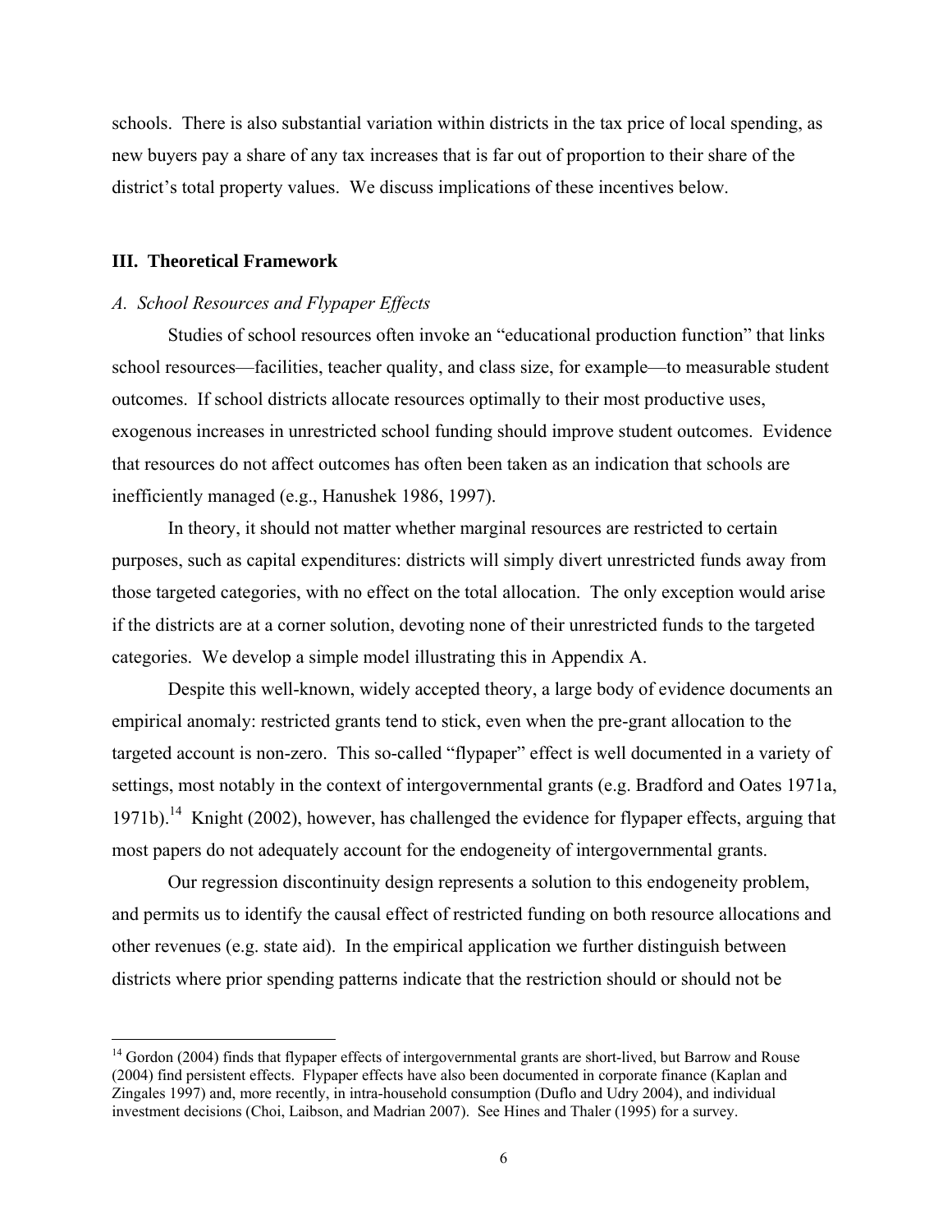schools. There is also substantial variation within districts in the tax price of local spending, as new buyers pay a share of any tax increases that is far out of proportion to their share of the district's total property values. We discuss implications of these incentives below.

## III. Theoretical Framework

### *A. School Resources and Flypaper Effects*

Studies of school resources often invoke an "educational production function" that links school resources—facilities, teacher quality, and class size, for example—to measurable student outcomes. If school districts allocate resources optimally to their most productive uses, exogenous increases in unrestricted school funding should improve student outcomes. Evidence that resources do not affect outcomes has often been taken as an indication that schools are inefficiently managed (e.g., Hanushek 1986, 1997).

In theory, it should not matter whether marginal resources are restricted to certain purposes, such as capital expenditures: districts will simply divert unrestricted funds away from those targeted categories, with no effect on the total allocation. The only exception would arise if the districts are at a corner solution, devoting none of their unrestricted funds to the targeted categories. We develop a simple model illustrating this in Appendix A.

Despite this well-known, widely accepted theory, a large body of evidence documents an empirical anomaly: restricted grants tend to stick, even when the pre-grant allocation to the targeted account is non-zero. This so-called "flypaper" effect is well documented in a variety of settings, most notably in the context of intergovernmental grants (e.g. Bradford and Oates 1971a, 1971b).[14] Knight (2002), however, has challenged the evidence for flypaper effects, arguing that most papers do not adequately account for the endogeneity of intergovernmental grants.

Our regression discontinuity design represents a solution to this endogeneity problem, and permits us to identify the causal effect of restricted funding on both resource allocations and other revenues (e.g. state aid). In the empirical application we further distinguish between districts where prior spending patterns indicate that the restriction should or should not be

[14] Gordon (2004) finds that flypaper effects of intergovernmental grants are short-lived, but Barrow and Rouse (2004) find persistent effects. Flypaper effects have also been documented in corporate finance (Kaplan and Zingales 1997) and, more recently, in intra-household consumption (Duflo and Udry 2004), and individual investment decisions (Choi, Laibson, and Madrian 2007). See Hines and Thaler (1995) for a survey.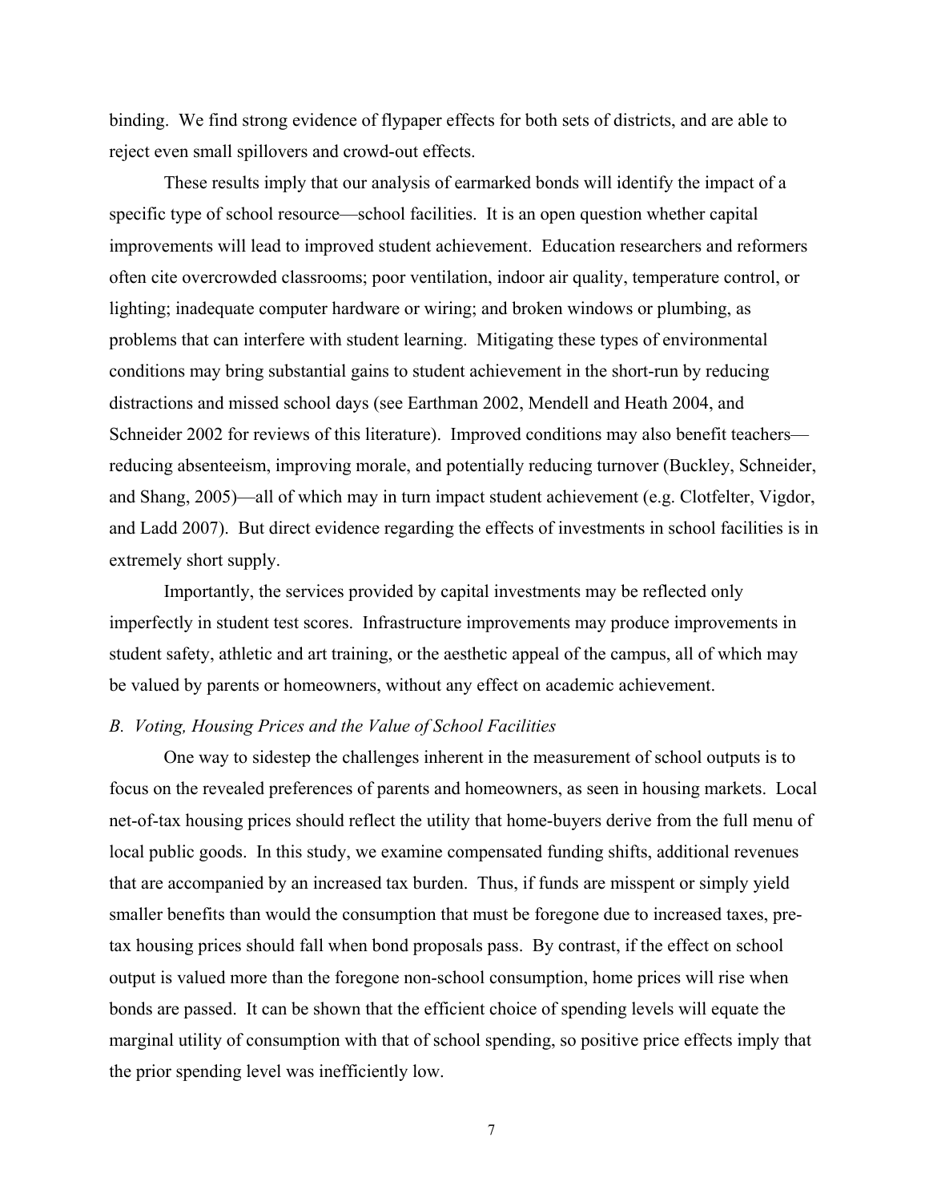binding. We find strong evidence of flypaper effects for both sets of districts, and are able to reject even small spillovers and crowd-out effects.

These results imply that our analysis of earmarked bonds will identify the impact of a specific type of school resource—school facilities. It is an open question whether capital improvements will lead to improved student achievement. Education researchers and reformers often cite overcrowded classrooms; poor ventilation, indoor air quality, temperature control, or lighting; inadequate computer hardware or wiring; and broken windows or plumbing, as problems that can interfere with student learning. Mitigating these types of environmental conditions may bring substantial gains to student achievement in the short-run by reducing distractions and missed school days (see Earthman 2002, Mendell and Heath 2004, and Schneider 2002 for reviews of this literature). Improved conditions may also benefit teachers—reducing absenteeism, improving morale, and potentially reducing turnover (Buckley, Schneider, and Shang, 2005)—all of which may in turn impact student achievement (e.g. Clotfelter, Vigdor, and Ladd 2007). But direct evidence regarding the effects of investments in school facilities is in extremely short supply.

Importantly, the services provided by capital investments may be reflected only imperfectly in student test scores. Infrastructure improvements may produce improvements in student safety, athletic and art training, or the aesthetic appeal of the campus, all of which may be valued by parents or homeowners, without any effect on academic achievement.

### *B. Voting, Housing Prices and the Value of School Facilities*

One way to sidestep the challenges inherent in the measurement of school outputs is to focus on the revealed preferences of parents and homeowners, as seen in housing markets. Local net-of-tax housing prices should reflect the utility that home-buyers derive from the full menu of local public goods. In this study, we examine compensated funding shifts, additional revenues that are accompanied by an increased tax burden. Thus, if funds are misspent or simply yield smaller benefits than would the consumption that must be foregone due to increased taxes, pre-tax housing prices should fall when bond proposals pass. By contrast, if the effect on school output is valued more than the foregone non-school consumption, home prices will rise when bonds are passed. It can be shown that the efficient choice of spending levels will equate the marginal utility of consumption with that of school spending, so positive price effects imply that the prior spending level was inefficiently low.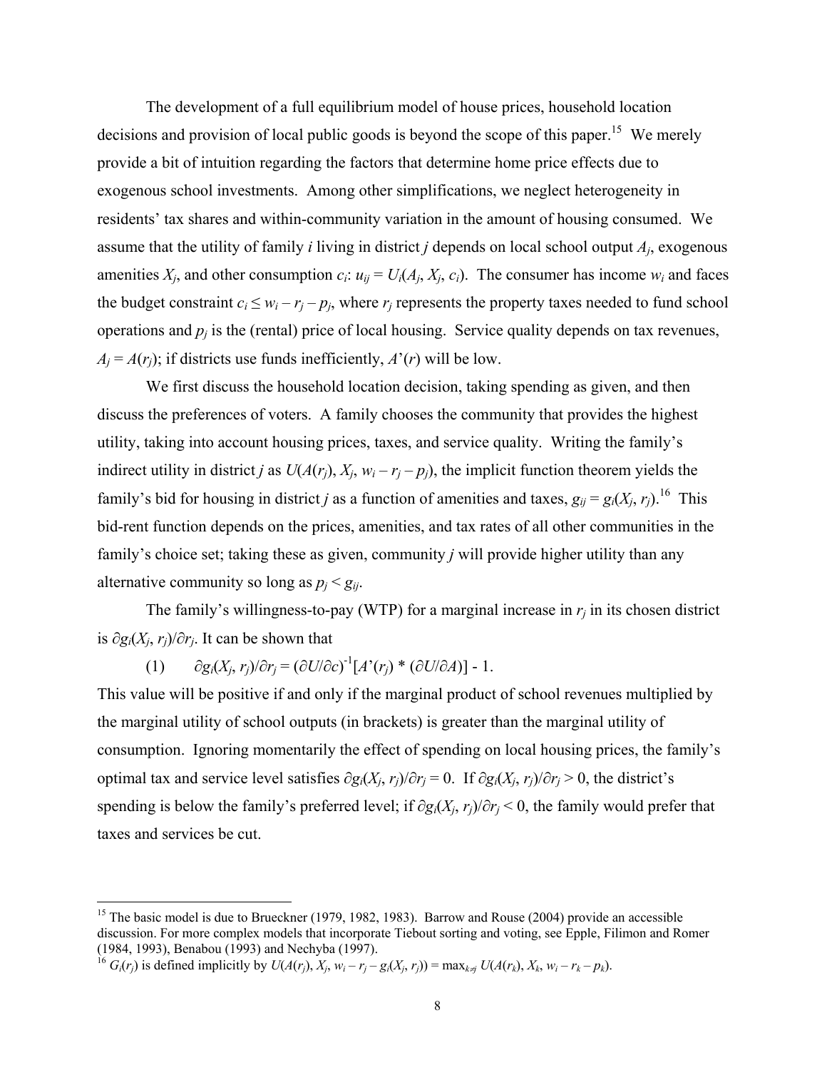The development of a full equilibrium model of house prices, household location decisions and provision of local public goods is beyond the scope of this paper.[15] We merely provide a bit of intuition regarding the factors that determine home price effects due to exogenous school investments. Among other simplifications, we neglect heterogeneity in residents' tax shares and within-community variation in the amount of housing consumed. We assume that the utility of family $i$ living in district $j$ depends on local school output $A_j$, exogenous amenities $X_j$, and other consumption $c_i$: $u_{ij} = U_i(A_j, X_j, c_i)$. The consumer has income $w_i$ and faces the budget constraint $c_i \leq w_i - r_j - p_j$, where $r_j$ represents the property taxes needed to fund school operations and $p_j$ is the (rental) price of local housing. Service quality depends on tax revenues, $A_j = A(r_j)$; if districts use funds inefficiently, $A'(r)$ will be low.

We first discuss the household location decision, taking spending as given, and then discuss the preferences of voters. A family chooses the community that provides the highest utility, taking into account housing prices, taxes, and service quality. Writing the family's indirect utility in district $j$ as $U(A(r_j), X_j, w_i - r_j - p_j)$, the implicit function theorem yields the family's bid for housing in district $j$ as a function of amenities and taxes, $g_{ij} = g_i(X_j, r_j)$.[16] This bid-rent function depends on the prices, amenities, and tax rates of all other communities in the family's choice set; taking these as given, community $j$ will provide higher utility than any alternative community so long as $p_j < g_{ij}$.

The family's willingness-to-pay (WTP) for a marginal increase in $r_j$ in its chosen district is $\partial g_i(X_j, r_j)/\partial r_j$. It can be shown that

$$(1) \qquad \partial g_i(X_j, r_j)/\partial r_j = (\partial U/\partial c)^{-1}[A'(r_j) * (\partial U/\partial A)] - 1.$$

This value will be positive if and only if the marginal product of school revenues multiplied by the marginal utility of school outputs (in brackets) is greater than the marginal utility of consumption. Ignoring momentarily the effect of spending on local housing prices, the family's optimal tax and service level satisfies $\partial g_i(X_j, r_j)/\partial r_j = 0$. If $\partial g_i(X_j, r_j)/\partial r_j > 0$, the district's spending is below the family's preferred level; if $\partial g_i(X_j, r_j)/\partial r_j < 0$, the family would prefer that taxes and services be cut.

[15] The basic model is due to Brueckner (1979, 1982, 1983). Barrow and Rouse (2004) provide an accessible discussion. For more complex models that incorporate Tiebout sorting and voting, see Epple, Filimon and Romer (1984, 1993), Benabou (1993) and Nechyba (1997).

[16] $G_i(r_j)$ is defined implicitly by $U(A(r_j), X_j, w_i - r_j - g_i(X_j, r_j)) = \max_{k \neq j} U(A(r_k), X_k, w_i - r_k - p_k)$.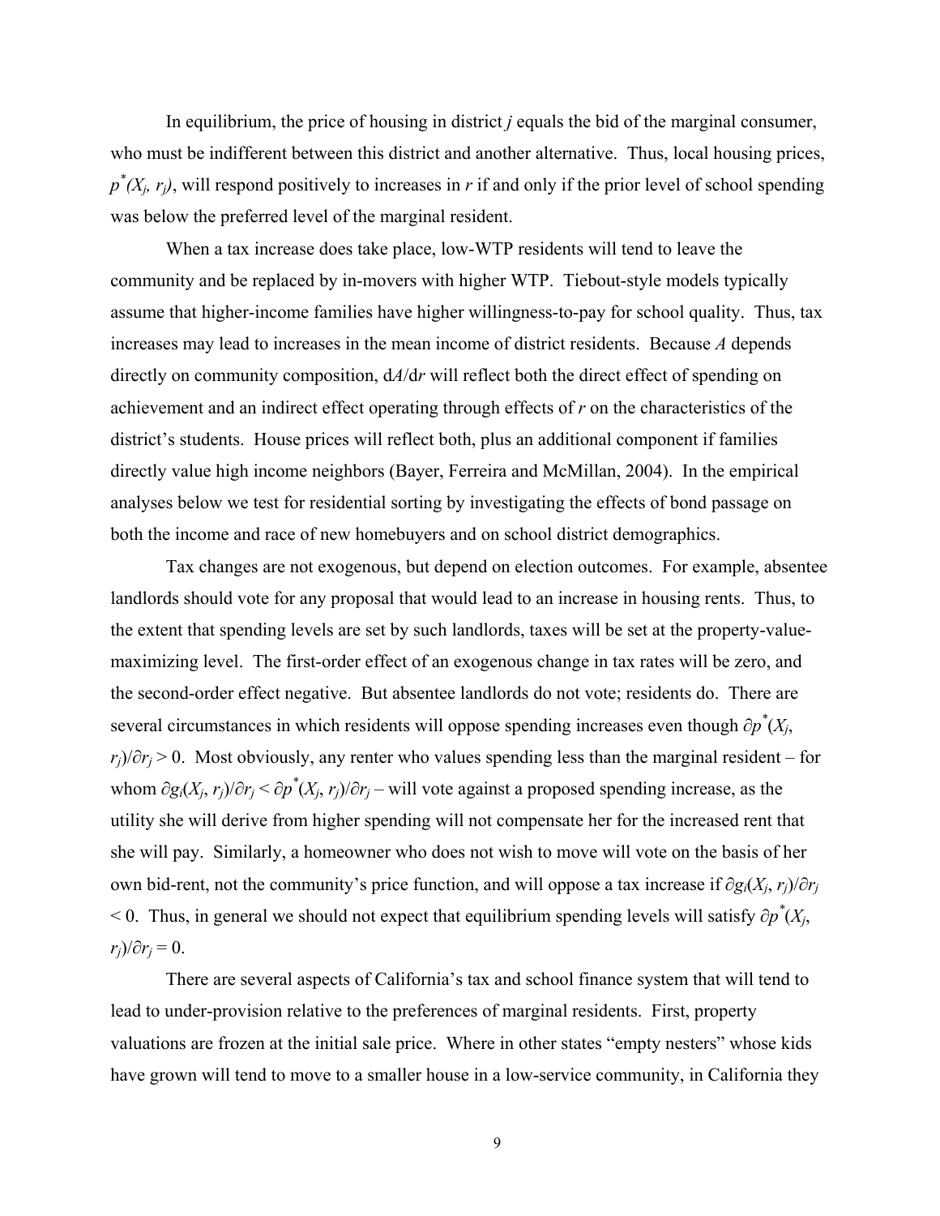In equilibrium, the price of housing in district $j$ equals the bid of the marginal consumer, who must be indifferent between this district and another alternative. Thus, local housing prices, $p^*(X_j, r_j)$, will respond positively to increases in $r$ if and only if the prior level of school spending was below the preferred level of the marginal resident.

When a tax increase does take place, low-WTP residents will tend to leave the community and be replaced by in-movers with higher WTP. Tiebout-style models typically assume that higher-income families have higher willingness-to-pay for school quality. Thus, tax increases may lead to increases in the mean income of district residents. Because $A$ depends directly on community composition, $dA/dr$ will reflect both the direct effect of spending on achievement and an indirect effect operating through effects of $r$ on the characteristics of the district's students. House prices will reflect both, plus an additional component if families directly value high income neighbors (Bayer, Ferreira and McMillan, 2004). In the empirical analyses below we test for residential sorting by investigating the effects of bond passage on both the income and race of new homebuyers and on school district demographics.

Tax changes are not exogenous, but depend on election outcomes. For example, absentee landlords should vote for any proposal that would lead to an increase in housing rents. Thus, to the extent that spending levels are set by such landlords, taxes will be set at the property-value-maximizing level. The first-order effect of an exogenous change in tax rates will be zero, and the second-order effect negative. But absentee landlords do not vote; residents do. There are several circumstances in which residents will oppose spending increases even though $\partial p^*(X_j, r_j)/\partial r_j > 0$. Most obviously, any renter who values spending less than the marginal resident – for whom $\partial g_i(X_j, r_j)/\partial r_j < \partial p^*(X_j, r_j)/\partial r_j$ – will vote against a proposed spending increase, as the utility she will derive from higher spending will not compensate her for the increased rent that she will pay. Similarly, a homeowner who does not wish to move will vote on the basis of her own bid-rent, not the community's price function, and will oppose a tax increase if $\partial g_i(X_j, r_j)/\partial r_j < 0$. Thus, in general we should not expect that equilibrium spending levels will satisfy $\partial p^*(X_j, r_j)/\partial r_j = 0$.

There are several aspects of California's tax and school finance system that will tend to lead to under-provision relative to the preferences of marginal residents. First, property valuations are frozen at the initial sale price. Where in other states "empty nesters" whose kids have grown will tend to move to a smaller house in a low-service community, in California they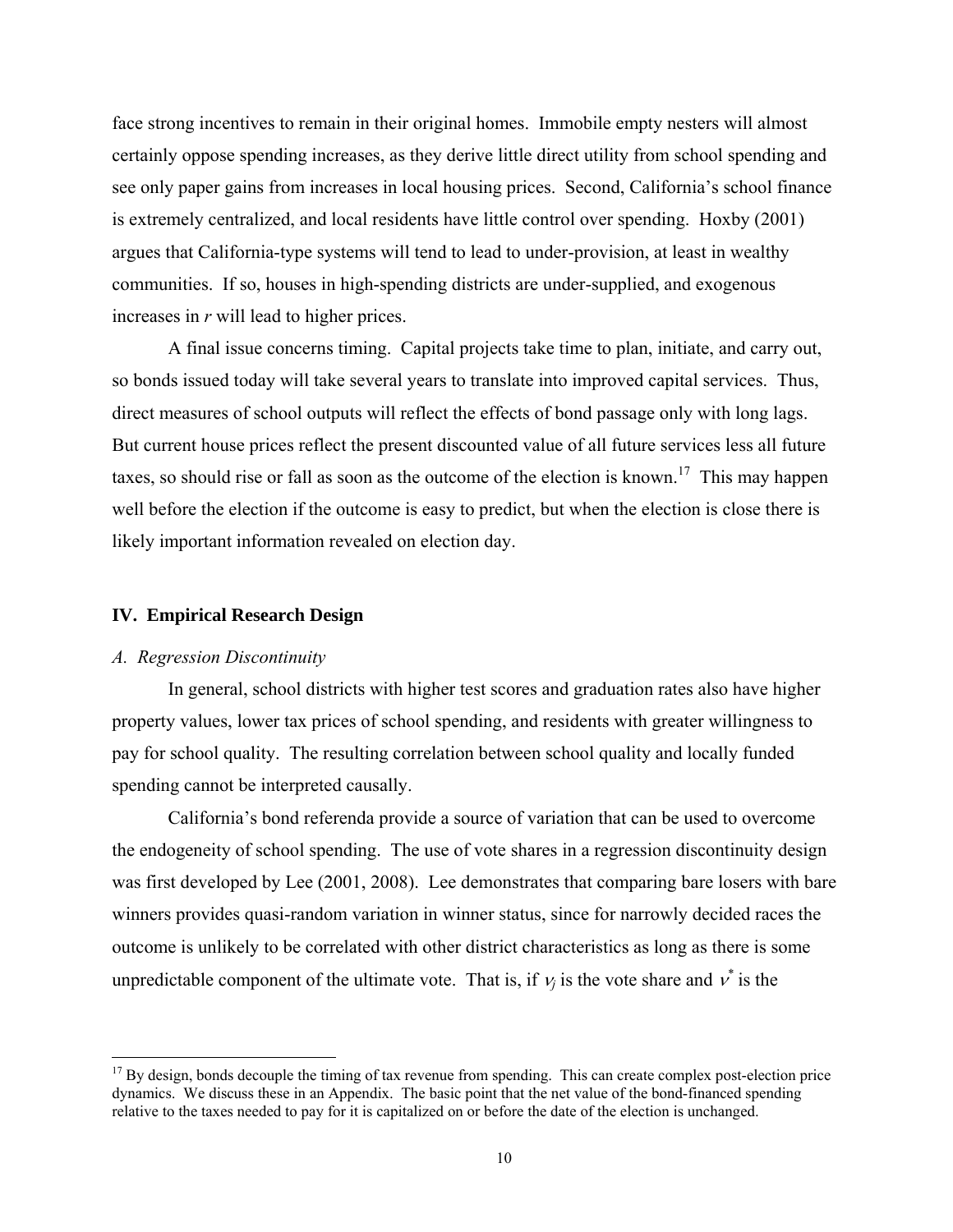face strong incentives to remain in their original homes. Immobile empty nesters will almost certainly oppose spending increases, as they derive little direct utility from school spending and see only paper gains from increases in local housing prices. Second, California's school finance is extremely centralized, and local residents have little control over spending. Hoxby (2001) argues that California-type systems will tend to lead to under-provision, at least in wealthy communities. If so, houses in high-spending districts are under-supplied, and exogenous increases in *r* will lead to higher prices.

A final issue concerns timing. Capital projects take time to plan, initiate, and carry out, so bonds issued today will take several years to translate into improved capital services. Thus, direct measures of school outputs will reflect the effects of bond passage only with long lags. But current house prices reflect the present discounted value of all future services less all future taxes, so should rise or fall as soon as the outcome of the election is known.[17] This may happen well before the election if the outcome is easy to predict, but when the election is close there is likely important information revealed on election day.

## IV. Empirical Research Design

### *A. Regression Discontinuity*

In general, school districts with higher test scores and graduation rates also have higher property values, lower tax prices of school spending, and residents with greater willingness to pay for school quality. The resulting correlation between school quality and locally funded spending cannot be interpreted causally.

California's bond referenda provide a source of variation that can be used to overcome the endogeneity of school spending. The use of vote shares in a regression discontinuity design was first developed by Lee (2001, 2008). Lee demonstrates that comparing bare losers with bare winners provides quasi-random variation in winner status, since for narrowly decided races the outcome is unlikely to be correlated with other district characteristics as long as there is some unpredictable component of the ultimate vote. That is, if $v_j$ is the vote share and $v^*$ is the

---

[17] By design, bonds decouple the timing of tax revenue from spending. This can create complex post-election price dynamics. We discuss these in an Appendix. The basic point that the net value of the bond-financed spending relative to the taxes needed to pay for it is capitalized on or before the date of the election is unchanged.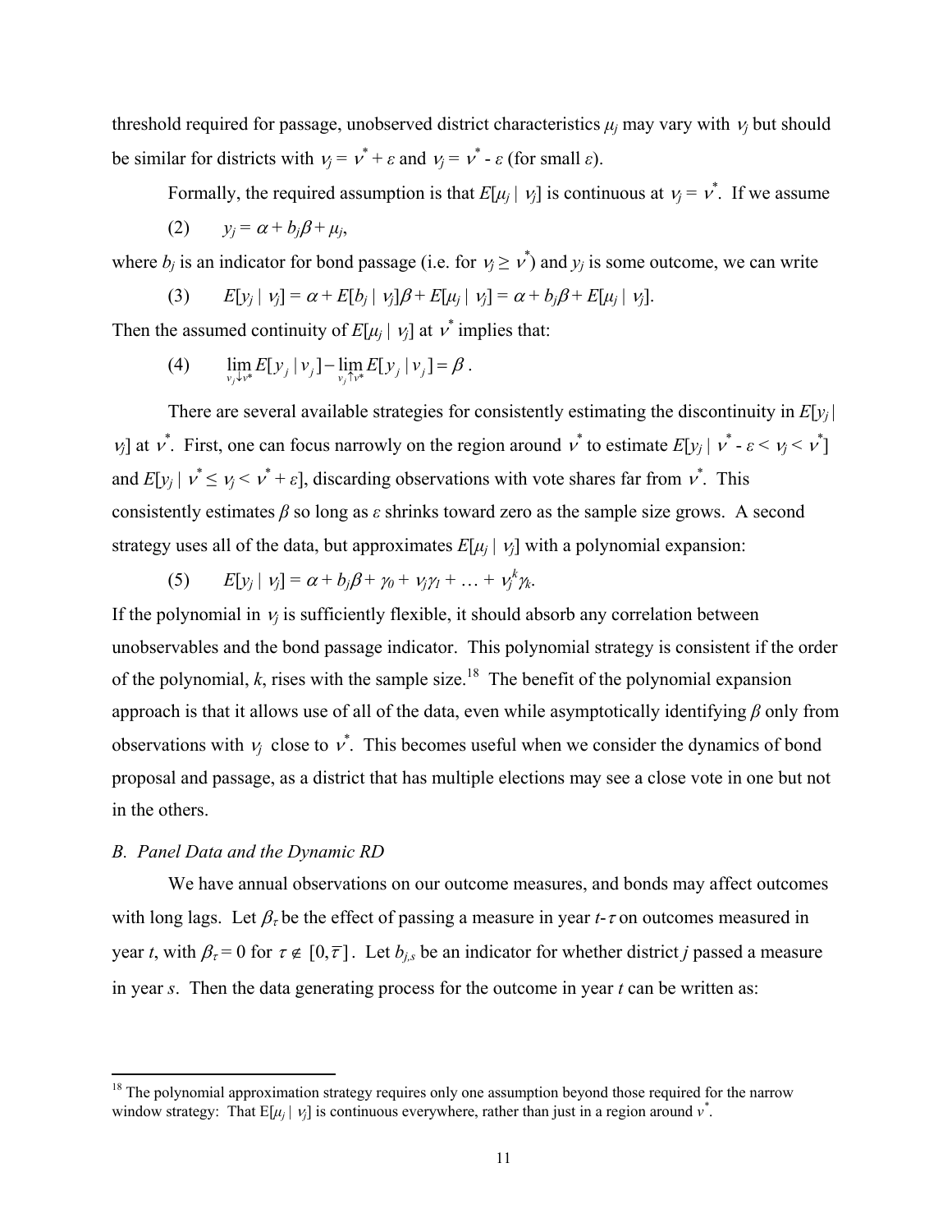threshold required for passage, unobserved district characteristics $\mu_j$ may vary with $\nu_j$ but should be similar for districts with $\nu_j = \nu^* + \varepsilon$ and $\nu_j = \nu^* - \varepsilon$ (for small $\varepsilon$).

Formally, the required assumption is that $E[\mu_j \mid \nu_j]$ is continuous at $\nu_j = \nu^*$. If we assume

$$(2) \qquad y_j = \alpha + b_j\beta + \mu_j,$$

where $b_j$ is an indicator for bond passage (i.e. for $\nu_j \geq \nu^*$) and $y_j$ is some outcome, we can write

$$(3) \qquad E[y_j \mid \nu_j] = \alpha + E[b_j \mid \nu_j]\beta + E[\mu_j \mid \nu_j] = \alpha + b_j\beta + E[\mu_j \mid \nu_j].$$

Then the assumed continuity of $E[\mu_j \mid \nu_j]$ at $\nu^*$ implies that:

$$(4) \qquad \lim_{\nu_j \downarrow \nu^*} E[y_j \mid \nu_j] - \lim_{\nu_j \uparrow \nu^*} E[y_j \mid \nu_j] = \beta .$$

There are several available strategies for consistently estimating the discontinuity in $E[y_j \mid \nu_j]$ at $\nu^*$. First, one can focus narrowly on the region around $\nu^*$ to estimate $E[y_j \mid \nu^* - \varepsilon < \nu_j < \nu^*]$ and $E[y_j \mid \nu^* \leq \nu_j < \nu^* + \varepsilon]$, discarding observations with vote shares far from $\nu^*$. This consistently estimates $\beta$ so long as $\varepsilon$ shrinks toward zero as the sample size grows. A second strategy uses all of the data, but approximates $E[\mu_j \mid \nu_j]$ with a polynomial expansion:

$$(5) \qquad E[y_j \mid \nu_j] = \alpha + b_j\beta + \gamma_0 + \nu_j\gamma_1 + \ldots + \nu_j^k\gamma_k.$$

If the polynomial in $\nu_j$ is sufficiently flexible, it should absorb any correlation between unobservables and the bond passage indicator. This polynomial strategy is consistent if the order of the polynomial, $k$, rises with the sample size.[18] The benefit of the polynomial expansion approach is that it allows use of all of the data, even while asymptotically identifying $\beta$ only from observations with $\nu_j$ close to $\nu^*$. This becomes useful when we consider the dynamics of bond proposal and passage, as a district that has multiple elections may see a close vote in one but not in the others.

### *B. Panel Data and the Dynamic RD*

We have annual observations on our outcome measures, and bonds may affect outcomes with long lags. Let $\beta_\tau$ be the effect of passing a measure in year $t$-$\tau$ on outcomes measured in year $t$, with $\beta_\tau = 0$ for $\tau \notin [0, \bar{\tau}]$. Let $b_{j,s}$ be an indicator for whether district $j$ passed a measure in year $s$. Then the data generating process for the outcome in year $t$ can be written as:

---

[18] The polynomial approximation strategy requires only one assumption beyond those required for the narrow window strategy: That $E[\mu_j \mid \nu_j]$ is continuous everywhere, rather than just in a region around $\nu^*$.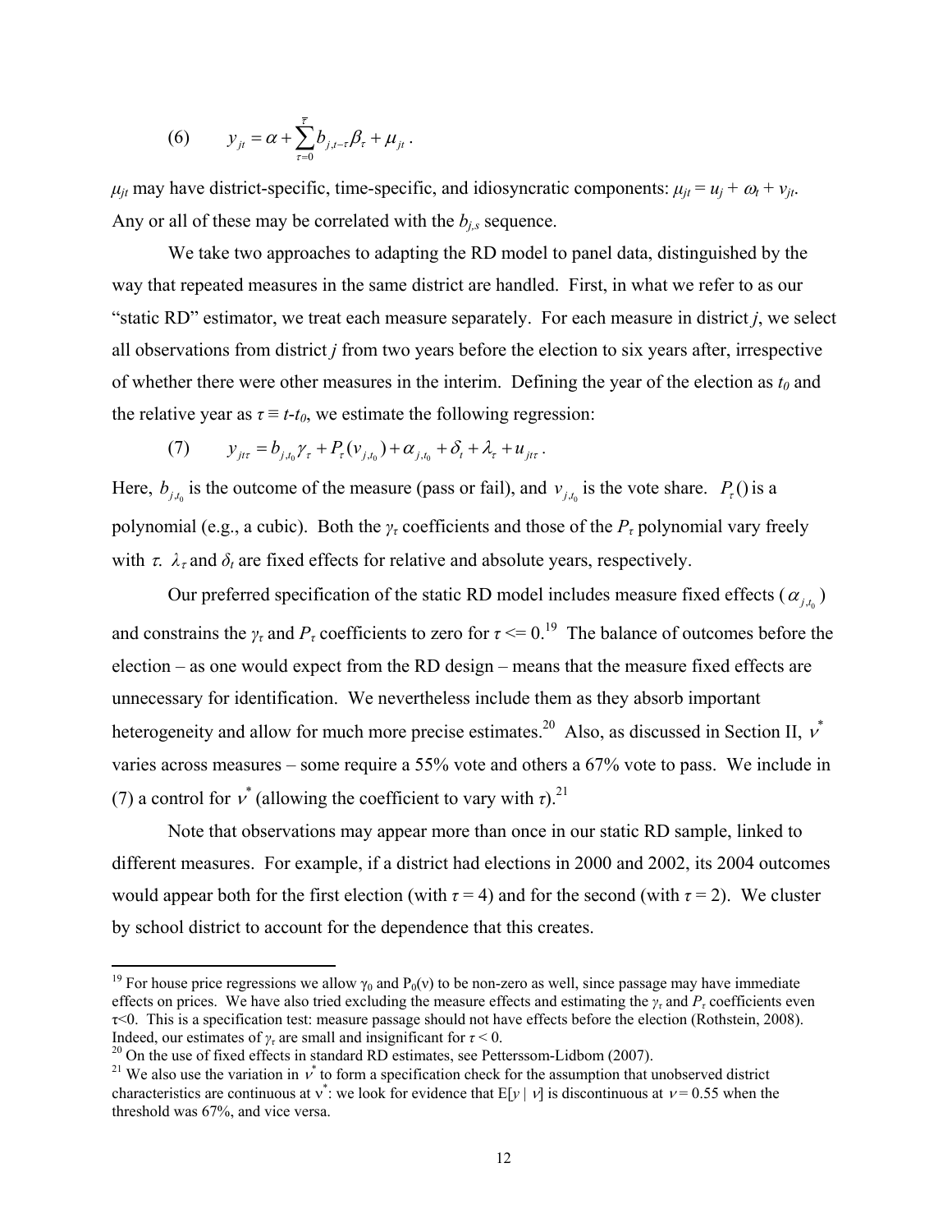$$(6) \qquad y_{jt} = \alpha + \sum_{\tau=0}^{\bar{\tau}} b_{j,t-\tau} \beta_\tau + \mu_{jt} .$$

$\mu_{jt}$ may have district-specific, time-specific, and idiosyncratic components: $\mu_{jt} = u_j + \omega_t + v_{jt}$. Any or all of these may be correlated with the $b_{j,s}$ sequence.

We take two approaches to adapting the RD model to panel data, distinguished by the way that repeated measures in the same district are handled. First, in what we refer to as our "static RD" estimator, we treat each measure separately. For each measure in district $j$, we select all observations from district $j$ from two years before the election to six years after, irrespective of whether there were other measures in the interim. Defining the year of the election as $t_0$ and the relative year as $\tau \equiv t\text{-}t_0$, we estimate the following regression:

$$(7) \qquad y_{jt\tau} = b_{j,t_0} \gamma_\tau + P_\tau(v_{j,t_0}) + \alpha_{j,t_0} + \delta_t + \lambda_\tau + u_{jt\tau} .$$

Here, $b_{j,t_0}$ is the outcome of the measure (pass or fail), and $v_{j,t_0}$ is the vote share. $P_\tau()$ is a polynomial (e.g., a cubic). Both the $\gamma_\tau$ coefficients and those of the $P_\tau$ polynomial vary freely with $\tau$. $\lambda_\tau$ and $\delta_t$ are fixed effects for relative and absolute years, respectively.

Our preferred specification of the static RD model includes measure fixed effects ($\alpha_{j,t_0}$) and constrains the $\gamma_\tau$ and $P_\tau$ coefficients to zero for $\tau <= 0$.[19] The balance of outcomes before the election – as one would expect from the RD design – means that the measure fixed effects are unnecessary for identification. We nevertheless include them as they absorb important heterogeneity and allow for much more precise estimates.[20] Also, as discussed in Section II, $v^*$ varies across measures – some require a 55% vote and others a 67% vote to pass. We include in (7) a control for $v^*$ (allowing the coefficient to vary with $\tau$).[21]

Note that observations may appear more than once in our static RD sample, linked to different measures. For example, if a district had elections in 2000 and 2002, its 2004 outcomes would appear both for the first election (with $\tau = 4$) and for the second (with $\tau = 2$). We cluster by school district to account for the dependence that this creates.

---

[19] For house price regressions we allow $\gamma_0$ and $P_0(v)$ to be non-zero as well, since passage may have immediate effects on prices. We have also tried excluding the measure effects and estimating the $\gamma_\tau$ and $P_\tau$ coefficients even $\tau<0$. This is a specification test: measure passage should not have effects before the election (Rothstein, 2008). Indeed, our estimates of $\gamma_\tau$ are small and insignificant for $\tau < 0$.

[20] On the use of fixed effects in standard RD estimates, see Petterssom-Lidbom (2007).

[21] We also use the variation in $v^*$ to form a specification check for the assumption that unobserved district characteristics are continuous at $v^*$: we look for evidence that $E[y \mid v]$ is discontinuous at $v = 0.55$ when the threshold was 67%, and vice versa.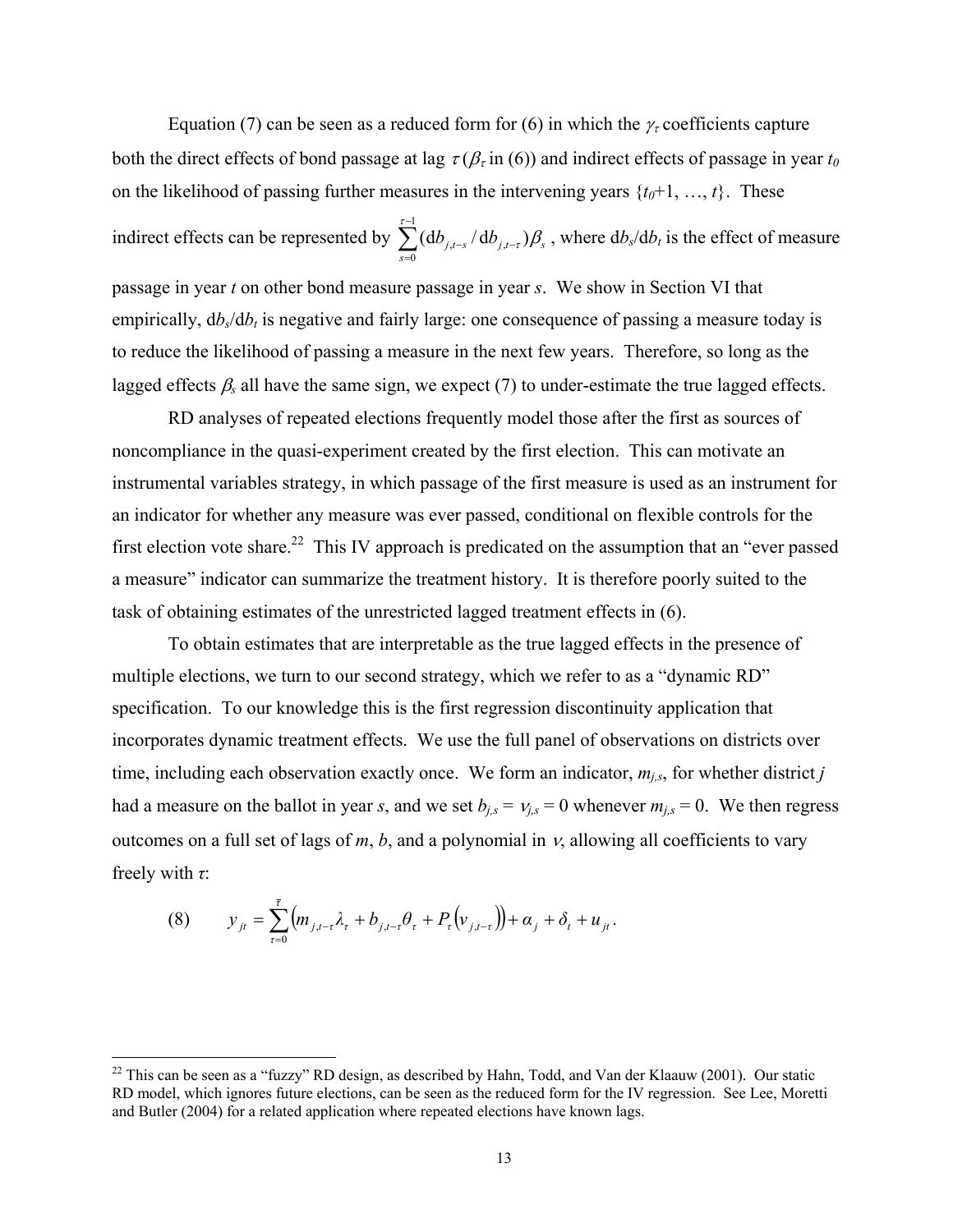Equation (7) can be seen as a reduced form for (6) in which the $\gamma_\tau$ coefficients capture both the direct effects of bond passage at lag $\tau$ ($\beta_\tau$ in (6)) and indirect effects of passage in year $t_0$ on the likelihood of passing further measures in the intervening years $\{t_0+1, \ldots, t\}$. These indirect effects can be represented by $\sum_{s=0}^{\tau-1} (\mathrm{d}b_{j,t-s} / \mathrm{d}b_{j,t-\tau})\beta_s$ , where $\mathrm{d}b_s/\mathrm{d}b_t$ is the effect of measure passage in year $t$ on other bond measure passage in year $s$. We show in Section VI that empirically, $\mathrm{d}b_s/\mathrm{d}b_t$ is negative and fairly large: one consequence of passing a measure today is to reduce the likelihood of passing a measure in the next few years. Therefore, so long as the lagged effects $\beta_s$ all have the same sign, we expect (7) to under-estimate the true lagged effects.

RD analyses of repeated elections frequently model those after the first as sources of noncompliance in the quasi-experiment created by the first election. This can motivate an instrumental variables strategy, in which passage of the first measure is used as an instrument for an indicator for whether any measure was ever passed, conditional on flexible controls for the first election vote share.[22] This IV approach is predicated on the assumption that an "ever passed a measure" indicator can summarize the treatment history. It is therefore poorly suited to the task of obtaining estimates of the unrestricted lagged treatment effects in (6).

To obtain estimates that are interpretable as the true lagged effects in the presence of multiple elections, we turn to our second strategy, which we refer to as a "dynamic RD" specification. To our knowledge this is the first regression discontinuity application that incorporates dynamic treatment effects. We use the full panel of observations on districts over time, including each observation exactly once. We form an indicator, $m_{j,s}$, for whether district $j$ had a measure on the ballot in year $s$, and we set $b_{j,s} = v_{j,s} = 0$ whenever $m_{j,s} = 0$. We then regress outcomes on a full set of lags of $m$, $b$, and a polynomial in $v$, allowing all coefficients to vary freely with $\tau$:

$$(8) \qquad y_{jt} = \sum_{\tau=0}^{\bar{\tau}} \left( m_{j,t-\tau}\lambda_\tau + b_{j,t-\tau}\theta_\tau + P_\tau\left(v_{j,t-\tau}\right)\right) + \alpha_j + \delta_t + u_{jt} .$$

[22] This can be seen as a "fuzzy" RD design, as described by Hahn, Todd, and Van der Klaauw (2001). Our static RD model, which ignores future elections, can be seen as the reduced form for the IV regression. See Lee, Moretti and Butler (2004) for a related application where repeated elections have known lags.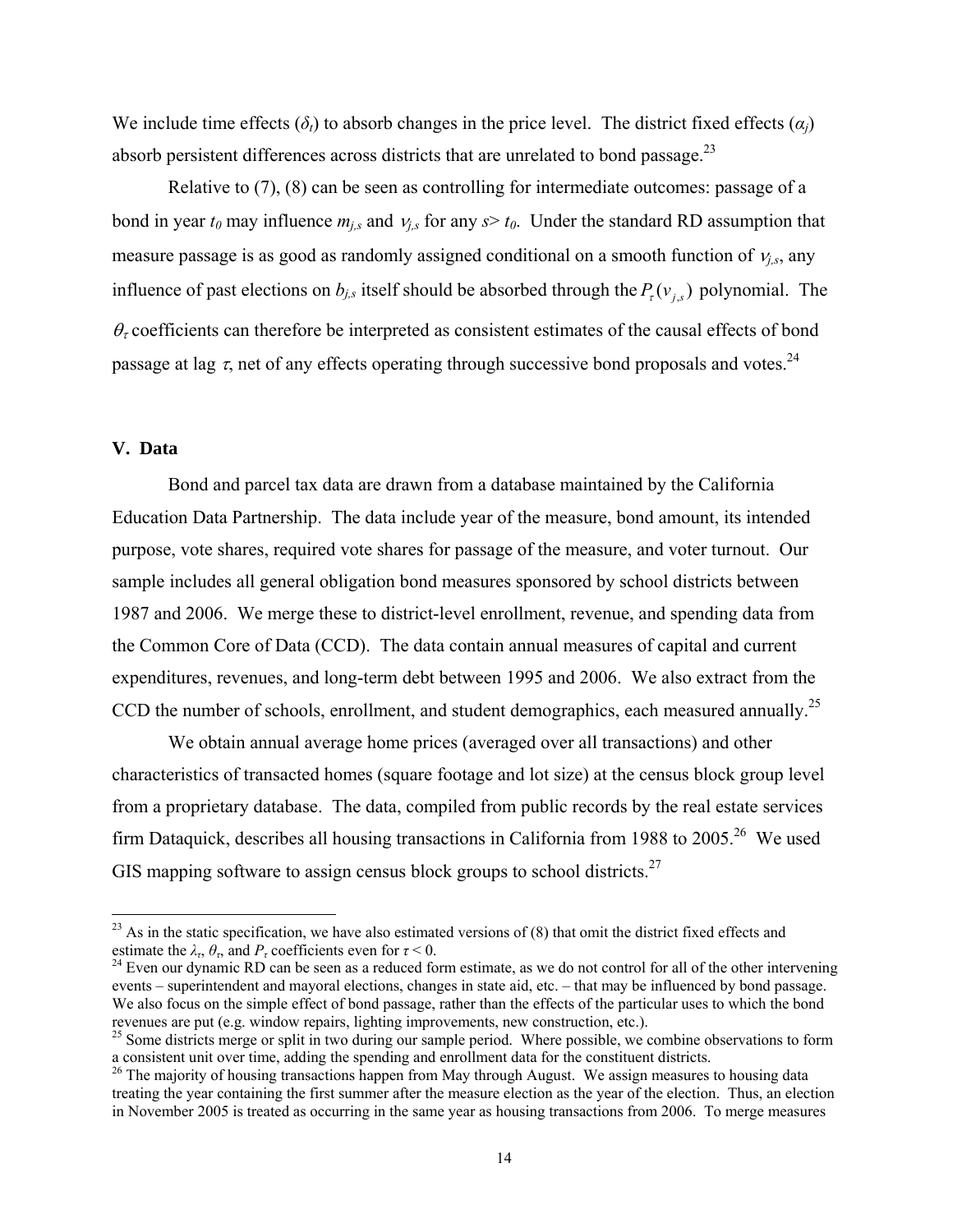We include time effects ($\delta_t$) to absorb changes in the price level. The district fixed effects ($\alpha_j$) absorb persistent differences across districts that are unrelated to bond passage.[23]

Relative to (7), (8) can be seen as controlling for intermediate outcomes: passage of a bond in year $t_0$ may influence $m_{j,s}$ and $v_{j,s}$ for any $s > t_0$. Under the standard RD assumption that measure passage is as good as randomly assigned conditional on a smooth function of $v_{j,s}$, any influence of past elections on $b_{j,s}$ itself should be absorbed through the $P_\tau(v_{j,s})$ polynomial. The $\theta_\tau$ coefficients can therefore be interpreted as consistent estimates of the causal effects of bond passage at lag $\tau$, net of any effects operating through successive bond proposals and votes.[24]

## V. Data

Bond and parcel tax data are drawn from a database maintained by the California Education Data Partnership. The data include year of the measure, bond amount, its intended purpose, vote shares, required vote shares for passage of the measure, and voter turnout. Our sample includes all general obligation bond measures sponsored by school districts between 1987 and 2006. We merge these to district-level enrollment, revenue, and spending data from the Common Core of Data (CCD). The data contain annual measures of capital and current expenditures, revenues, and long-term debt between 1995 and 2006. We also extract from the CCD the number of schools, enrollment, and student demographics, each measured annually.[25]

We obtain annual average home prices (averaged over all transactions) and other characteristics of transacted homes (square footage and lot size) at the census block group level from a proprietary database. The data, compiled from public records by the real estate services firm Dataquick, describes all housing transactions in California from 1988 to 2005.[26] We used GIS mapping software to assign census block groups to school districts.[27]

---

[23] As in the static specification, we have also estimated versions of (8) that omit the district fixed effects and estimate the $\lambda_\tau$, $\theta_\tau$, and $P_\tau$ coefficients even for $\tau < 0$.

[24] Even our dynamic RD can be seen as a reduced form estimate, as we do not control for all of the other intervening events – superintendent and mayoral elections, changes in state aid, etc. – that may be influenced by bond passage. We also focus on the simple effect of bond passage, rather than the effects of the particular uses to which the bond revenues are put (e.g. window repairs, lighting improvements, new construction, etc.).

[25] Some districts merge or split in two during our sample period. Where possible, we combine observations to form a consistent unit over time, adding the spending and enrollment data for the constituent districts.

[26] The majority of housing transactions happen from May through August. We assign measures to housing data treating the year containing the first summer after the measure election as the year of the election. Thus, an election in November 2005 is treated as occurring in the same year as housing transactions from 2006. To merge measures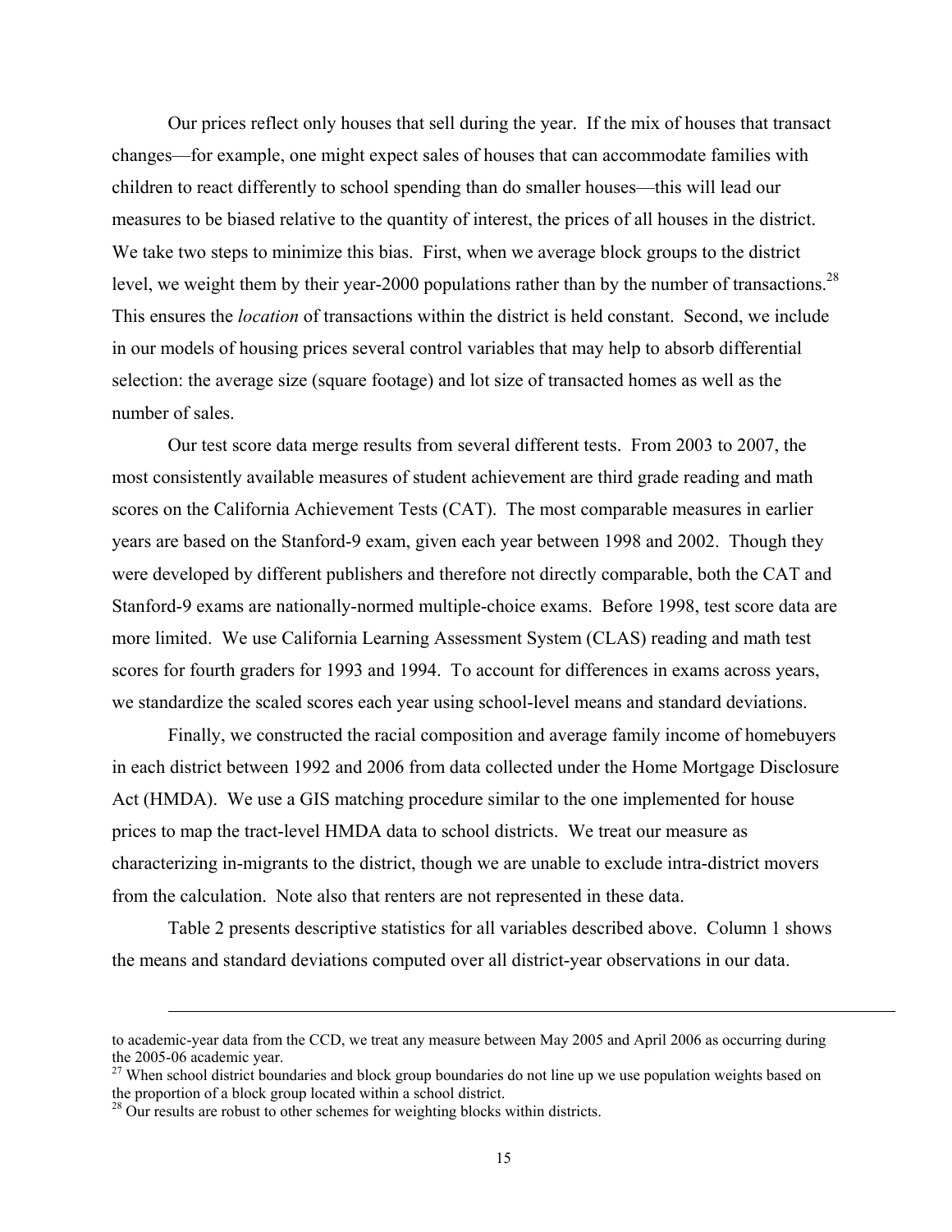Our prices reflect only houses that sell during the year. If the mix of houses that transact changes—for example, one might expect sales of houses that can accommodate families with children to react differently to school spending than do smaller houses—this will lead our measures to be biased relative to the quantity of interest, the prices of all houses in the district. We take two steps to minimize this bias. First, when we average block groups to the district level, we weight them by their year-2000 populations rather than by the number of transactions.[28] This ensures the *location* of transactions within the district is held constant. Second, we include in our models of housing prices several control variables that may help to absorb differential selection: the average size (square footage) and lot size of transacted homes as well as the number of sales.

Our test score data merge results from several different tests. From 2003 to 2007, the most consistently available measures of student achievement are third grade reading and math scores on the California Achievement Tests (CAT). The most comparable measures in earlier years are based on the Stanford-9 exam, given each year between 1998 and 2002. Though they were developed by different publishers and therefore not directly comparable, both the CAT and Stanford-9 exams are nationally-normed multiple-choice exams. Before 1998, test score data are more limited. We use California Learning Assessment System (CLAS) reading and math test scores for fourth graders for 1993 and 1994. To account for differences in exams across years, we standardize the scaled scores each year using school-level means and standard deviations.

Finally, we constructed the racial composition and average family income of homebuyers in each district between 1992 and 2006 from data collected under the Home Mortgage Disclosure Act (HMDA). We use a GIS matching procedure similar to the one implemented for house prices to map the tract-level HMDA data to school districts. We treat our measure as characterizing in-migrants to the district, though we are unable to exclude intra-district movers from the calculation. Note also that renters are not represented in these data.

Table 2 presents descriptive statistics for all variables described above. Column 1 shows the means and standard deviations computed over all district-year observations in our data.

---

to academic-year data from the CCD, we treat any measure between May 2005 and April 2006 as occurring during the 2005-06 academic year.

[27] When school district boundaries and block group boundaries do not line up we use population weights based on the proportion of a block group located within a school district.

[28] Our results are robust to other schemes for weighting blocks within districts.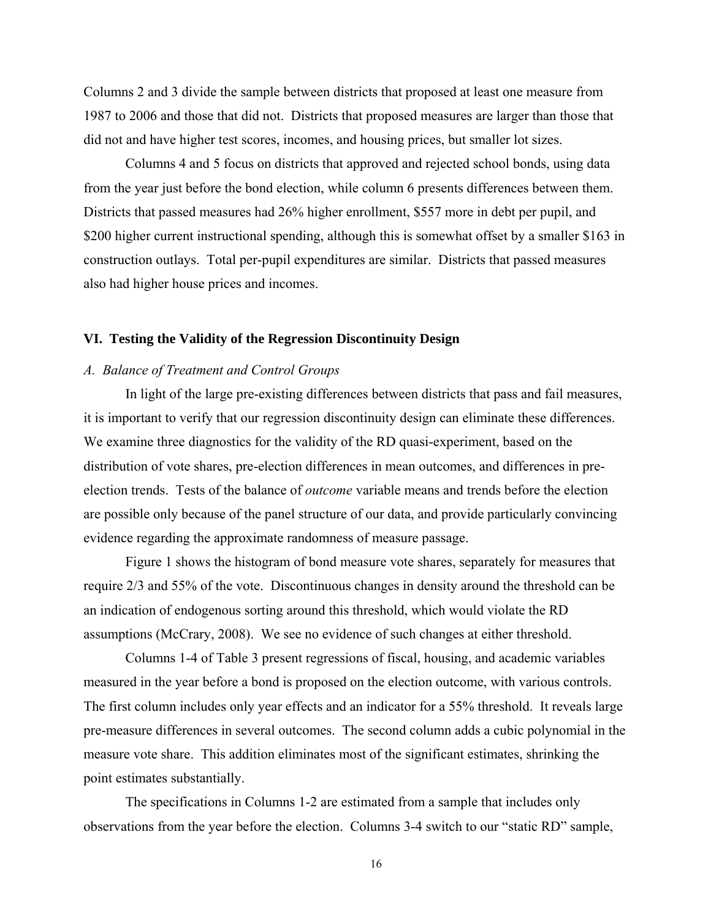Columns 2 and 3 divide the sample between districts that proposed at least one measure from 1987 to 2006 and those that did not. Districts that proposed measures are larger than those that did not and have higher test scores, incomes, and housing prices, but smaller lot sizes.

Columns 4 and 5 focus on districts that approved and rejected school bonds, using data from the year just before the bond election, while column 6 presents differences between them. Districts that passed measures had 26% higher enrollment, \$557 more in debt per pupil, and \$200 higher current instructional spending, although this is somewhat offset by a smaller \$163 in construction outlays. Total per-pupil expenditures are similar. Districts that passed measures also had higher house prices and incomes.

## VI. Testing the Validity of the Regression Discontinuity Design

### *A. Balance of Treatment and Control Groups*

In light of the large pre-existing differences between districts that pass and fail measures, it is important to verify that our regression discontinuity design can eliminate these differences. We examine three diagnostics for the validity of the RD quasi-experiment, based on the distribution of vote shares, pre-election differences in mean outcomes, and differences in pre-election trends. Tests of the balance of *outcome* variable means and trends before the election are possible only because of the panel structure of our data, and provide particularly convincing evidence regarding the approximate randomness of measure passage.

Figure 1 shows the histogram of bond measure vote shares, separately for measures that require 2/3 and 55% of the vote. Discontinuous changes in density around the threshold can be an indication of endogenous sorting around this threshold, which would violate the RD assumptions (McCrary, 2008). We see no evidence of such changes at either threshold.

Columns 1-4 of Table 3 present regressions of fiscal, housing, and academic variables measured in the year before a bond is proposed on the election outcome, with various controls. The first column includes only year effects and an indicator for a 55% threshold. It reveals large pre-measure differences in several outcomes. The second column adds a cubic polynomial in the measure vote share. This addition eliminates most of the significant estimates, shrinking the point estimates substantially.

The specifications in Columns 1-2 are estimated from a sample that includes only observations from the year before the election. Columns 3-4 switch to our "static RD" sample,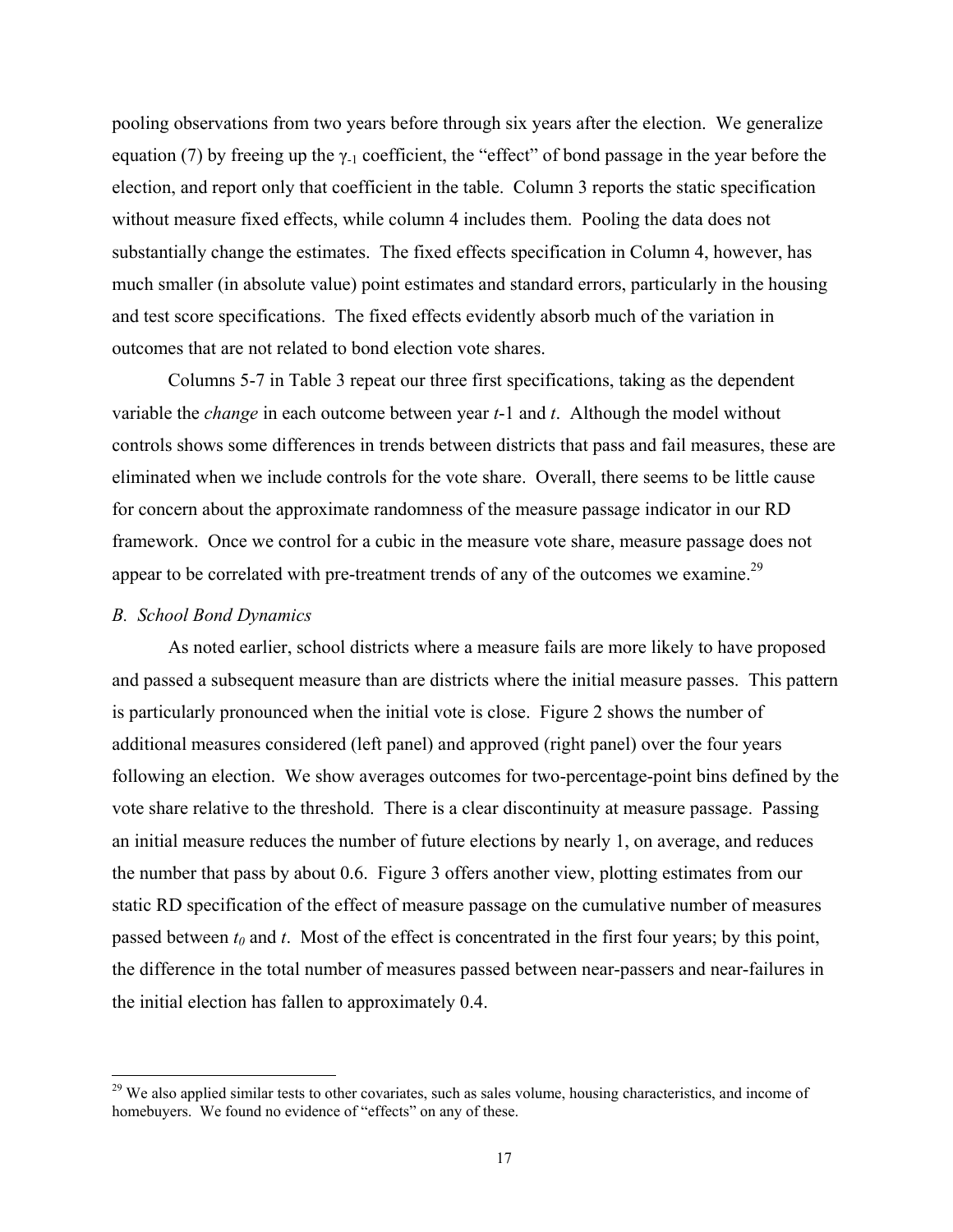pooling observations from two years before through six years after the election. We generalize equation (7) by freeing up the $\gamma_{-1}$ coefficient, the "effect" of bond passage in the year before the election, and report only that coefficient in the table. Column 3 reports the static specification without measure fixed effects, while column 4 includes them. Pooling the data does not substantially change the estimates. The fixed effects specification in Column 4, however, has much smaller (in absolute value) point estimates and standard errors, particularly in the housing and test score specifications. The fixed effects evidently absorb much of the variation in outcomes that are not related to bond election vote shares.

Columns 5-7 in Table 3 repeat our three first specifications, taking as the dependent variable the *change* in each outcome between year $t$-1 and $t$. Although the model without controls shows some differences in trends between districts that pass and fail measures, these are eliminated when we include controls for the vote share. Overall, there seems to be little cause for concern about the approximate randomness of the measure passage indicator in our RD framework. Once we control for a cubic in the measure vote share, measure passage does not appear to be correlated with pre-treatment trends of any of the outcomes we examine.[29]

### *B. School Bond Dynamics*

As noted earlier, school districts where a measure fails are more likely to have proposed and passed a subsequent measure than are districts where the initial measure passes. This pattern is particularly pronounced when the initial vote is close. Figure 2 shows the number of additional measures considered (left panel) and approved (right panel) over the four years following an election. We show averages outcomes for two-percentage-point bins defined by the vote share relative to the threshold. There is a clear discontinuity at measure passage. Passing an initial measure reduces the number of future elections by nearly 1, on average, and reduces the number that pass by about 0.6. Figure 3 offers another view, plotting estimates from our static RD specification of the effect of measure passage on the cumulative number of measures passed between $t_0$ and $t$. Most of the effect is concentrated in the first four years; by this point, the difference in the total number of measures passed between near-passers and near-failures in the initial election has fallen to approximately 0.4.

[29] We also applied similar tests to other covariates, such as sales volume, housing characteristics, and income of homebuyers. We found no evidence of "effects" on any of these.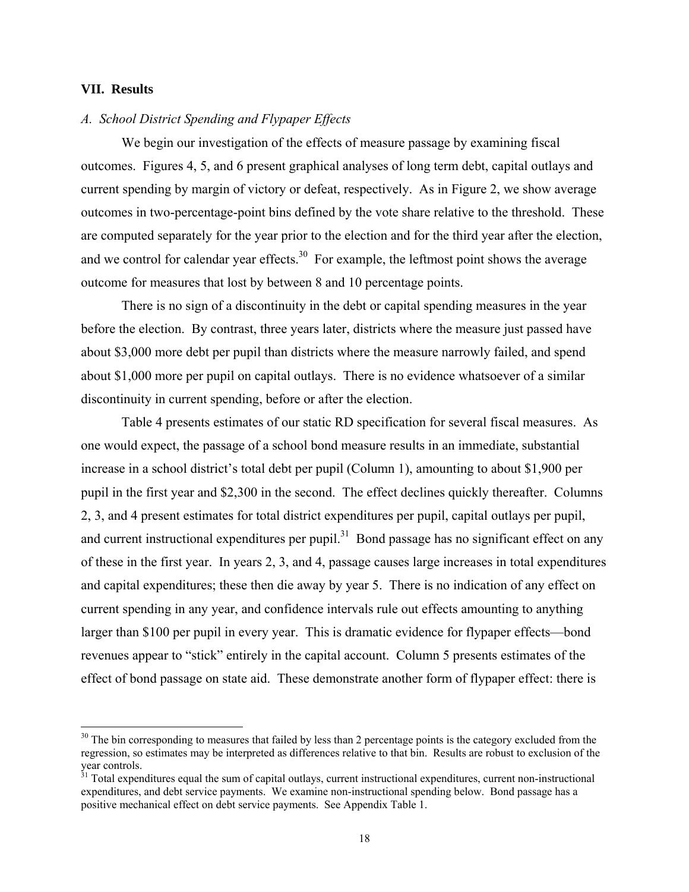## VII. Results

### *A. School District Spending and Flypaper Effects*

We begin our investigation of the effects of measure passage by examining fiscal outcomes. Figures 4, 5, and 6 present graphical analyses of long term debt, capital outlays and current spending by margin of victory or defeat, respectively. As in Figure 2, we show average outcomes in two-percentage-point bins defined by the vote share relative to the threshold. These are computed separately for the year prior to the election and for the third year after the election, and we control for calendar year effects.[30] For example, the leftmost point shows the average outcome for measures that lost by between 8 and 10 percentage points.

There is no sign of a discontinuity in the debt or capital spending measures in the year before the election. By contrast, three years later, districts where the measure just passed have about \$3,000 more debt per pupil than districts where the measure narrowly failed, and spend about \$1,000 more per pupil on capital outlays. There is no evidence whatsoever of a similar discontinuity in current spending, before or after the election.

Table 4 presents estimates of our static RD specification for several fiscal measures. As one would expect, the passage of a school bond measure results in an immediate, substantial increase in a school district's total debt per pupil (Column 1), amounting to about \$1,900 per pupil in the first year and \$2,300 in the second. The effect declines quickly thereafter. Columns 2, 3, and 4 present estimates for total district expenditures per pupil, capital outlays per pupil, and current instructional expenditures per pupil.[31] Bond passage has no significant effect on any of these in the first year. In years 2, 3, and 4, passage causes large increases in total expenditures and capital expenditures; these then die away by year 5. There is no indication of any effect on current spending in any year, and confidence intervals rule out effects amounting to anything larger than \$100 per pupil in every year. This is dramatic evidence for flypaper effects—bond revenues appear to "stick" entirely in the capital account. Column 5 presents estimates of the effect of bond passage on state aid. These demonstrate another form of flypaper effect: there is

---

[30] The bin corresponding to measures that failed by less than 2 percentage points is the category excluded from the regression, so estimates may be interpreted as differences relative to that bin. Results are robust to exclusion of the year controls.

[31] Total expenditures equal the sum of capital outlays, current instructional expenditures, current non-instructional expenditures, and debt service payments. We examine non-instructional spending below. Bond passage has a positive mechanical effect on debt service payments. See Appendix Table 1.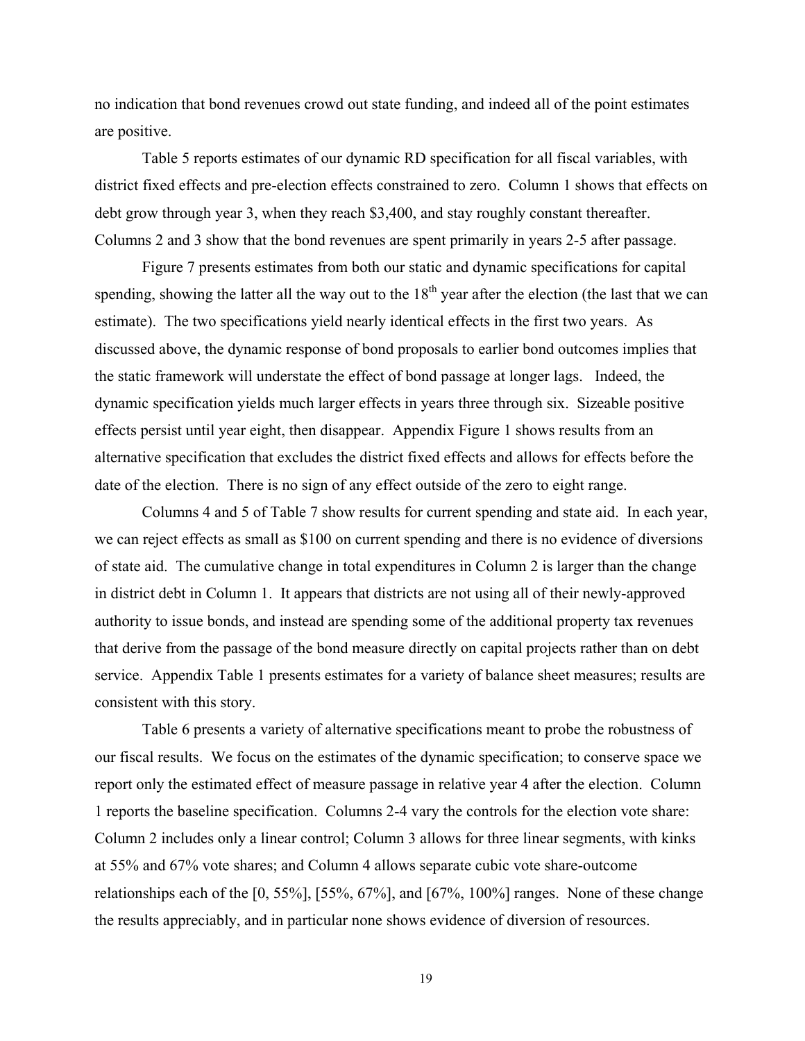no indication that bond revenues crowd out state funding, and indeed all of the point estimates are positive.

Table 5 reports estimates of our dynamic RD specification for all fiscal variables, with district fixed effects and pre-election effects constrained to zero. Column 1 shows that effects on debt grow through year 3, when they reach \$3,400, and stay roughly constant thereafter. Columns 2 and 3 show that the bond revenues are spent primarily in years 2-5 after passage.

Figure 7 presents estimates from both our static and dynamic specifications for capital spending, showing the latter all the way out to the 18th year after the election (the last that we can estimate). The two specifications yield nearly identical effects in the first two years. As discussed above, the dynamic response of bond proposals to earlier bond outcomes implies that the static framework will understate the effect of bond passage at longer lags. Indeed, the dynamic specification yields much larger effects in years three through six. Sizeable positive effects persist until year eight, then disappear. Appendix Figure 1 shows results from an alternative specification that excludes the district fixed effects and allows for effects before the date of the election. There is no sign of any effect outside of the zero to eight range.

Columns 4 and 5 of Table 7 show results for current spending and state aid. In each year, we can reject effects as small as \$100 on current spending and there is no evidence of diversions of state aid. The cumulative change in total expenditures in Column 2 is larger than the change in district debt in Column 1. It appears that districts are not using all of their newly-approved authority to issue bonds, and instead are spending some of the additional property tax revenues that derive from the passage of the bond measure directly on capital projects rather than on debt service. Appendix Table 1 presents estimates for a variety of balance sheet measures; results are consistent with this story.

Table 6 presents a variety of alternative specifications meant to probe the robustness of our fiscal results. We focus on the estimates of the dynamic specification; to conserve space we report only the estimated effect of measure passage in relative year 4 after the election. Column 1 reports the baseline specification. Columns 2-4 vary the controls for the election vote share: Column 2 includes only a linear control; Column 3 allows for three linear segments, with kinks at 55% and 67% vote shares; and Column 4 allows separate cubic vote share-outcome relationships each of the [0, 55%], [55%, 67%], and [67%, 100%] ranges. None of these change the results appreciably, and in particular none shows evidence of diversion of resources.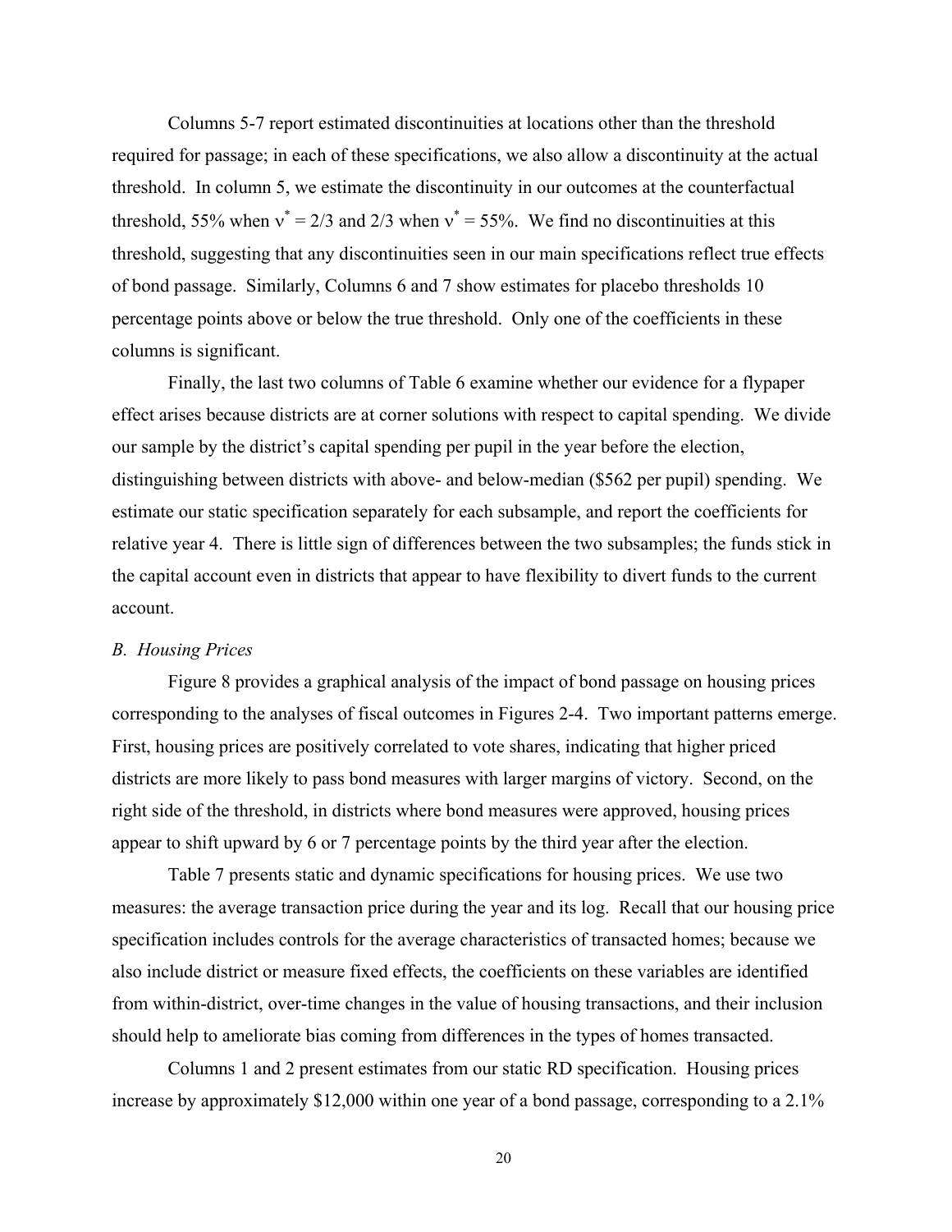Columns 5-7 report estimated discontinuities at locations other than the threshold required for passage; in each of these specifications, we also allow a discontinuity at the actual threshold. In column 5, we estimate the discontinuity in our outcomes at the counterfactual threshold, 55% when $\nu^* = 2/3$ and 2/3 when $\nu^* = 55\%$. We find no discontinuities at this threshold, suggesting that any discontinuities seen in our main specifications reflect true effects of bond passage. Similarly, Columns 6 and 7 show estimates for placebo thresholds 10 percentage points above or below the true threshold. Only one of the coefficients in these columns is significant.

Finally, the last two columns of Table 6 examine whether our evidence for a flypaper effect arises because districts are at corner solutions with respect to capital spending. We divide our sample by the district's capital spending per pupil in the year before the election, distinguishing between districts with above- and below-median ($562 per pupil) spending. We estimate our static specification separately for each subsample, and report the coefficients for relative year 4. There is little sign of differences between the two subsamples; the funds stick in the capital account even in districts that appear to have flexibility to divert funds to the current account.

*B. Housing Prices*

Figure 8 provides a graphical analysis of the impact of bond passage on housing prices corresponding to the analyses of fiscal outcomes in Figures 2-4. Two important patterns emerge. First, housing prices are positively correlated to vote shares, indicating that higher priced districts are more likely to pass bond measures with larger margins of victory. Second, on the right side of the threshold, in districts where bond measures were approved, housing prices appear to shift upward by 6 or 7 percentage points by the third year after the election.

Table 7 presents static and dynamic specifications for housing prices. We use two measures: the average transaction price during the year and its log. Recall that our housing price specification includes controls for the average characteristics of transacted homes; because we also include district or measure fixed effects, the coefficients on these variables are identified from within-district, over-time changes in the value of housing transactions, and their inclusion should help to ameliorate bias coming from differences in the types of homes transacted.

Columns 1 and 2 present estimates from our static RD specification. Housing prices increase by approximately $12,000 within one year of a bond passage, corresponding to a 2.1%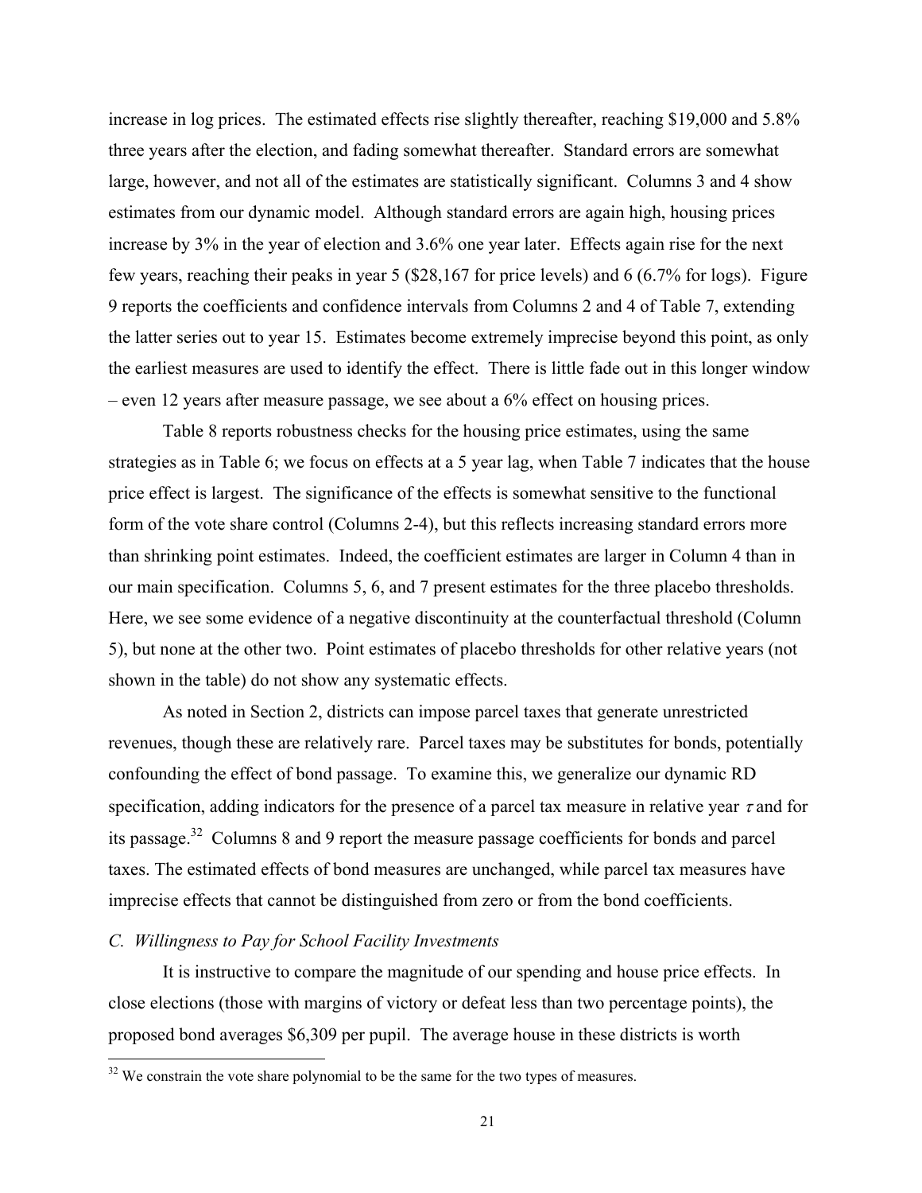increase in log prices. The estimated effects rise slightly thereafter, reaching \$19,000 and 5.8% three years after the election, and fading somewhat thereafter. Standard errors are somewhat large, however, and not all of the estimates are statistically significant. Columns 3 and 4 show estimates from our dynamic model. Although standard errors are again high, housing prices increase by 3% in the year of election and 3.6% one year later. Effects again rise for the next few years, reaching their peaks in year 5 (\$28,167 for price levels) and 6 (6.7% for logs). Figure 9 reports the coefficients and confidence intervals from Columns 2 and 4 of Table 7, extending the latter series out to year 15. Estimates become extremely imprecise beyond this point, as only the earliest measures are used to identify the effect. There is little fade out in this longer window – even 12 years after measure passage, we see about a 6% effect on housing prices.

Table 8 reports robustness checks for the housing price estimates, using the same strategies as in Table 6; we focus on effects at a 5 year lag, when Table 7 indicates that the house price effect is largest. The significance of the effects is somewhat sensitive to the functional form of the vote share control (Columns 2-4), but this reflects increasing standard errors more than shrinking point estimates. Indeed, the coefficient estimates are larger in Column 4 than in our main specification. Columns 5, 6, and 7 present estimates for the three placebo thresholds. Here, we see some evidence of a negative discontinuity at the counterfactual threshold (Column 5), but none at the other two. Point estimates of placebo thresholds for other relative years (not shown in the table) do not show any systematic effects.

As noted in Section 2, districts can impose parcel taxes that generate unrestricted revenues, though these are relatively rare. Parcel taxes may be substitutes for bonds, potentially confounding the effect of bond passage. To examine this, we generalize our dynamic RD specification, adding indicators for the presence of a parcel tax measure in relative year $\tau$ and for its passage.[32] Columns 8 and 9 report the measure passage coefficients for bonds and parcel taxes. The estimated effects of bond measures are unchanged, while parcel tax measures have imprecise effects that cannot be distinguished from zero or from the bond coefficients.

### *C. Willingness to Pay for School Facility Investments*

It is instructive to compare the magnitude of our spending and house price effects. In close elections (those with margins of victory or defeat less than two percentage points), the proposed bond averages \$6,309 per pupil. The average house in these districts is worth

[32] We constrain the vote share polynomial to be the same for the two types of measures.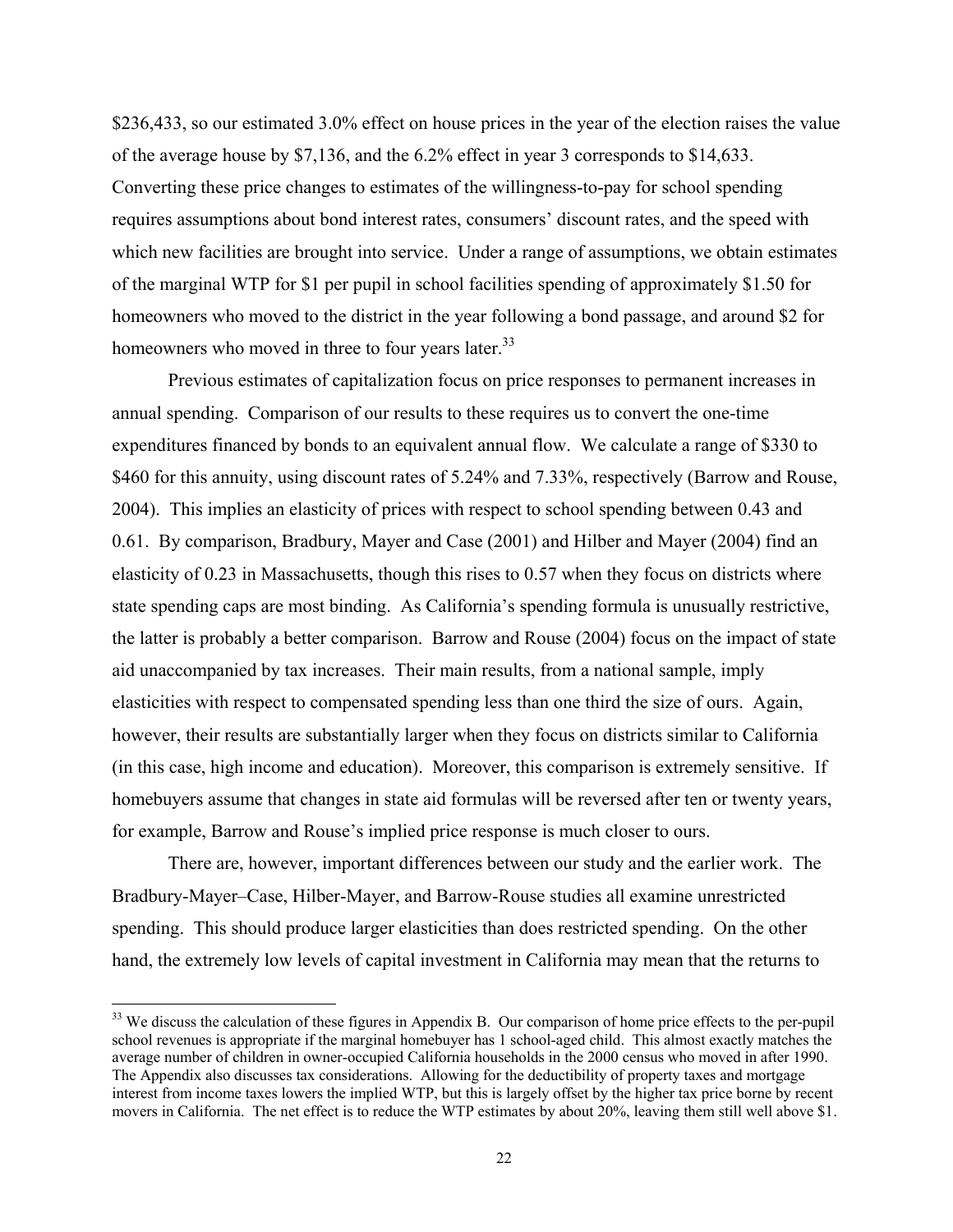$236,433, so our estimated 3.0% effect on house prices in the year of the election raises the value of the average house by $7,136, and the 6.2% effect in year 3 corresponds to $14,633. Converting these price changes to estimates of the willingness-to-pay for school spending requires assumptions about bond interest rates, consumers' discount rates, and the speed with which new facilities are brought into service. Under a range of assumptions, we obtain estimates of the marginal WTP for $1 per pupil in school facilities spending of approximately $1.50 for homeowners who moved to the district in the year following a bond passage, and around $2 for homeowners who moved in three to four years later.[33]

Previous estimates of capitalization focus on price responses to permanent increases in annual spending. Comparison of our results to these requires us to convert the one-time expenditures financed by bonds to an equivalent annual flow. We calculate a range of $330 to $460 for this annuity, using discount rates of 5.24% and 7.33%, respectively (Barrow and Rouse, 2004). This implies an elasticity of prices with respect to school spending between 0.43 and 0.61. By comparison, Bradbury, Mayer and Case (2001) and Hilber and Mayer (2004) find an elasticity of 0.23 in Massachusetts, though this rises to 0.57 when they focus on districts where state spending caps are most binding. As California's spending formula is unusually restrictive, the latter is probably a better comparison. Barrow and Rouse (2004) focus on the impact of state aid unaccompanied by tax increases. Their main results, from a national sample, imply elasticities with respect to compensated spending less than one third the size of ours. Again, however, their results are substantially larger when they focus on districts similar to California (in this case, high income and education). Moreover, this comparison is extremely sensitive. If homebuyers assume that changes in state aid formulas will be reversed after ten or twenty years, for example, Barrow and Rouse's implied price response is much closer to ours.

There are, however, important differences between our study and the earlier work. The Bradbury-Mayer–Case, Hilber-Mayer, and Barrow-Rouse studies all examine unrestricted spending. This should produce larger elasticities than does restricted spending. On the other hand, the extremely low levels of capital investment in California may mean that the returns to

[33] We discuss the calculation of these figures in Appendix B. Our comparison of home price effects to the per-pupil school revenues is appropriate if the marginal homebuyer has 1 school-aged child. This almost exactly matches the average number of children in owner-occupied California households in the 2000 census who moved in after 1990. The Appendix also discusses tax considerations. Allowing for the deductibility of property taxes and mortgage interest from income taxes lowers the implied WTP, but this is largely offset by the higher tax price borne by recent movers in California. The net effect is to reduce the WTP estimates by about 20%, leaving them still well above $1.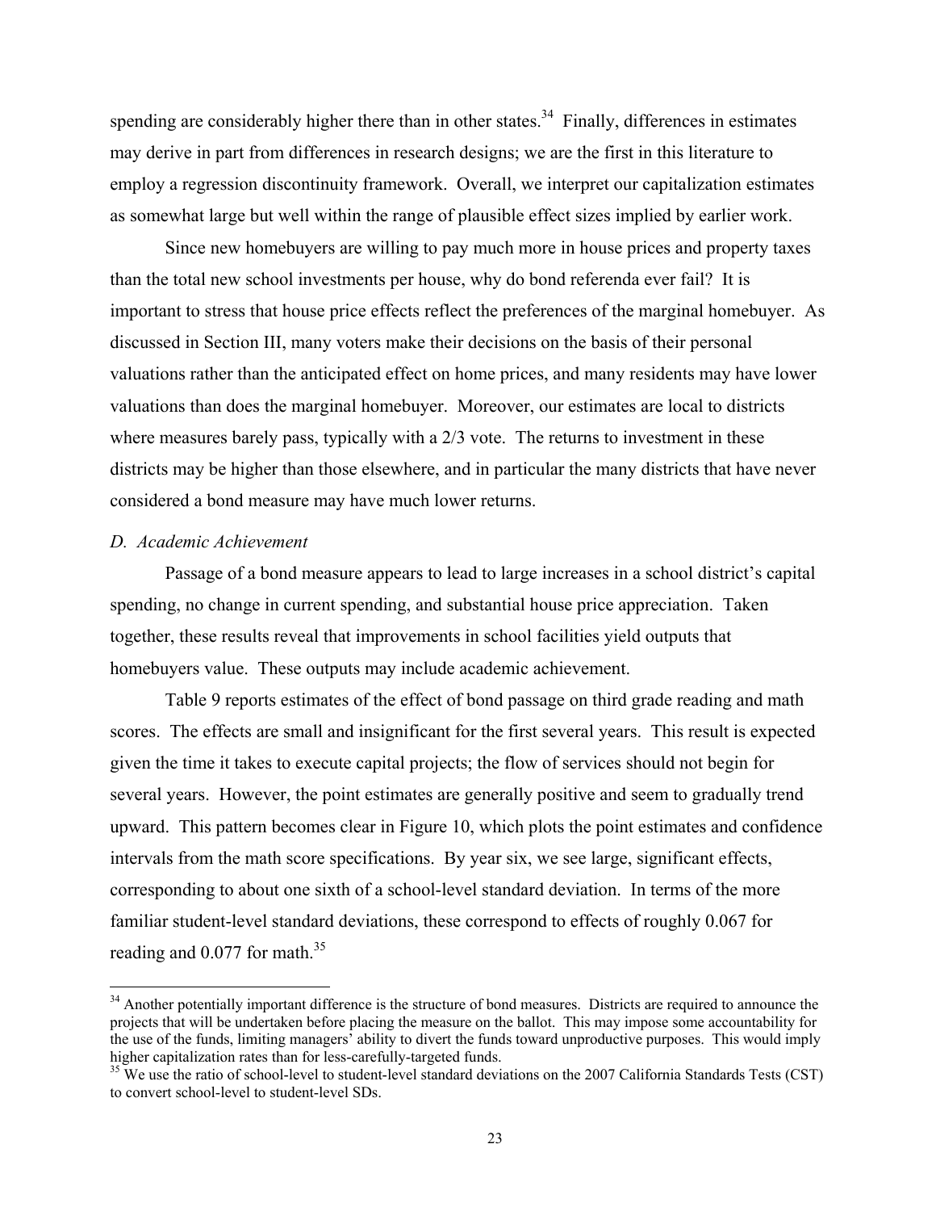spending are considerably higher there than in other states.[34] Finally, differences in estimates may derive in part from differences in research designs; we are the first in this literature to employ a regression discontinuity framework. Overall, we interpret our capitalization estimates as somewhat large but well within the range of plausible effect sizes implied by earlier work.

Since new homebuyers are willing to pay much more in house prices and property taxes than the total new school investments per house, why do bond referenda ever fail? It is important to stress that house price effects reflect the preferences of the marginal homebuyer. As discussed in Section III, many voters make their decisions on the basis of their personal valuations rather than the anticipated effect on home prices, and many residents may have lower valuations than does the marginal homebuyer. Moreover, our estimates are local to districts where measures barely pass, typically with a 2/3 vote. The returns to investment in these districts may be higher than those elsewhere, and in particular the many districts that have never considered a bond measure may have much lower returns.

### *D. Academic Achievement*

Passage of a bond measure appears to lead to large increases in a school district's capital spending, no change in current spending, and substantial house price appreciation. Taken together, these results reveal that improvements in school facilities yield outputs that homebuyers value. These outputs may include academic achievement.

Table 9 reports estimates of the effect of bond passage on third grade reading and math scores. The effects are small and insignificant for the first several years. This result is expected given the time it takes to execute capital projects; the flow of services should not begin for several years. However, the point estimates are generally positive and seem to gradually trend upward. This pattern becomes clear in Figure 10, which plots the point estimates and confidence intervals from the math score specifications. By year six, we see large, significant effects, corresponding to about one sixth of a school-level standard deviation. In terms of the more familiar student-level standard deviations, these correspond to effects of roughly 0.067 for reading and 0.077 for math.[35]

---

[34] Another potentially important difference is the structure of bond measures. Districts are required to announce the projects that will be undertaken before placing the measure on the ballot. This may impose some accountability for the use of the funds, limiting managers' ability to divert the funds toward unproductive purposes. This would imply higher capitalization rates than for less-carefully-targeted funds.

[35] We use the ratio of school-level to student-level standard deviations on the 2007 California Standards Tests (CST) to convert school-level to student-level SDs.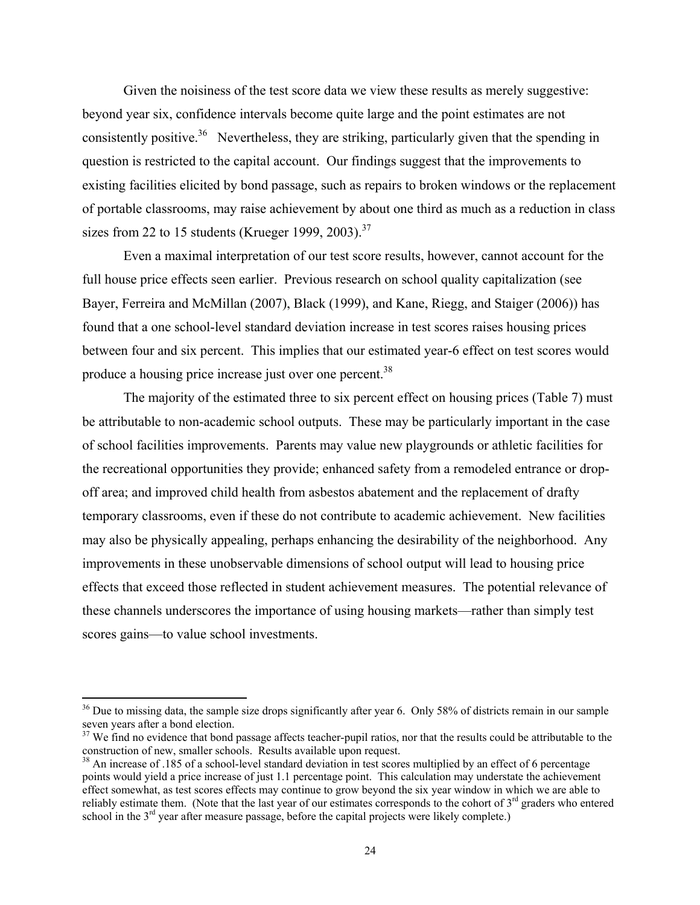Given the noisiness of the test score data we view these results as merely suggestive: beyond year six, confidence intervals become quite large and the point estimates are not consistently positive.[36] Nevertheless, they are striking, particularly given that the spending in question is restricted to the capital account. Our findings suggest that the improvements to existing facilities elicited by bond passage, such as repairs to broken windows or the replacement of portable classrooms, may raise achievement by about one third as much as a reduction in class sizes from 22 to 15 students (Krueger 1999, 2003).[37]

Even a maximal interpretation of our test score results, however, cannot account for the full house price effects seen earlier. Previous research on school quality capitalization (see Bayer, Ferreira and McMillan (2007), Black (1999), and Kane, Riegg, and Staiger (2006)) has found that a one school-level standard deviation increase in test scores raises housing prices between four and six percent. This implies that our estimated year-6 effect on test scores would produce a housing price increase just over one percent.[38]

The majority of the estimated three to six percent effect on housing prices (Table 7) must be attributable to non-academic school outputs. These may be particularly important in the case of school facilities improvements. Parents may value new playgrounds or athletic facilities for the recreational opportunities they provide; enhanced safety from a remodeled entrance or drop-off area; and improved child health from asbestos abatement and the replacement of drafty temporary classrooms, even if these do not contribute to academic achievement. New facilities may also be physically appealing, perhaps enhancing the desirability of the neighborhood. Any improvements in these unobservable dimensions of school output will lead to housing price effects that exceed those reflected in student achievement measures. The potential relevance of these channels underscores the importance of using housing markets—rather than simply test scores gains—to value school investments.

---

[36] Due to missing data, the sample size drops significantly after year 6. Only 58% of districts remain in our sample seven years after a bond election.

[37] We find no evidence that bond passage affects teacher-pupil ratios, nor that the results could be attributable to the construction of new, smaller schools. Results available upon request.

[38] An increase of .185 of a school-level standard deviation in test scores multiplied by an effect of 6 percentage points would yield a price increase of just 1.1 percentage point. This calculation may understate the achievement effect somewhat, as test scores effects may continue to grow beyond the six year window in which we are able to reliably estimate them. (Note that the last year of our estimates corresponds to the cohort of 3rd graders who entered school in the 3rd year after measure passage, before the capital projects were likely complete.)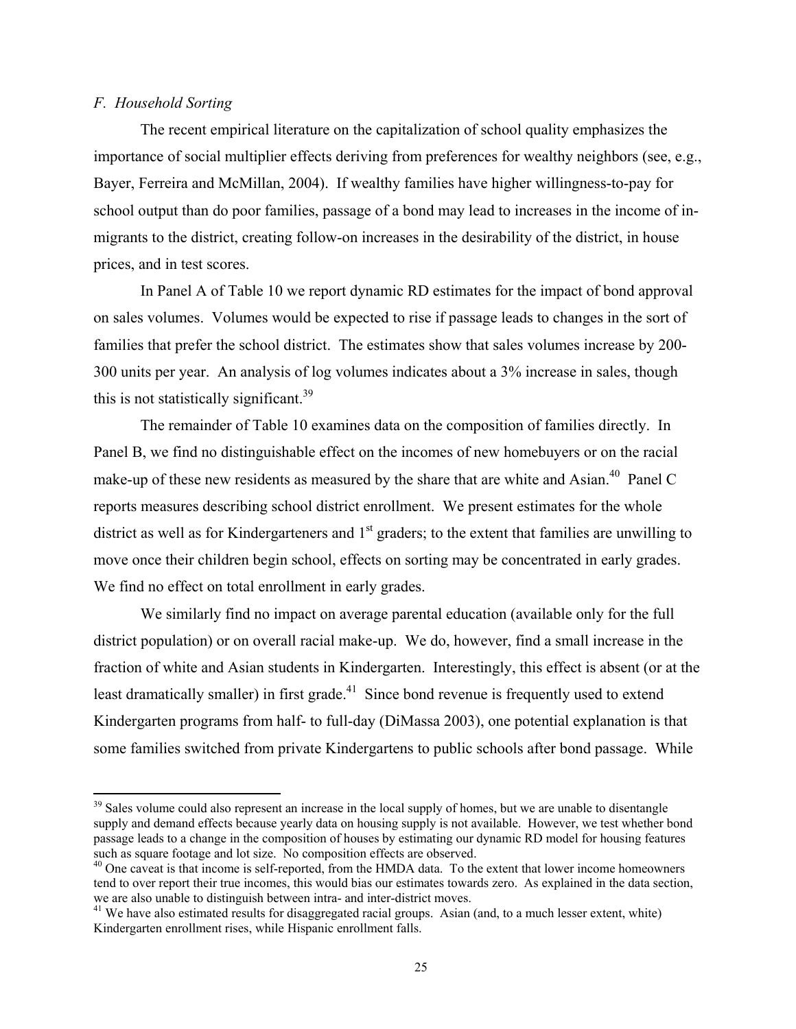### *F. Household Sorting*

The recent empirical literature on the capitalization of school quality emphasizes the importance of social multiplier effects deriving from preferences for wealthy neighbors (see, e.g., Bayer, Ferreira and McMillan, 2004). If wealthy families have higher willingness-to-pay for school output than do poor families, passage of a bond may lead to increases in the income of in-migrants to the district, creating follow-on increases in the desirability of the district, in house prices, and in test scores.

In Panel A of Table 10 we report dynamic RD estimates for the impact of bond approval on sales volumes. Volumes would be expected to rise if passage leads to changes in the sort of families that prefer the school district. The estimates show that sales volumes increase by 200-300 units per year. An analysis of log volumes indicates about a 3% increase in sales, though this is not statistically significant.[39]

The remainder of Table 10 examines data on the composition of families directly. In Panel B, we find no distinguishable effect on the incomes of new homebuyers or on the racial make-up of these new residents as measured by the share that are white and Asian.[40] Panel C reports measures describing school district enrollment. We present estimates for the whole district as well as for Kindergarteners and 1st graders; to the extent that families are unwilling to move once their children begin school, effects on sorting may be concentrated in early grades. We find no effect on total enrollment in early grades.

We similarly find no impact on average parental education (available only for the full district population) or on overall racial make-up. We do, however, find a small increase in the fraction of white and Asian students in Kindergarten. Interestingly, this effect is absent (or at the least dramatically smaller) in first grade.[41] Since bond revenue is frequently used to extend Kindergarten programs from half- to full-day (DiMassa 2003), one potential explanation is that some families switched from private Kindergartens to public schools after bond passage. While

---

[39] Sales volume could also represent an increase in the local supply of homes, but we are unable to disentangle supply and demand effects because yearly data on housing supply is not available. However, we test whether bond passage leads to a change in the composition of houses by estimating our dynamic RD model for housing features such as square footage and lot size. No composition effects are observed.

[40] One caveat is that income is self-reported, from the HMDA data. To the extent that lower income homeowners tend to over report their true incomes, this would bias our estimates towards zero. As explained in the data section, we are also unable to distinguish between intra- and inter-district moves.

[41] We have also estimated results for disaggregated racial groups. Asian (and, to a much lesser extent, white) Kindergarten enrollment rises, while Hispanic enrollment falls.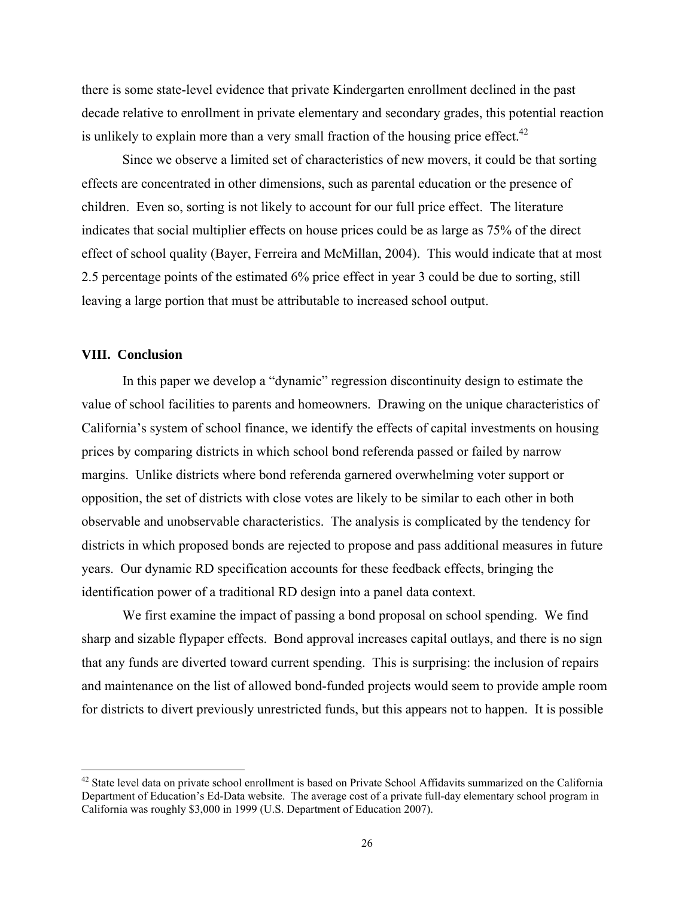there is some state-level evidence that private Kindergarten enrollment declined in the past decade relative to enrollment in private elementary and secondary grades, this potential reaction is unlikely to explain more than a very small fraction of the housing price effect.[42]

Since we observe a limited set of characteristics of new movers, it could be that sorting effects are concentrated in other dimensions, such as parental education or the presence of children. Even so, sorting is not likely to account for our full price effect. The literature indicates that social multiplier effects on house prices could be as large as 75% of the direct effect of school quality (Bayer, Ferreira and McMillan, 2004). This would indicate that at most 2.5 percentage points of the estimated 6% price effect in year 3 could be due to sorting, still leaving a large portion that must be attributable to increased school output.

## VIII. Conclusion

In this paper we develop a "dynamic" regression discontinuity design to estimate the value of school facilities to parents and homeowners. Drawing on the unique characteristics of California's system of school finance, we identify the effects of capital investments on housing prices by comparing districts in which school bond referenda passed or failed by narrow margins. Unlike districts where bond referenda garnered overwhelming voter support or opposition, the set of districts with close votes are likely to be similar to each other in both observable and unobservable characteristics. The analysis is complicated by the tendency for districts in which proposed bonds are rejected to propose and pass additional measures in future years. Our dynamic RD specification accounts for these feedback effects, bringing the identification power of a traditional RD design into a panel data context.

We first examine the impact of passing a bond proposal on school spending. We find sharp and sizable flypaper effects. Bond approval increases capital outlays, and there is no sign that any funds are diverted toward current spending. This is surprising: the inclusion of repairs and maintenance on the list of allowed bond-funded projects would seem to provide ample room for districts to divert previously unrestricted funds, but this appears not to happen. It is possible

[42] State level data on private school enrollment is based on Private School Affidavits summarized on the California Department of Education's Ed-Data website. The average cost of a private full-day elementary school program in California was roughly $3,000 in 1999 (U.S. Department of Education 2007).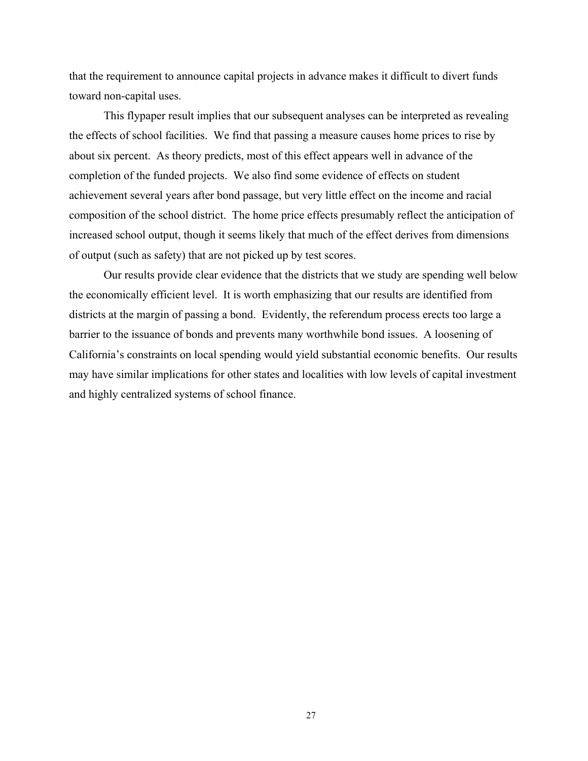that the requirement to announce capital projects in advance makes it difficult to divert funds toward non-capital uses.

This flypaper result implies that our subsequent analyses can be interpreted as revealing the effects of school facilities. We find that passing a measure causes home prices to rise by about six percent. As theory predicts, most of this effect appears well in advance of the completion of the funded projects. We also find some evidence of effects on student achievement several years after bond passage, but very little effect on the income and racial composition of the school district. The home price effects presumably reflect the anticipation of increased school output, though it seems likely that much of the effect derives from dimensions of output (such as safety) that are not picked up by test scores.

Our results provide clear evidence that the districts that we study are spending well below the economically efficient level. It is worth emphasizing that our results are identified from districts at the margin of passing a bond. Evidently, the referendum process erects too large a barrier to the issuance of bonds and prevents many worthwhile bond issues. A loosening of California's constraints on local spending would yield substantial economic benefits. Our results may have similar implications for other states and localities with low levels of capital investment and highly centralized systems of school finance.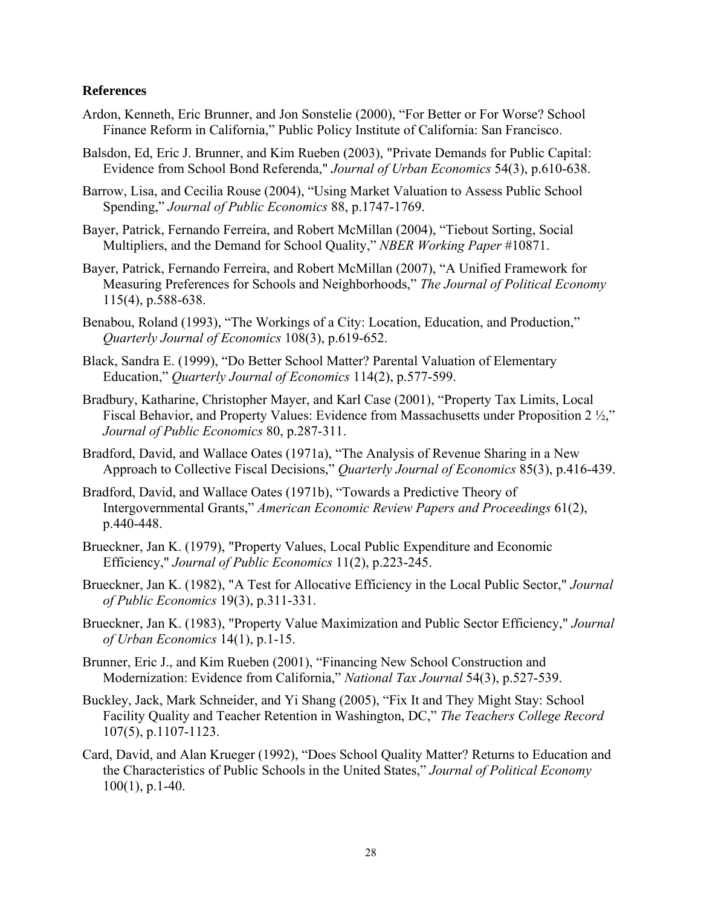**References**

Ardon, Kenneth, Eric Brunner, and Jon Sonstelie (2000), "For Better or For Worse? School Finance Reform in California," Public Policy Institute of California: San Francisco.

Balsdon, Ed, Eric J. Brunner, and Kim Rueben (2003), "Private Demands for Public Capital: Evidence from School Bond Referenda," *Journal of Urban Economics* 54(3), p.610-638.

Barrow, Lisa, and Cecilia Rouse (2004), "Using Market Valuation to Assess Public School Spending," *Journal of Public Economics* 88, p.1747-1769.

Bayer, Patrick, Fernando Ferreira, and Robert McMillan (2004), "Tiebout Sorting, Social Multipliers, and the Demand for School Quality," *NBER Working Paper* #10871.

Bayer, Patrick, Fernando Ferreira, and Robert McMillan (2007), "A Unified Framework for Measuring Preferences for Schools and Neighborhoods," *The Journal of Political Economy* 115(4), p.588-638.

Benabou, Roland (1993), "The Workings of a City: Location, Education, and Production," *Quarterly Journal of Economics* 108(3), p.619-652.

Black, Sandra E. (1999), "Do Better School Matter? Parental Valuation of Elementary Education," *Quarterly Journal of Economics* 114(2), p.577-599.

Bradbury, Katharine, Christopher Mayer, and Karl Case (2001), "Property Tax Limits, Local Fiscal Behavior, and Property Values: Evidence from Massachusetts under Proposition 2 ½," *Journal of Public Economics* 80, p.287-311.

Bradford, David, and Wallace Oates (1971a), "The Analysis of Revenue Sharing in a New Approach to Collective Fiscal Decisions," *Quarterly Journal of Economics* 85(3), p.416-439.

Bradford, David, and Wallace Oates (1971b), "Towards a Predictive Theory of Intergovernmental Grants," *American Economic Review Papers and Proceedings* 61(2), p.440-448.

Brueckner, Jan K. (1979), "Property Values, Local Public Expenditure and Economic Efficiency," *Journal of Public Economics* 11(2), p.223-245.

Brueckner, Jan K. (1982), "A Test for Allocative Efficiency in the Local Public Sector," *Journal of Public Economics* 19(3), p.311-331.

Brueckner, Jan K. (1983), "Property Value Maximization and Public Sector Efficiency," *Journal of Urban Economics* 14(1), p.1-15.

Brunner, Eric J., and Kim Rueben (2001), "Financing New School Construction and Modernization: Evidence from California," *National Tax Journal* 54(3), p.527-539.

Buckley, Jack, Mark Schneider, and Yi Shang (2005), "Fix It and They Might Stay: School Facility Quality and Teacher Retention in Washington, DC," *The Teachers College Record* 107(5), p.1107-1123.

Card, David, and Alan Krueger (1992), "Does School Quality Matter? Returns to Education and the Characteristics of Public Schools in the United States," *Journal of Political Economy* 100(1), p.1-40.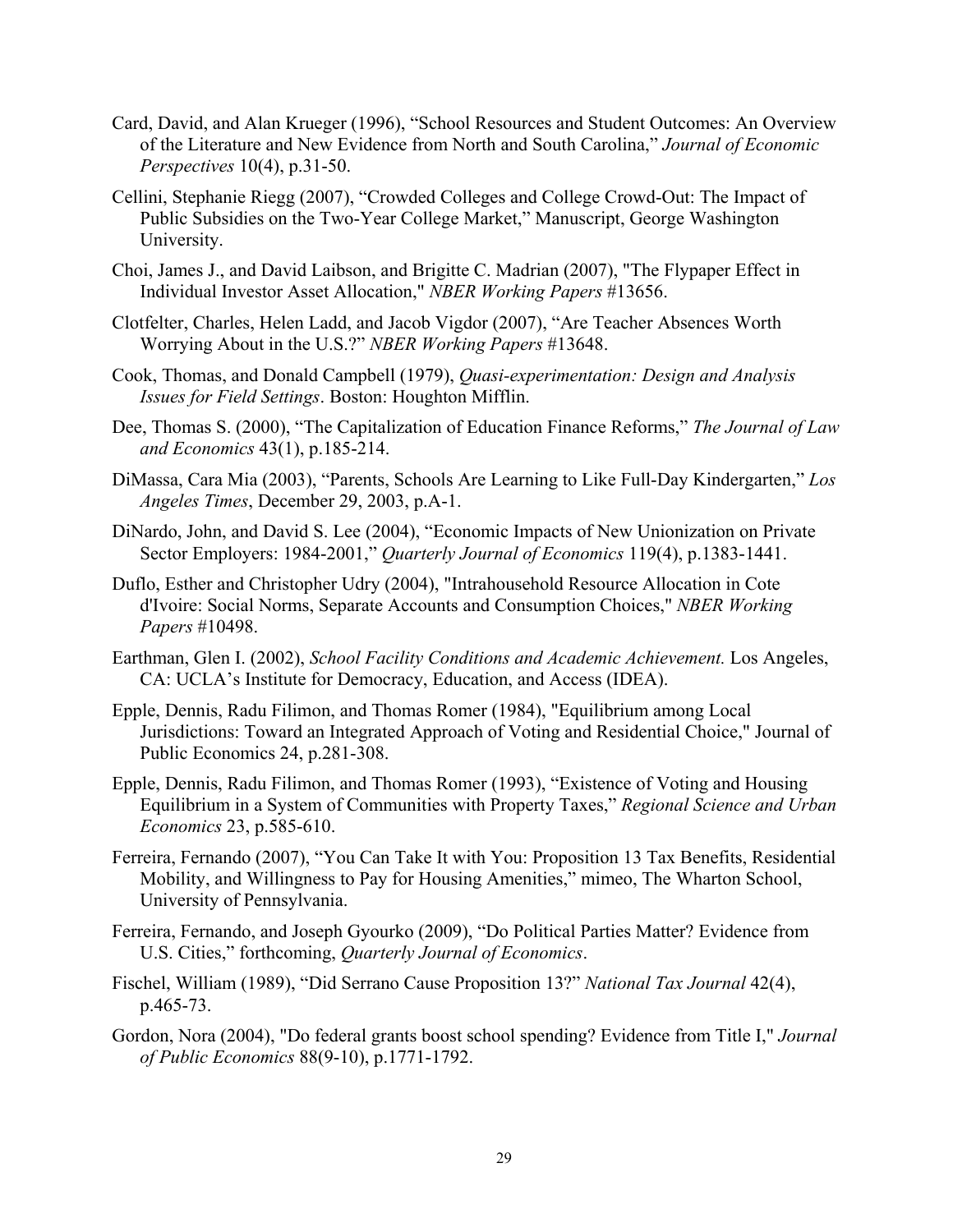Card, David, and Alan Krueger (1996), "School Resources and Student Outcomes: An Overview of the Literature and New Evidence from North and South Carolina," *Journal of Economic Perspectives* 10(4), p.31-50.

Cellini, Stephanie Riegg (2007), "Crowded Colleges and College Crowd-Out: The Impact of Public Subsidies on the Two-Year College Market," Manuscript, George Washington University.

Choi, James J., and David Laibson, and Brigitte C. Madrian (2007), "The Flypaper Effect in Individual Investor Asset Allocation," *NBER Working Papers* #13656.

Clotfelter, Charles, Helen Ladd, and Jacob Vigdor (2007), "Are Teacher Absences Worth Worrying About in the U.S.?" *NBER Working Papers* #13648.

Cook, Thomas, and Donald Campbell (1979), *Quasi-experimentation: Design and Analysis Issues for Field Settings*. Boston: Houghton Mifflin.

Dee, Thomas S. (2000), "The Capitalization of Education Finance Reforms," *The Journal of Law and Economics* 43(1), p.185-214.

DiMassa, Cara Mia (2003), "Parents, Schools Are Learning to Like Full-Day Kindergarten," *Los Angeles Times*, December 29, 2003, p.A-1.

DiNardo, John, and David S. Lee (2004), "Economic Impacts of New Unionization on Private Sector Employers: 1984-2001," *Quarterly Journal of Economics* 119(4), p.1383-1441.

Duflo, Esther and Christopher Udry (2004), "Intrahousehold Resource Allocation in Cote d'Ivoire: Social Norms, Separate Accounts and Consumption Choices," *NBER Working Papers* #10498.

Earthman, Glen I. (2002), *School Facility Conditions and Academic Achievement.* Los Angeles, CA: UCLA's Institute for Democracy, Education, and Access (IDEA).

Epple, Dennis, Radu Filimon, and Thomas Romer (1984), "Equilibrium among Local Jurisdictions: Toward an Integrated Approach of Voting and Residential Choice," Journal of Public Economics 24, p.281-308.

Epple, Dennis, Radu Filimon, and Thomas Romer (1993), "Existence of Voting and Housing Equilibrium in a System of Communities with Property Taxes," *Regional Science and Urban Economics* 23, p.585-610.

Ferreira, Fernando (2007), "You Can Take It with You: Proposition 13 Tax Benefits, Residential Mobility, and Willingness to Pay for Housing Amenities," mimeo, The Wharton School, University of Pennsylvania.

Ferreira, Fernando, and Joseph Gyourko (2009), "Do Political Parties Matter? Evidence from U.S. Cities," forthcoming, *Quarterly Journal of Economics*.

Fischel, William (1989), "Did Serrano Cause Proposition 13?" *National Tax Journal* 42(4), p.465-73.

Gordon, Nora (2004), "Do federal grants boost school spending? Evidence from Title I," *Journal of Public Economics* 88(9-10), p.1771-1792.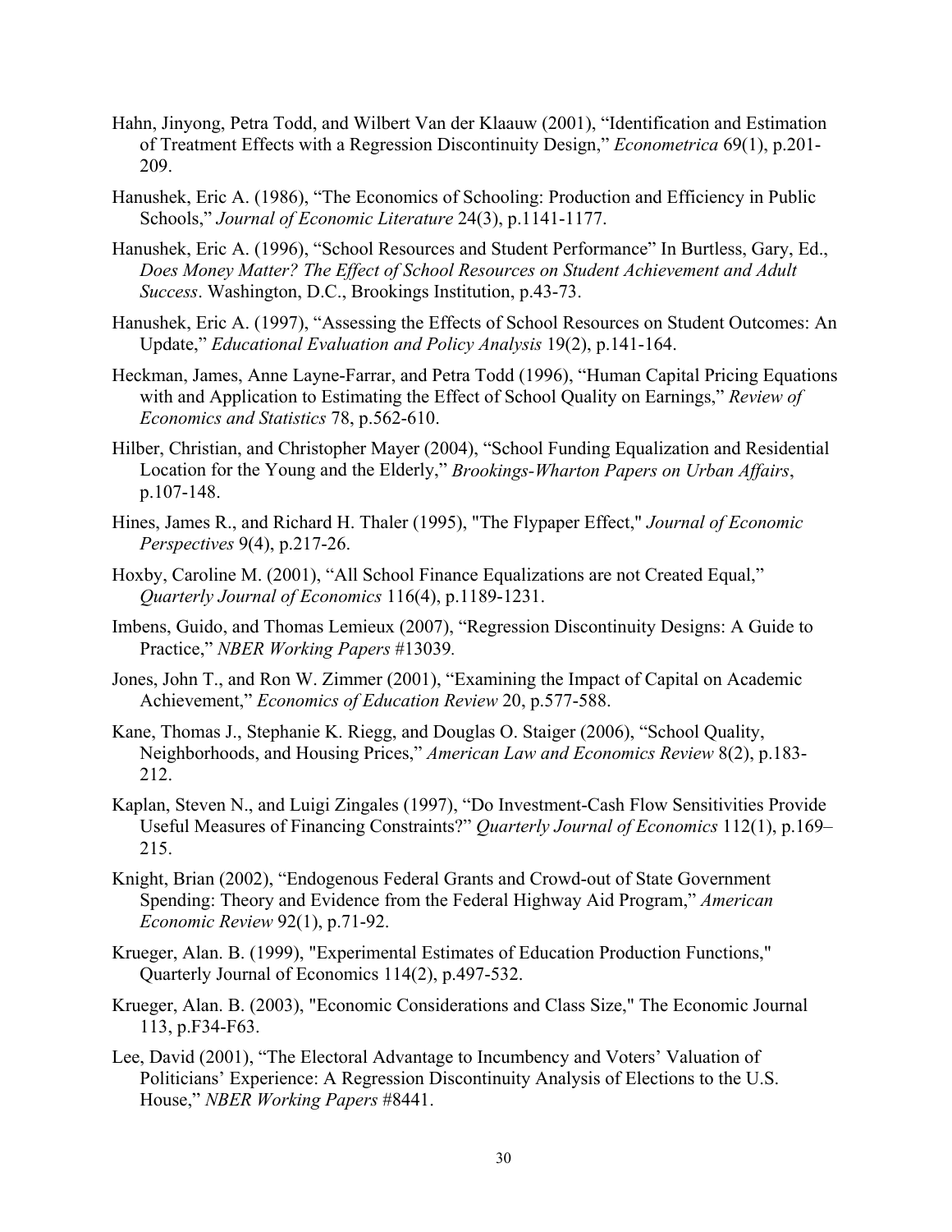Hahn, Jinyong, Petra Todd, and Wilbert Van der Klaauw (2001), "Identification and Estimation of Treatment Effects with a Regression Discontinuity Design," *Econometrica* 69(1), p.201-209.

Hanushek, Eric A. (1986), "The Economics of Schooling: Production and Efficiency in Public Schools," *Journal of Economic Literature* 24(3), p.1141-1177.

Hanushek, Eric A. (1996), "School Resources and Student Performance" In Burtless, Gary, Ed., *Does Money Matter? The Effect of School Resources on Student Achievement and Adult Success*. Washington, D.C., Brookings Institution, p.43-73.

Hanushek, Eric A. (1997), "Assessing the Effects of School Resources on Student Outcomes: An Update," *Educational Evaluation and Policy Analysis* 19(2), p.141-164.

Heckman, James, Anne Layne-Farrar, and Petra Todd (1996), "Human Capital Pricing Equations with and Application to Estimating the Effect of School Quality on Earnings," *Review of Economics and Statistics* 78, p.562-610.

Hilber, Christian, and Christopher Mayer (2004), "School Funding Equalization and Residential Location for the Young and the Elderly," *Brookings-Wharton Papers on Urban Affairs*, p.107-148.

Hines, James R., and Richard H. Thaler (1995), "The Flypaper Effect," *Journal of Economic Perspectives* 9(4), p.217-26.

Hoxby, Caroline M. (2001), "All School Finance Equalizations are not Created Equal," *Quarterly Journal of Economics* 116(4), p.1189-1231.

Imbens, Guido, and Thomas Lemieux (2007), "Regression Discontinuity Designs: A Guide to Practice," *NBER Working Papers* #13039*.*

Jones, John T., and Ron W. Zimmer (2001), "Examining the Impact of Capital on Academic Achievement," *Economics of Education Review* 20, p.577-588.

Kane, Thomas J., Stephanie K. Riegg, and Douglas O. Staiger (2006), "School Quality, Neighborhoods, and Housing Prices," *American Law and Economics Review* 8(2), p.183-212.

Kaplan, Steven N., and Luigi Zingales (1997), "Do Investment-Cash Flow Sensitivities Provide Useful Measures of Financing Constraints?" *Quarterly Journal of Economics* 112(1), p.169–215.

Knight, Brian (2002), "Endogenous Federal Grants and Crowd-out of State Government Spending: Theory and Evidence from the Federal Highway Aid Program," *American Economic Review* 92(1), p.71-92.

Krueger, Alan. B. (1999), "Experimental Estimates of Education Production Functions," Quarterly Journal of Economics 114(2), p.497-532.

Krueger, Alan. B. (2003), "Economic Considerations and Class Size," The Economic Journal 113, p.F34-F63.

Lee, David (2001), "The Electoral Advantage to Incumbency and Voters' Valuation of Politicians' Experience: A Regression Discontinuity Analysis of Elections to the U.S. House," *NBER Working Papers* #8441.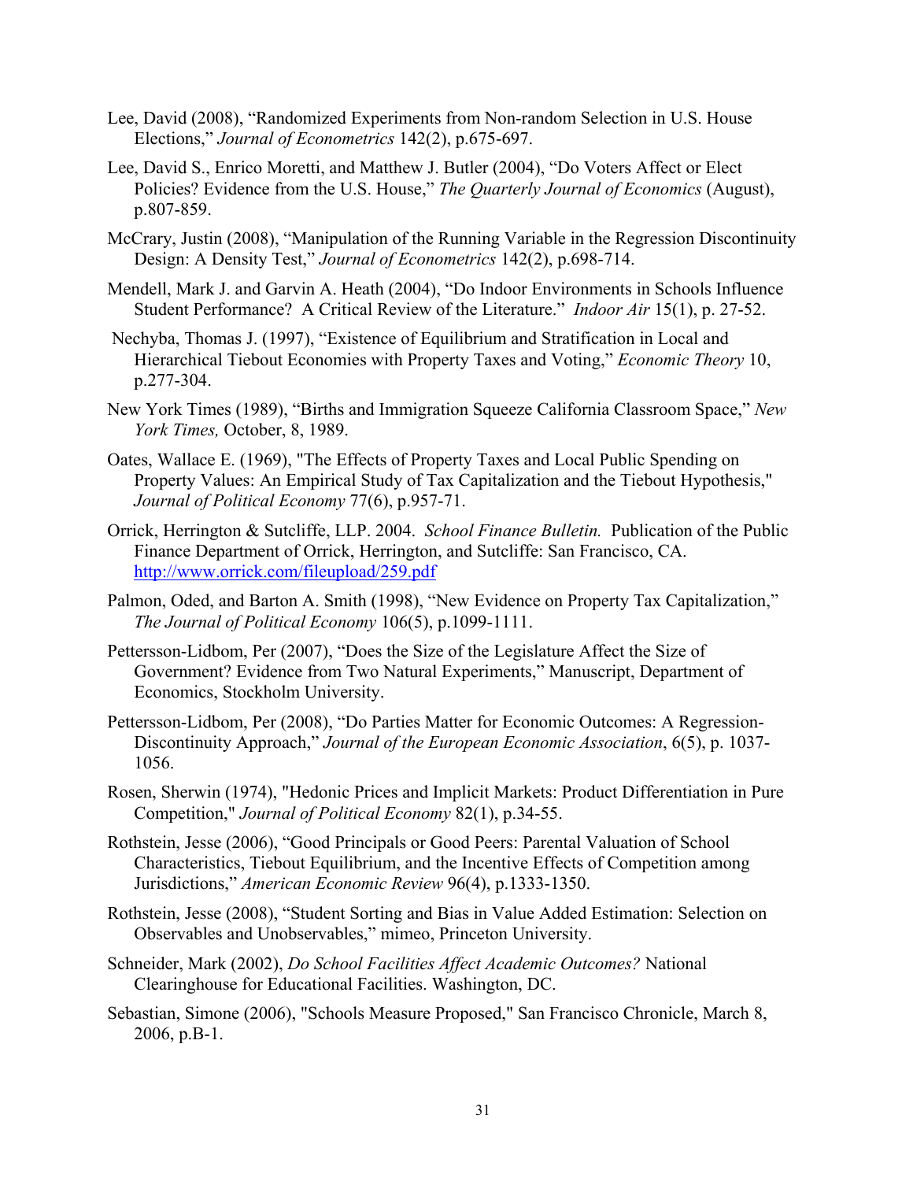Lee, David (2008), "Randomized Experiments from Non-random Selection in U.S. House Elections," *Journal of Econometrics* 142(2), p.675-697.

Lee, David S., Enrico Moretti, and Matthew J. Butler (2004), "Do Voters Affect or Elect Policies? Evidence from the U.S. House," *The Quarterly Journal of Economics* (August), p.807-859.

McCrary, Justin (2008), "Manipulation of the Running Variable in the Regression Discontinuity Design: A Density Test," *Journal of Econometrics* 142(2), p.698-714.

Mendell, Mark J. and Garvin A. Heath (2004), "Do Indoor Environments in Schools Influence Student Performance? A Critical Review of the Literature." *Indoor Air* 15(1), p. 27-52.

Nechyba, Thomas J. (1997), "Existence of Equilibrium and Stratification in Local and Hierarchical Tiebout Economies with Property Taxes and Voting," *Economic Theory* 10, p.277-304.

New York Times (1989), "Births and Immigration Squeeze California Classroom Space," *New York Times,* October, 8, 1989.

Oates, Wallace E. (1969), "The Effects of Property Taxes and Local Public Spending on Property Values: An Empirical Study of Tax Capitalization and the Tiebout Hypothesis," *Journal of Political Economy* 77(6), p.957-71.

Orrick, Herrington & Sutcliffe, LLP. 2004. *School Finance Bulletin.* Publication of the Public Finance Department of Orrick, Herrington, and Sutcliffe: San Francisco, CA. http://www.orrick.com/fileupload/259.pdf

Palmon, Oded, and Barton A. Smith (1998), "New Evidence on Property Tax Capitalization," *The Journal of Political Economy* 106(5), p.1099-1111.

Pettersson-Lidbom, Per (2007), "Does the Size of the Legislature Affect the Size of Government? Evidence from Two Natural Experiments," Manuscript, Department of Economics, Stockholm University.

Pettersson-Lidbom, Per (2008), "Do Parties Matter for Economic Outcomes: A Regression-Discontinuity Approach," *Journal of the European Economic Association*, 6(5), p. 1037-1056.

Rosen, Sherwin (1974), "Hedonic Prices and Implicit Markets: Product Differentiation in Pure Competition," *Journal of Political Economy* 82(1), p.34-55.

Rothstein, Jesse (2006), "Good Principals or Good Peers: Parental Valuation of School Characteristics, Tiebout Equilibrium, and the Incentive Effects of Competition among Jurisdictions," *American Economic Review* 96(4), p.1333-1350.

Rothstein, Jesse (2008), "Student Sorting and Bias in Value Added Estimation: Selection on Observables and Unobservables," mimeo, Princeton University.

Schneider, Mark (2002), *Do School Facilities Affect Academic Outcomes?* National Clearinghouse for Educational Facilities. Washington, DC.

Sebastian, Simone (2006), "Schools Measure Proposed," San Francisco Chronicle, March 8, 2006, p.B-1.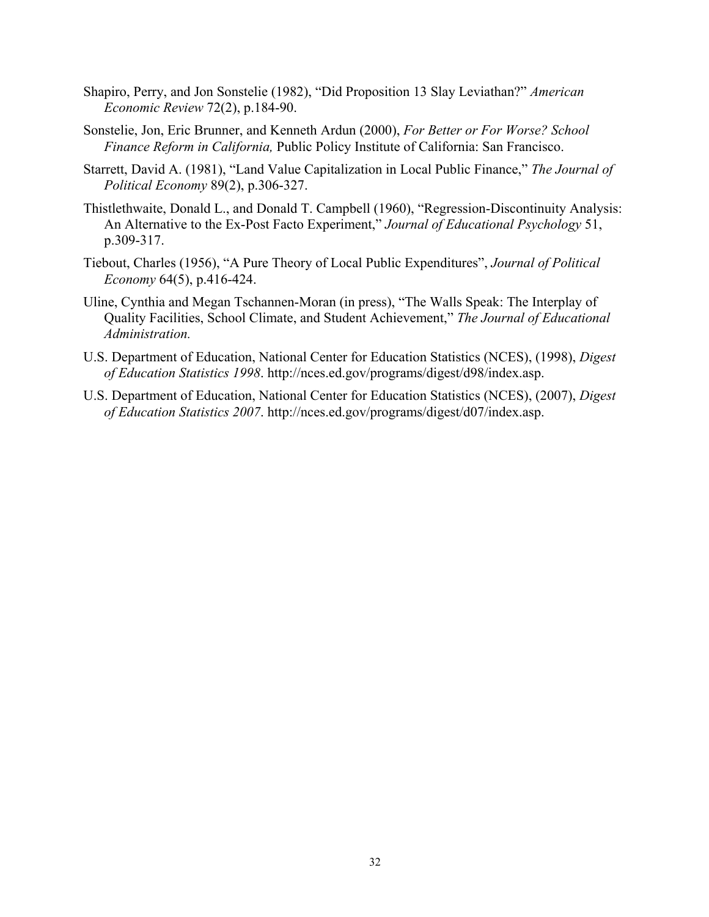Shapiro, Perry, and Jon Sonstelie (1982), "Did Proposition 13 Slay Leviathan?" *American Economic Review* 72(2), p.184-90.

Sonstelie, Jon, Eric Brunner, and Kenneth Ardun (2000), *For Better or For Worse? School Finance Reform in California,* Public Policy Institute of California: San Francisco.

Starrett, David A. (1981), "Land Value Capitalization in Local Public Finance," *The Journal of Political Economy* 89(2), p.306-327.

Thistlethwaite, Donald L., and Donald T. Campbell (1960), "Regression-Discontinuity Analysis: An Alternative to the Ex-Post Facto Experiment," *Journal of Educational Psychology* 51, p.309-317.

Tiebout, Charles (1956), "A Pure Theory of Local Public Expenditures", *Journal of Political Economy* 64(5), p.416-424.

Uline, Cynthia and Megan Tschannen-Moran (in press), "The Walls Speak: The Interplay of Quality Facilities, School Climate, and Student Achievement," *The Journal of Educational Administration.*

U.S. Department of Education, National Center for Education Statistics (NCES), (1998), *Digest of Education Statistics 1998*. http://nces.ed.gov/programs/digest/d98/index.asp.

U.S. Department of Education, National Center for Education Statistics (NCES), (2007), *Digest of Education Statistics 2007*. http://nces.ed.gov/programs/digest/d07/index.asp.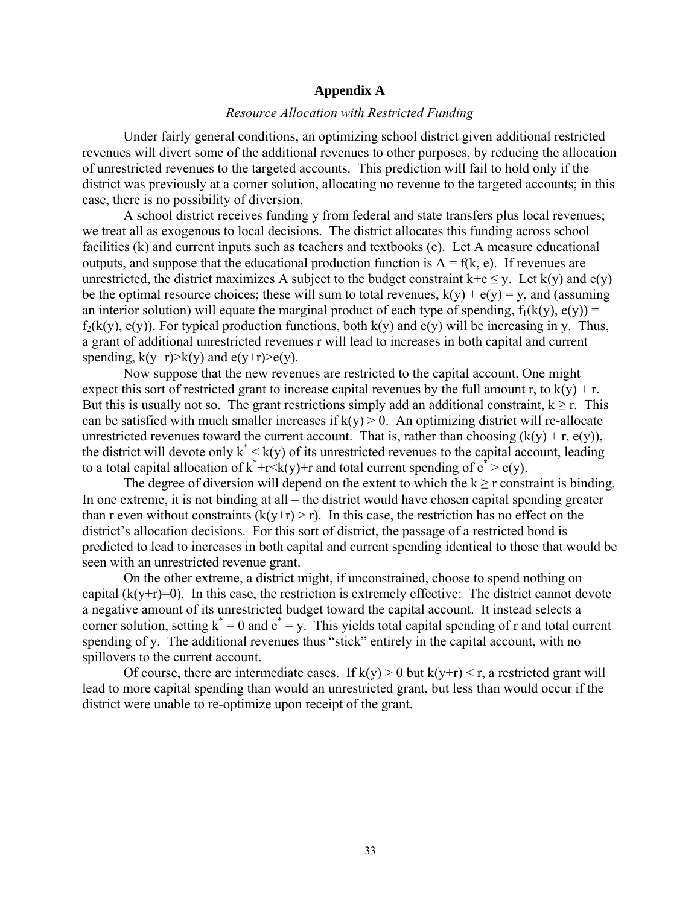# Appendix A

*Resource Allocation with Restricted Funding*

Under fairly general conditions, an optimizing school district given additional restricted revenues will divert some of the additional revenues to other purposes, by reducing the allocation of unrestricted revenues to the targeted accounts. This prediction will fail to hold only if the district was previously at a corner solution, allocating no revenue to the targeted accounts; in this case, there is no possibility of diversion.

A school district receives funding $y$ from federal and state transfers plus local revenues; we treat all as exogenous to local decisions. The district allocates this funding across school facilities ($k$) and current inputs such as teachers and textbooks ($e$). Let $A$ measure educational outputs, and suppose that the educational production function is $A = f(k, e)$. If revenues are unrestricted, the district maximizes $A$ subject to the budget constraint $k+e \leq y$. Let $k(y)$ and $e(y)$ be the optimal resource choices; these will sum to total revenues, $k(y) + e(y) = y$, and (assuming an interior solution) will equate the marginal product of each type of spending, $f_1(k(y), e(y)) = f_2(k(y), e(y))$. For typical production functions, both $k(y)$ and $e(y)$ will be increasing in $y$. Thus, a grant of additional unrestricted revenues $r$ will lead to increases in both capital and current spending, $k(y+r)>k(y)$ and $e(y+r)>e(y)$.

Now suppose that the new revenues are restricted to the capital account. One might expect this sort of restricted grant to increase capital revenues by the full amount $r$, to $k(y) + r$. But this is usually not so. The grant restrictions simply add an additional constraint, $k \geq r$. This can be satisfied with much smaller increases if $k(y) > 0$. An optimizing district will re-allocate unrestricted revenues toward the current account. That is, rather than choosing $(k(y) + r, e(y))$, the district will devote only $k^* < k(y)$ of its unrestricted revenues to the capital account, leading to a total capital allocation of $k^*+r<k(y)+r$ and total current spending of $e^* > e(y)$.

The degree of diversion will depend on the extent to which the $k \geq r$ constraint is binding. In one extreme, it is not binding at all – the district would have chosen capital spending greater than $r$ even without constraints ($k(y+r) > r$). In this case, the restriction has no effect on the district's allocation decisions. For this sort of district, the passage of a restricted bond is predicted to lead to increases in both capital and current spending identical to those that would be seen with an unrestricted revenue grant.

On the other extreme, a district might, if unconstrained, choose to spend nothing on capital ($k(y+r)=0$). In this case, the restriction is extremely effective: The district cannot devote a negative amount of its unrestricted budget toward the capital account. It instead selects a corner solution, setting $k^* = 0$ and $e^* = y$. This yields total capital spending of $r$ and total current spending of $y$. The additional revenues thus "stick" entirely in the capital account, with no spillovers to the current account.

Of course, there are intermediate cases. If $k(y) > 0$ but $k(y+r) < r$, a restricted grant will lead to more capital spending than would an unrestricted grant, but less than would occur if the district were unable to re-optimize upon receipt of the grant.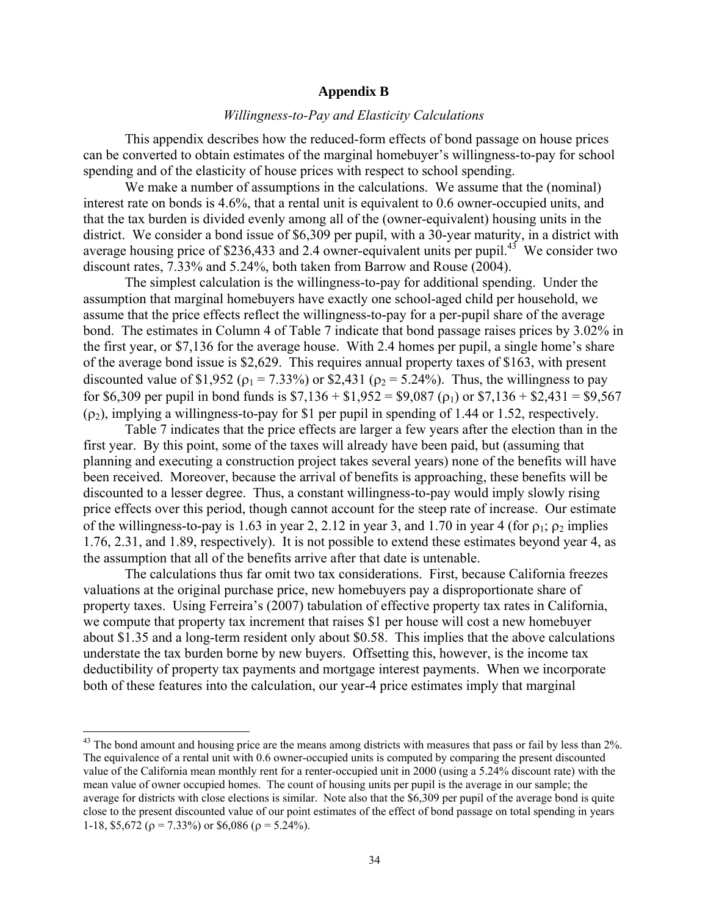## Appendix B

*Willingness-to-Pay and Elasticity Calculations*

This appendix describes how the reduced-form effects of bond passage on house prices can be converted to obtain estimates of the marginal homebuyer's willingness-to-pay for school spending and of the elasticity of house prices with respect to school spending.

We make a number of assumptions in the calculations. We assume that the (nominal) interest rate on bonds is 4.6%, that a rental unit is equivalent to 0.6 owner-occupied units, and that the tax burden is divided evenly among all of the (owner-equivalent) housing units in the district. We consider a bond issue of \$6,309 per pupil, with a 30-year maturity, in a district with average housing price of \$236,433 and 2.4 owner-equivalent units per pupil.[43] We consider two discount rates, 7.33% and 5.24%, both taken from Barrow and Rouse (2004).

The simplest calculation is the willingness-to-pay for additional spending. Under the assumption that marginal homebuyers have exactly one school-aged child per household, we assume that the price effects reflect the willingness-to-pay for a per-pupil share of the average bond. The estimates in Column 4 of Table 7 indicate that bond passage raises prices by 3.02% in the first year, or \$7,136 for the average house. With 2.4 homes per pupil, a single home's share of the average bond issue is \$2,629. This requires annual property taxes of \$163, with present discounted value of \$1,952 ($\rho_1 = 7.33\%$) or \$2,431 ($\rho_2 = 5.24\%$). Thus, the willingness to pay for \$6,309 per pupil in bond funds is \$7,136 + \$1,952 = \$9,087 ($\rho_1$) or \$7,136 + \$2,431 = \$9,567 ($\rho_2$), implying a willingness-to-pay for \$1 per pupil in spending of 1.44 or 1.52, respectively.

Table 7 indicates that the price effects are larger a few years after the election than in the first year. By this point, some of the taxes will already have been paid, but (assuming that planning and executing a construction project takes several years) none of the benefits will have been received. Moreover, because the arrival of benefits is approaching, these benefits will be discounted to a lesser degree. Thus, a constant willingness-to-pay would imply slowly rising price effects over this period, though cannot account for the steep rate of increase. Our estimate of the willingness-to-pay is 1.63 in year 2, 2.12 in year 3, and 1.70 in year 4 (for $\rho_1$; $\rho_2$ implies 1.76, 2.31, and 1.89, respectively). It is not possible to extend these estimates beyond year 4, as the assumption that all of the benefits arrive after that date is untenable.

The calculations thus far omit two tax considerations. First, because California freezes valuations at the original purchase price, new homebuyers pay a disproportionate share of property taxes. Using Ferreira's (2007) tabulation of effective property tax rates in California, we compute that property tax increment that raises \$1 per house will cost a new homebuyer about \$1.35 and a long-term resident only about \$0.58. This implies that the above calculations understate the tax burden borne by new buyers. Offsetting this, however, is the income tax deductibility of property tax payments and mortgage interest payments. When we incorporate both of these features into the calculation, our year-4 price estimates imply that marginal

---

[43] The bond amount and housing price are the means among districts with measures that pass or fail by less than 2%. The equivalence of a rental unit with 0.6 owner-occupied units is computed by comparing the present discounted value of the California mean monthly rent for a renter-occupied unit in 2000 (using a 5.24% discount rate) with the mean value of owner occupied homes. The count of housing units per pupil is the average in our sample; the average for districts with close elections is similar. Note also that the \$6,309 per pupil of the average bond is quite close to the present discounted value of our point estimates of the effect of bond passage on total spending in years 1-18, \$5,672 ($\rho = 7.33\%$) or \$6,086 ($\rho = 5.24\%$).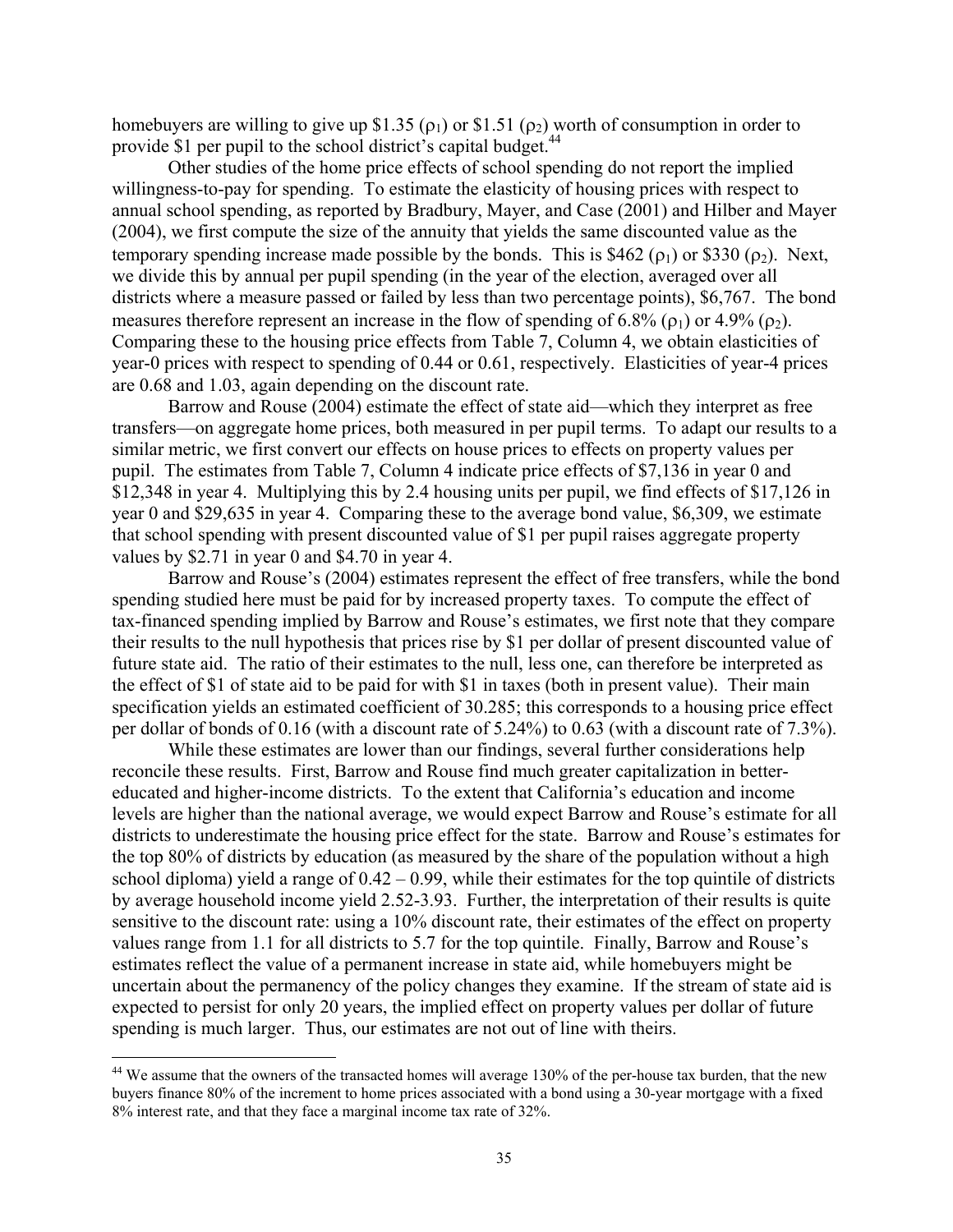homebuyers are willing to give up \$1.35 ($\rho_1$) or \$1.51 ($\rho_2$) worth of consumption in order to provide \$1 per pupil to the school district's capital budget.[44]

Other studies of the home price effects of school spending do not report the implied willingness-to-pay for spending. To estimate the elasticity of housing prices with respect to annual school spending, as reported by Bradbury, Mayer, and Case (2001) and Hilber and Mayer (2004), we first compute the size of the annuity that yields the same discounted value as the temporary spending increase made possible by the bonds. This is \$462 ($\rho_1$) or \$330 ($\rho_2$). Next, we divide this by annual per pupil spending (in the year of the election, averaged over all districts where a measure passed or failed by less than two percentage points), \$6,767. The bond measures therefore represent an increase in the flow of spending of 6.8% ($\rho_1$) or 4.9% ($\rho_2$). Comparing these to the housing price effects from Table 7, Column 4, we obtain elasticities of year-0 prices with respect to spending of 0.44 or 0.61, respectively. Elasticities of year-4 prices are 0.68 and 1.03, again depending on the discount rate.

Barrow and Rouse (2004) estimate the effect of state aid—which they interpret as free transfers—on aggregate home prices, both measured in per pupil terms. To adapt our results to a similar metric, we first convert our effects on house prices to effects on property values per pupil. The estimates from Table 7, Column 4 indicate price effects of \$7,136 in year 0 and \$12,348 in year 4. Multiplying this by 2.4 housing units per pupil, we find effects of \$17,126 in year 0 and \$29,635 in year 4. Comparing these to the average bond value, \$6,309, we estimate that school spending with present discounted value of \$1 per pupil raises aggregate property values by \$2.71 in year 0 and \$4.70 in year 4.

Barrow and Rouse's (2004) estimates represent the effect of free transfers, while the bond spending studied here must be paid for by increased property taxes. To compute the effect of tax-financed spending implied by Barrow and Rouse's estimates, we first note that they compare their results to the null hypothesis that prices rise by \$1 per dollar of present discounted value of future state aid. The ratio of their estimates to the null, less one, can therefore be interpreted as the effect of \$1 of state aid to be paid for with \$1 in taxes (both in present value). Their main specification yields an estimated coefficient of 30.285; this corresponds to a housing price effect per dollar of bonds of 0.16 (with a discount rate of 5.24%) to 0.63 (with a discount rate of 7.3%).

While these estimates are lower than our findings, several further considerations help reconcile these results. First, Barrow and Rouse find much greater capitalization in better-educated and higher-income districts. To the extent that California's education and income levels are higher than the national average, we would expect Barrow and Rouse's estimate for all districts to underestimate the housing price effect for the state. Barrow and Rouse's estimates for the top 80% of districts by education (as measured by the share of the population without a high school diploma) yield a range of 0.42 – 0.99, while their estimates for the top quintile of districts by average household income yield 2.52-3.93. Further, the interpretation of their results is quite sensitive to the discount rate: using a 10% discount rate, their estimates of the effect on property values range from 1.1 for all districts to 5.7 for the top quintile. Finally, Barrow and Rouse's estimates reflect the value of a permanent increase in state aid, while homebuyers might be uncertain about the permanency of the policy changes they examine. If the stream of state aid is expected to persist for only 20 years, the implied effect on property values per dollar of future spending is much larger. Thus, our estimates are not out of line with theirs.

---

[44] We assume that the owners of the transacted homes will average 130% of the per-house tax burden, that the new buyers finance 80% of the increment to home prices associated with a bond using a 30-year mortgage with a fixed 8% interest rate, and that they face a marginal income tax rate of 32%.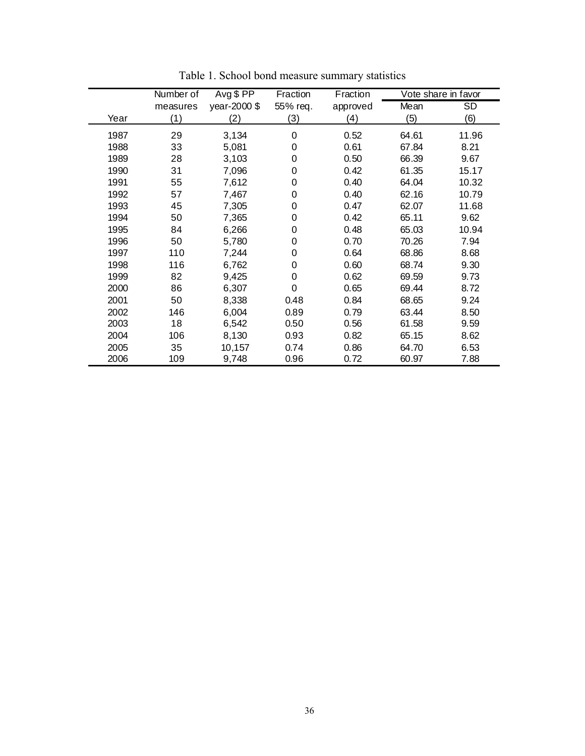Table 1. School bond measure summary statistics

| Year | Number of measures (1) | Avg $ PP year-2000 $ (2) | Fraction 55% req. (3) | Fraction approved (4) | Vote share in favor Mean (5) | Vote share in favor SD (6) |
|---|---|---|---|---|---|---|
| 1987 | 29 | 3,134 | 0 | 0.52 | 64.61 | 11.96 |
| 1988 | 33 | 5,081 | 0 | 0.61 | 67.84 | 8.21 |
| 1989 | 28 | 3,103 | 0 | 0.50 | 66.39 | 9.67 |
| 1990 | 31 | 7,096 | 0 | 0.42 | 61.35 | 15.17 |
| 1991 | 55 | 7,612 | 0 | 0.40 | 64.04 | 10.32 |
| 1992 | 57 | 7,467 | 0 | 0.40 | 62.16 | 10.79 |
| 1993 | 45 | 7,305 | 0 | 0.47 | 62.07 | 11.68 |
| 1994 | 50 | 7,365 | 0 | 0.42 | 65.11 | 9.62 |
| 1995 | 84 | 6,266 | 0 | 0.48 | 65.03 | 10.94 |
| 1996 | 50 | 5,780 | 0 | 0.70 | 70.26 | 7.94 |
| 1997 | 110 | 7,244 | 0 | 0.64 | 68.86 | 8.68 |
| 1998 | 116 | 6,762 | 0 | 0.60 | 68.74 | 9.30 |
| 1999 | 82 | 9,425 | 0 | 0.62 | 69.59 | 9.73 |
| 2000 | 86 | 6,307 | 0 | 0.65 | 69.44 | 8.72 |
| 2001 | 50 | 8,338 | 0.48 | 0.84 | 68.65 | 9.24 |
| 2002 | 146 | 6,004 | 0.89 | 0.79 | 63.44 | 8.50 |
| 2003 | 18 | 6,542 | 0.50 | 0.56 | 61.58 | 9.59 |
| 2004 | 106 | 8,130 | 0.93 | 0.82 | 65.15 | 8.62 |
| 2005 | 35 | 10,157 | 0.74 | 0.86 | 64.70 | 6.53 |
| 2006 | 109 | 9,748 | 0.96 | 0.72 | 60.97 | 7.88 |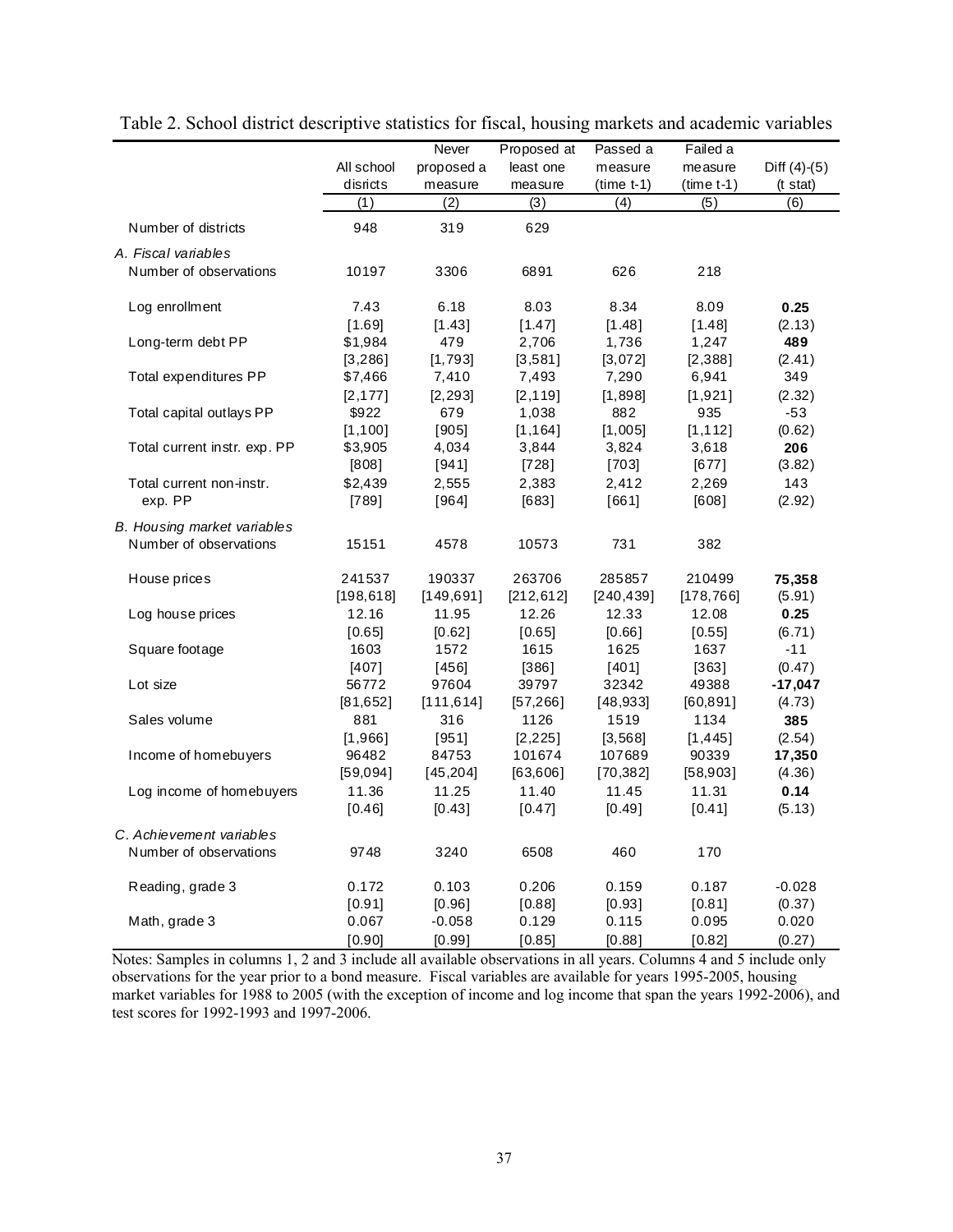Table 2. School district descriptive statistics for fiscal, housing markets and academic variables

| | All school disricts | Never proposed a measure | Proposed at least one measure | Passed a measure (time t-1) | Failed a measure (time t-1) | Diff (4)-(5) (t stat) |
|---|---|---|---|---|---|---|
| | (1) | (2) | (3) | (4) | (5) | (6) |
| Number of districts | 948 | 319 | 629 | | | |
| *A. Fiscal variables* | | | | | | |
| Number of observations | 10197 | 3306 | 6891 | 626 | 218 | |
| Log enrollment | 7.43 | 6.18 | 8.03 | 8.34 | 8.09 | **0.25** |
| | [1.69] | [1.43] | [1.47] | [1.48] | [1.48] | (2.13) |
| Long-term debt PP | $1,984 | 479 | 2,706 | 1,736 | 1,247 | **489** |
| | [3,286] | [1,793] | [3,581] | [3,072] | [2,388] | (2.41) |
| Total expenditures PP | $7,466 | 7,410 | 7,493 | 7,290 | 6,941 | 349 |
| | [2,177] | [2,293] | [2,119] | [1,898] | [1,921] | (2.32) |
| Total capital outlays PP | $922 | 679 | 1,038 | 882 | 935 | -53 |
| | [1,100] | [905] | [1,164] | [1,005] | [1,112] | (0.62) |
| Total current instr. exp. PP | $3,905 | 4,034 | 3,844 | 3,824 | 3,618 | **206** |
| | [808] | [941] | [728] | [703] | [677] | (3.82) |
| Total current non-instr. exp. PP | $2,439 | 2,555 | 2,383 | 2,412 | 2,269 | 143 |
| | [789] | [964] | [683] | [661] | [608] | (2.92) |
| *B. Housing market variables* | | | | | | |
| Number of observations | 15151 | 4578 | 10573 | 731 | 382 | |
| House prices | 241537 | 190337 | 263706 | 285857 | 210499 | **75,358** |
| | [198,618] | [149,691] | [212,612] | [240,439] | [178,766] | (5.91) |
| Log house prices | 12.16 | 11.95 | 12.26 | 12.33 | 12.08 | **0.25** |
| | [0.65] | [0.62] | [0.65] | [0.66] | [0.55] | (6.71) |
| Square footage | 1603 | 1572 | 1615 | 1625 | 1637 | -11 |
| | [407] | [456] | [386] | [401] | [363] | (0.47) |
| Lot size | 56772 | 97604 | 39797 | 32342 | 49388 | **-17,047** |
| | [81,652] | [111,614] | [57,266] | [48,933] | [60,891] | (4.73) |
| Sales volume | 881 | 316 | 1126 | 1519 | 1134 | **385** |
| | [1,966] | [951] | [2,225] | [3,568] | [1,445] | (2.54) |
| Income of homebuyers | 96482 | 84753 | 101674 | 107689 | 90339 | **17,350** |
| | [59,094] | [45,204] | [63,606] | [70,382] | [58,903] | (4.36) |
| Log income of homebuyers | 11.36 | 11.25 | 11.40 | 11.45 | 11.31 | **0.14** |
| | [0.46] | [0.43] | [0.47] | [0.49] | [0.41] | (5.13) |
| *C. Achievement variables* | | | | | | |
| Number of observations | 9748 | 3240 | 6508 | 460 | 170 | |
| Reading, grade 3 | 0.172 | 0.103 | 0.206 | 0.159 | 0.187 | -0.028 |
| | [0.91] | [0.96] | [0.88] | [0.93] | [0.81] | (0.37) |
| Math, grade 3 | 0.067 | -0.058 | 0.129 | 0.115 | 0.095 | 0.020 |
| | [0.90] | [0.99] | [0.85] | [0.88] | [0.82] | (0.27) |

Notes: Samples in columns 1, 2 and 3 include all available observations in all years. Columns 4 and 5 include only observations for the year prior to a bond measure. Fiscal variables are available for years 1995-2005, housing market variables for 1988 to 2005 (with the exception of income and log income that span the years 1992-2006), and test scores for 1992-1993 and 1997-2006.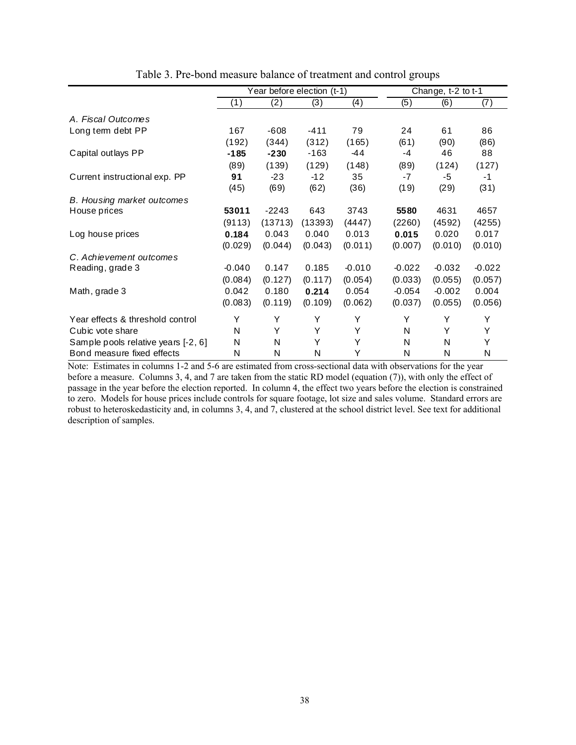Table 3. Pre-bond measure balance of treatment and control groups

| | Year before election (t-1) | | | | Change, t-2 to t-1 | | |
|---|---|---|---|---|---|---|---|
| | (1) | (2) | (3) | (4) | (5) | (6) | (7) |
| *A. Fiscal Outcomes* | | | | | | | |
| Long term debt PP | 167 | -608 | -411 | 79 | 24 | 61 | 86 |
| | (192) | (344) | (312) | (165) | (61) | (90) | (86) |
| Capital outlays PP | **-185** | **-230** | -163 | -44 | -4 | 46 | 88 |
| | (89) | (139) | (129) | (148) | (89) | (124) | (127) |
| Current instructional exp. PP | **91** | -23 | -12 | 35 | -7 | -5 | -1 |
| | (45) | (69) | (62) | (36) | (19) | (29) | (31) |
| *B. Housing market outcomes* | | | | | | | |
| House prices | **53011** | -2243 | 643 | 3743 | **5580** | 4631 | 4657 |
| | (9113) | (13713) | (13393) | (4447) | (2260) | (4592) | (4255) |
| Log house prices | **0.184** | 0.043 | 0.040 | 0.013 | **0.015** | 0.020 | 0.017 |
| | (0.029) | (0.044) | (0.043) | (0.011) | (0.007) | (0.010) | (0.010) |
| *C. Achievement outcomes* | | | | | | | |
| Reading, grade 3 | -0.040 | 0.147 | 0.185 | -0.010 | -0.022 | -0.032 | -0.022 |
| | (0.084) | (0.127) | (0.117) | (0.054) | (0.033) | (0.055) | (0.057) |
| Math, grade 3 | 0.042 | 0.180 | **0.214** | 0.054 | -0.054 | -0.002 | 0.004 |
| | (0.083) | (0.119) | (0.109) | (0.062) | (0.037) | (0.055) | (0.056) |
| Year effects & threshold control | Y | Y | Y | Y | Y | Y | Y |
| Cubic vote share | N | Y | Y | Y | N | Y | Y |
| Sample pools relative years [-2, 6] | N | N | Y | Y | N | N | Y |
| Bond measure fixed effects | N | N | N | Y | N | N | N |

Note: Estimates in columns 1-2 and 5-6 are estimated from cross-sectional data with observations for the year before a measure. Columns 3, 4, and 7 are taken from the static RD model (equation (7)), with only the effect of passage in the year before the election reported. In column 4, the effect two years before the election is constrained to zero. Models for house prices include controls for square footage, lot size and sales volume. Standard errors are robust to heteroskedasticity and, in columns 3, 4, and 7, clustered at the school district level. See text for additional description of samples.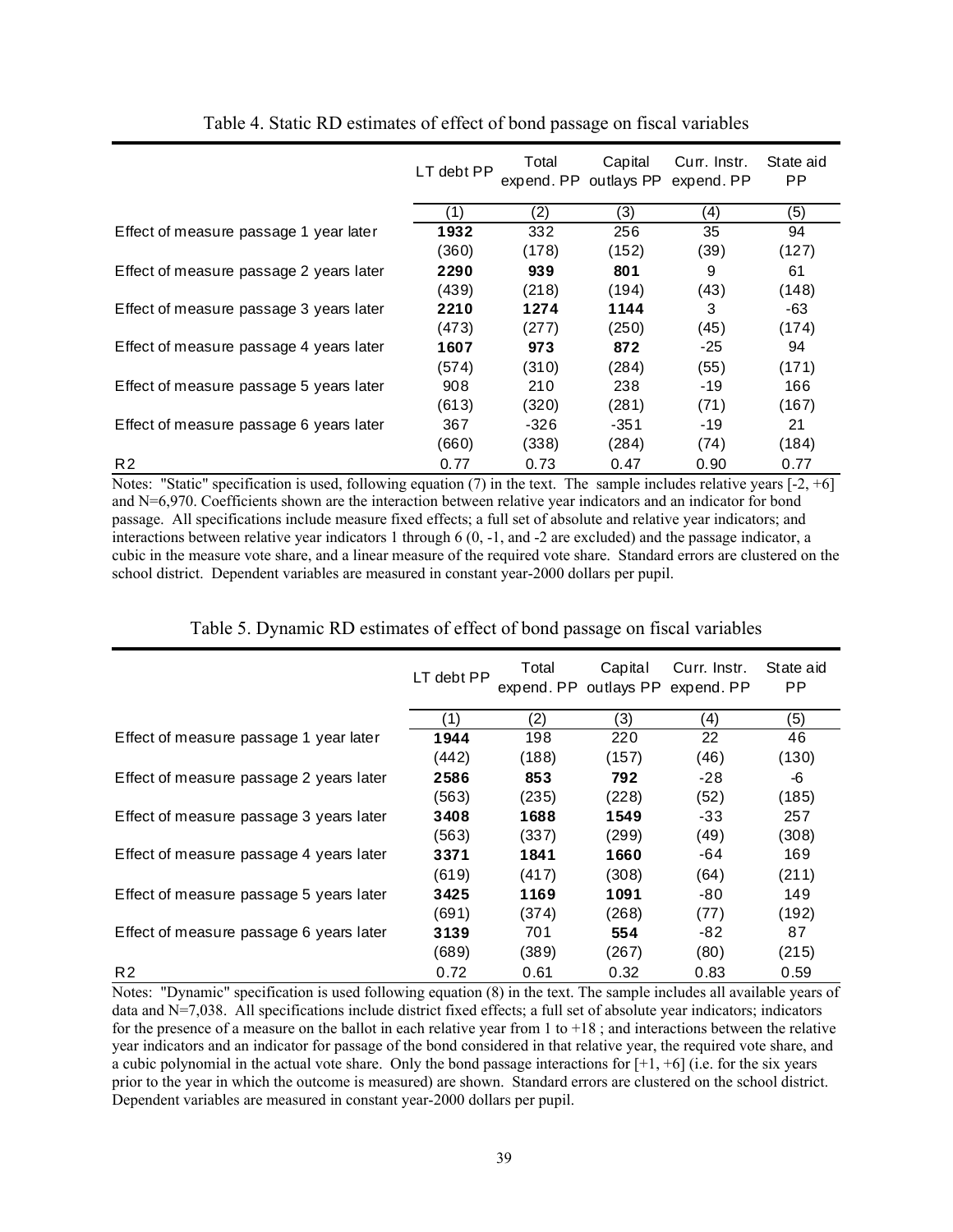Table 4. Static RD estimates of effect of bond passage on fiscal variables

| | LT debt PP | Total expend. PP | Capital outlays PP | Curr. Instr. expend. PP | State aid PP |
|---|---|---|---|---|---|
| | (1) | (2) | (3) | (4) | (5) |
| Effect of measure passage 1 year later | **1932** | 332 | 256 | 35 | 94 |
| | (360) | (178) | (152) | (39) | (127) |
| Effect of measure passage 2 years later | **2290** | **939** | **801** | 9 | 61 |
| | (439) | (218) | (194) | (43) | (148) |
| Effect of measure passage 3 years later | **2210** | **1274** | **1144** | 3 | -63 |
| | (473) | (277) | (250) | (45) | (174) |
| Effect of measure passage 4 years later | **1607** | **973** | **872** | -25 | 94 |
| | (574) | (310) | (284) | (55) | (171) |
| Effect of measure passage 5 years later | 908 | 210 | 238 | -19 | 166 |
| | (613) | (320) | (281) | (71) | (167) |
| Effect of measure passage 6 years later | 367 | -326 | -351 | -19 | 21 |
| | (660) | (338) | (284) | (74) | (184) |
| R2 | 0.77 | 0.73 | 0.47 | 0.90 | 0.77 |

Notes: "Static" specification is used, following equation (7) in the text. The sample includes relative years [-2, +6] and N=6,970. Coefficients shown are the interaction between relative year indicators and an indicator for bond passage. All specifications include measure fixed effects; a full set of absolute and relative year indicators; and interactions between relative year indicators 1 through 6 (0, -1, and -2 are excluded) and the passage indicator, a cubic in the measure vote share, and a linear measure of the required vote share. Standard errors are clustered on the school district. Dependent variables are measured in constant year-2000 dollars per pupil.

Table 5. Dynamic RD estimates of effect of bond passage on fiscal variables

| | LT debt PP | Total expend. PP | Capital outlays PP | Curr. Instr. expend. PP | State aid PP |
|---|---|---|---|---|---|
| | (1) | (2) | (3) | (4) | (5) |
| Effect of measure passage 1 year later | **1944** | 198 | 220 | 22 | 46 |
| | (442) | (188) | (157) | (46) | (130) |
| Effect of measure passage 2 years later | **2586** | **853** | **792** | -28 | -6 |
| | (563) | (235) | (228) | (52) | (185) |
| Effect of measure passage 3 years later | **3408** | **1688** | **1549** | -33 | 257 |
| | (563) | (337) | (299) | (49) | (308) |
| Effect of measure passage 4 years later | **3371** | **1841** | **1660** | -64 | 169 |
| | (619) | (417) | (308) | (64) | (211) |
| Effect of measure passage 5 years later | **3425** | **1169** | **1091** | -80 | 149 |
| | (691) | (374) | (268) | (77) | (192) |
| Effect of measure passage 6 years later | **3139** | 701 | **554** | -82 | 87 |
| | (689) | (389) | (267) | (80) | (215) |
| R2 | 0.72 | 0.61 | 0.32 | 0.83 | 0.59 |

Notes: "Dynamic" specification is used following equation (8) in the text. The sample includes all available years of data and N=7,038. All specifications include district fixed effects; a full set of absolute year indicators; indicators for the presence of a measure on the ballot in each relative year from 1 to +18 ; and interactions between the relative year indicators and an indicator for passage of the bond considered in that relative year, the required vote share, and a cubic polynomial in the actual vote share. Only the bond passage interactions for [+1, +6] (i.e. for the six years prior to the year in which the outcome is measured) are shown. Standard errors are clustered on the school district. Dependent variables are measured in constant year-2000 dollars per pupil.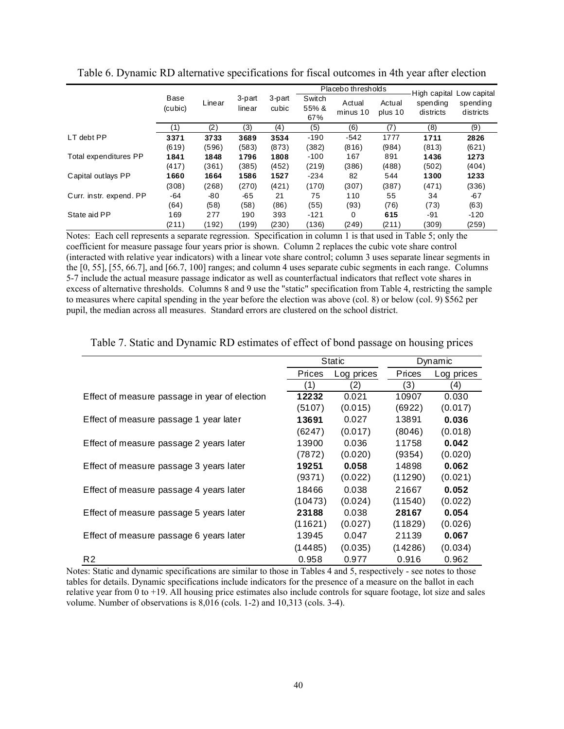Table 6. Dynamic RD alternative specifications for fiscal outcomes in 4th year after election

| | Base (cubic) | Linear | 3-part linear | 3-part cubic | Placebo thresholds: Switch 55% & 67% | Placebo thresholds: Actual minus 10 | Placebo thresholds: Actual plus 10 | High capital spending districts | Low capital spending districts |
|---|---|---|---|---|---|---|---|---|---|
| | (1) | (2) | (3) | (4) | (5) | (6) | (7) | (8) | (9) |
| LT debt PP | **3371** | **3733** | **3689** | **3534** | -190 | -542 | 1777 | **1711** | **2826** |
| | (619) | (596) | (583) | (873) | (382) | (816) | (984) | (813) | (621) |
| Total expenditures PP | **1841** | **1848** | **1796** | **1808** | -100 | 167 | 891 | **1436** | **1273** |
| | (417) | (361) | (385) | (452) | (219) | (386) | (488) | (502) | (404) |
| Capital outlays PP | **1660** | **1664** | **1586** | **1527** | -234 | 82 | 544 | **1300** | **1233** |
| | (308) | (268) | (270) | (421) | (170) | (307) | (387) | (471) | (336) |
| Curr. instr. expend. PP | -64 | -80 | -65 | 21 | 75 | 110 | 55 | 34 | -67 |
| | (64) | (58) | (58) | (86) | (55) | (93) | (76) | (73) | (63) |
| State aid PP | 169 | 277 | 190 | 393 | -121 | 0 | **615** | -91 | -120 |
| | (211) | (192) | (199) | (230) | (136) | (249) | (211) | (309) | (259) |

Notes: Each cell represents a separate regression. Specification in column 1 is that used in Table 5; only the coefficient for measure passage four years prior is shown. Column 2 replaces the cubic vote share control (interacted with relative year indicators) with a linear vote share control; column 3 uses separate linear segments in the [0, 55], [55, 66.7], and [66.7, 100] ranges; and column 4 uses separate cubic segments in each range. Columns 5-7 include the actual measure passage indicator as well as counterfactual indicators that reflect vote shares in excess of alternative thresholds. Columns 8 and 9 use the "static" specification from Table 4, restricting the sample to measures where capital spending in the year before the election was above (col. 8) or below (col. 9) $562 per pupil, the median across all measures. Standard errors are clustered on the school district.

Table 7. Static and Dynamic RD estimates of effect of bond passage on housing prices

| | Static: Prices | Static: Log prices | Dynamic: Prices | Dynamic: Log prices |
|---|---|---|---|---|
| | (1) | (2) | (3) | (4) |
| Effect of measure passage in year of election | **12232** | 0.021 | 10907 | 0.030 |
| | (5107) | (0.015) | (6922) | (0.017) |
| Effect of measure passage 1 year later | **13691** | 0.027 | 13891 | **0.036** |
| | (6247) | (0.017) | (8046) | (0.018) |
| Effect of measure passage 2 years later | 13900 | 0.036 | 11758 | **0.042** |
| | (7872) | (0.020) | (9354) | (0.020) |
| Effect of measure passage 3 years later | **19251** | **0.058** | 14898 | **0.062** |
| | (9371) | (0.022) | (11290) | (0.021) |
| Effect of measure passage 4 years later | 18466 | 0.038 | 21667 | **0.052** |
| | (10473) | (0.024) | (11540) | (0.022) |
| Effect of measure passage 5 years later | **23188** | 0.038 | **28167** | **0.054** |
| | (11621) | (0.027) | (11829) | (0.026) |
| Effect of measure passage 6 years later | 13945 | 0.047 | 21139 | **0.067** |
| | (14485) | (0.035) | (14286) | (0.034) |
| R2 | 0.958 | 0.977 | 0.916 | 0.962 |

Notes: Static and dynamic specifications are similar to those in Tables 4 and 5, respectively - see notes to those tables for details. Dynamic specifications include indicators for the presence of a measure on the ballot in each relative year from 0 to +19. All housing price estimates also include controls for square footage, lot size and sales volume. Number of observations is 8,016 (cols. 1-2) and 10,313 (cols. 3-4).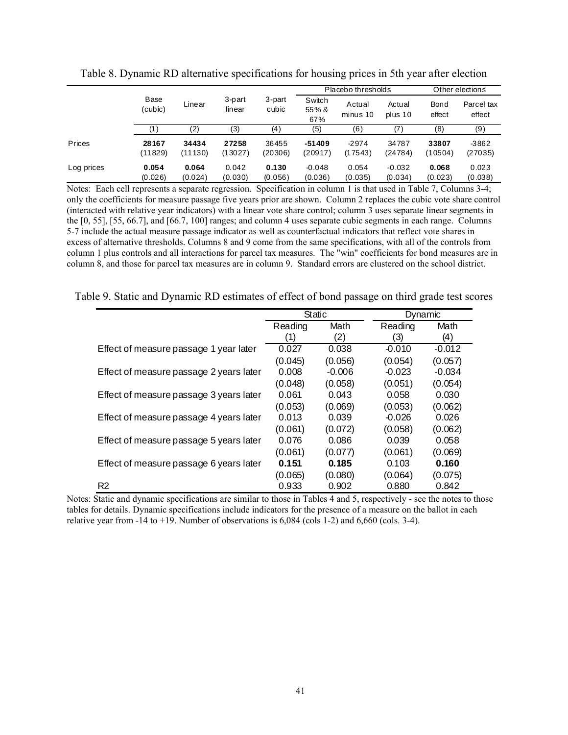Table 8. Dynamic RD alternative specifications for housing prices in 5th year after election

| | Base (cubic) | Linear | 3-part linear | 3-part cubic | Placebo thresholds: Switch 55% & 67% | Placebo thresholds: Actual minus 10 | Placebo thresholds: Actual plus 10 | Other elections: Bond effect | Other elections: Parcel tax effect |
|---|---|---|---|---|---|---|---|---|---|
| | (1) | (2) | (3) | (4) | (5) | (6) | (7) | (8) | (9) |
| Prices | **28167** | **34434** | **27258** | 36455 | **-51409** | -2974 | 34787 | **33807** | -3862 |
| | (11829) | (11130) | (13027) | (20306) | (20917) | (17543) | (24784) | (10504) | (27035) |
| Log prices | **0.054** | **0.064** | 0.042 | **0.130** | -0.048 | 0.054 | -0.032 | **0.068** | 0.023 |
| | (0.026) | (0.024) | (0.030) | (0.056) | (0.036) | (0.035) | (0.034) | (0.023) | (0.038) |

Notes: Each cell represents a separate regression. Specification in column 1 is that used in Table 7, Columns 3-4; only the coefficients for measure passage five years prior are shown. Column 2 replaces the cubic vote share control (interacted with relative year indicators) with a linear vote share control; column 3 uses separate linear segments in the [0, 55], [55, 66.7], and [66.7, 100] ranges; and column 4 uses separate cubic segments in each range. Columns 5-7 include the actual measure passage indicator as well as counterfactual indicators that reflect vote shares in excess of alternative thresholds. Columns 8 and 9 come from the same specifications, with all of the controls from column 1 plus controls and all interactions for parcel tax measures. The "win" coefficients for bond measures are in column 8, and those for parcel tax measures are in column 9. Standard errors are clustered on the school district.

Table 9. Static and Dynamic RD estimates of effect of bond passage on third grade test scores

| | Static: Reading | Static: Math | Dynamic: Reading | Dynamic: Math |
|---|---|---|---|---|
| | (1) | (2) | (3) | (4) |
| Effect of measure passage 1 year later | 0.027 | 0.038 | -0.010 | -0.012 |
| | (0.045) | (0.056) | (0.054) | (0.057) |
| Effect of measure passage 2 years later | 0.008 | -0.006 | -0.023 | -0.034 |
| | (0.048) | (0.058) | (0.051) | (0.054) |
| Effect of measure passage 3 years later | 0.061 | 0.043 | 0.058 | 0.030 |
| | (0.053) | (0.069) | (0.053) | (0.062) |
| Effect of measure passage 4 years later | 0.013 | 0.039 | -0.026 | 0.026 |
| | (0.061) | (0.072) | (0.058) | (0.062) |
| Effect of measure passage 5 years later | 0.076 | 0.086 | 0.039 | 0.058 |
| | (0.061) | (0.077) | (0.061) | (0.069) |
| Effect of measure passage 6 years later | **0.151** | **0.185** | 0.103 | **0.160** |
| | (0.065) | (0.080) | (0.064) | (0.075) |
| $R^2$ | 0.933 | 0.902 | 0.880 | 0.842 |

Notes: Static and dynamic specifications are similar to those in Tables 4 and 5, respectively - see the notes to those tables for details. Dynamic specifications include indicators for the presence of a measure on the ballot in each relative year from -14 to +19. Number of observations is 6,084 (cols 1-2) and 6,660 (cols. 3-4).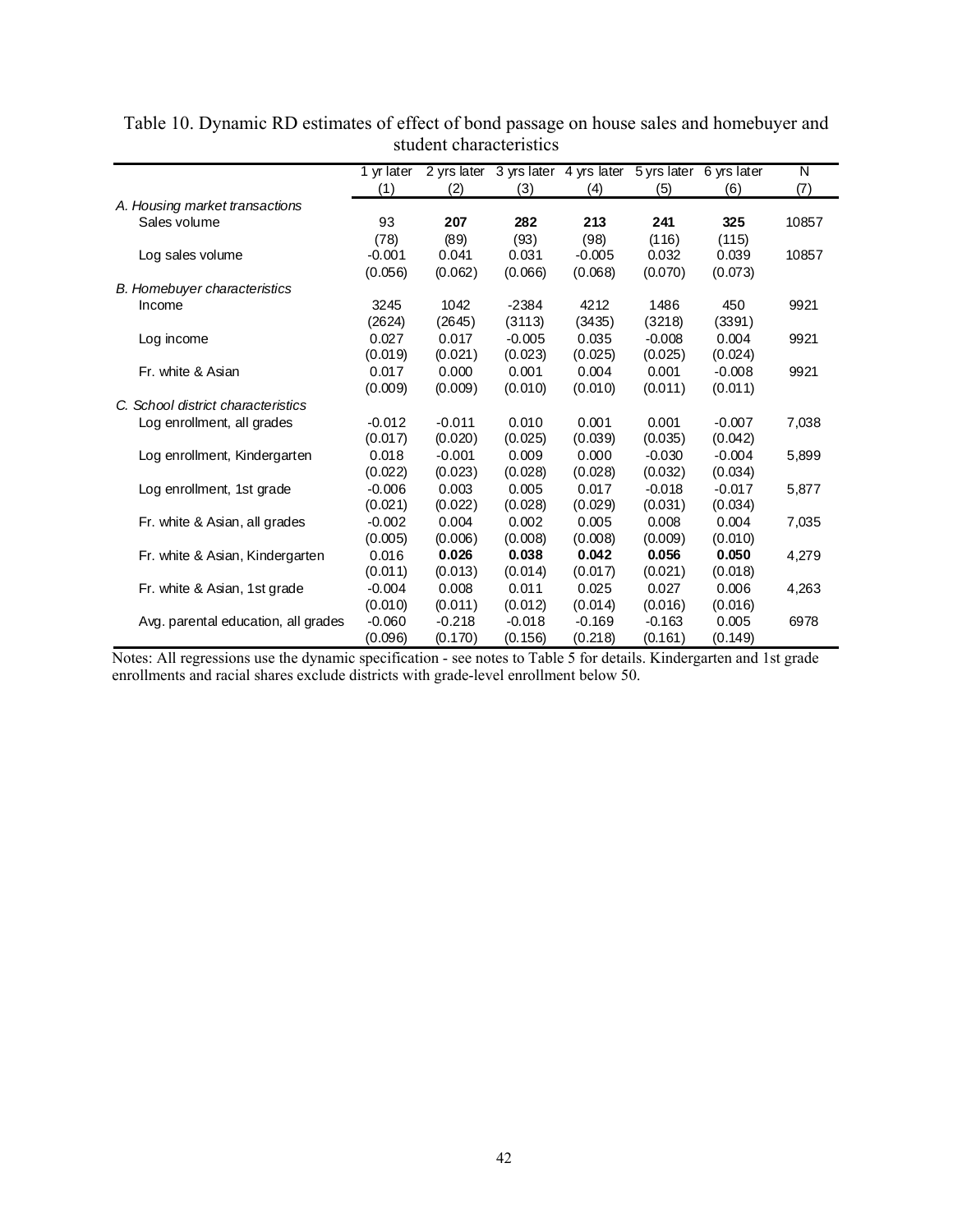Table 10. Dynamic RD estimates of effect of bond passage on house sales and homebuyer and student characteristics

| | 1 yr later | 2 yrs later | 3 yrs later | 4 yrs later | 5 yrs later | 6 yrs later | N |
|---|---|---|---|---|---|---|---|
| | (1) | (2) | (3) | (4) | (5) | (6) | (7) |
| *A. Housing market transactions* | | | | | | | |
| Sales volume | 93 | **207** | **282** | **213** | **241** | **325** | 10857 |
| | (78) | (89) | (93) | (98) | (116) | (115) | |
| Log sales volume | -0.001 | 0.041 | 0.031 | -0.005 | 0.032 | 0.039 | 10857 |
| | (0.056) | (0.062) | (0.066) | (0.068) | (0.070) | (0.073) | |
| *B. Homebuyer characteristics* | | | | | | | |
| Income | 3245 | 1042 | -2384 | 4212 | 1486 | 450 | 9921 |
| | (2624) | (2645) | (3113) | (3435) | (3218) | (3391) | |
| Log income | 0.027 | 0.017 | -0.005 | 0.035 | -0.008 | 0.004 | 9921 |
| | (0.019) | (0.021) | (0.023) | (0.025) | (0.025) | (0.024) | |
| Fr. white & Asian | 0.017 | 0.000 | 0.001 | 0.004 | 0.001 | -0.008 | 9921 |
| | (0.009) | (0.009) | (0.010) | (0.010) | (0.011) | (0.011) | |
| *C. School district characteristics* | | | | | | | |
| Log enrollment, all grades | -0.012 | -0.011 | 0.010 | 0.001 | 0.001 | -0.007 | 7,038 |
| | (0.017) | (0.020) | (0.025) | (0.039) | (0.035) | (0.042) | |
| Log enrollment, Kindergarten | 0.018 | -0.001 | 0.009 | 0.000 | -0.030 | -0.004 | 5,899 |
| | (0.022) | (0.023) | (0.028) | (0.028) | (0.032) | (0.034) | |
| Log enrollment, 1st grade | -0.006 | 0.003 | 0.005 | 0.017 | -0.018 | -0.017 | 5,877 |
| | (0.021) | (0.022) | (0.028) | (0.029) | (0.031) | (0.034) | |
| Fr. white & Asian, all grades | -0.002 | 0.004 | 0.002 | 0.005 | 0.008 | 0.004 | 7,035 |
| | (0.005) | (0.006) | (0.008) | (0.008) | (0.009) | (0.010) | |
| Fr. white & Asian, Kindergarten | 0.016 | **0.026** | **0.038** | **0.042** | **0.056** | **0.050** | 4,279 |
| | (0.011) | (0.013) | (0.014) | (0.017) | (0.021) | (0.018) | |
| Fr. white & Asian, 1st grade | -0.004 | 0.008 | 0.011 | 0.025 | 0.027 | 0.006 | 4,263 |
| | (0.010) | (0.011) | (0.012) | (0.014) | (0.016) | (0.016) | |
| Avg. parental education, all grades | -0.060 | -0.218 | -0.018 | -0.169 | -0.163 | 0.005 | 6978 |
| | (0.096) | (0.170) | (0.156) | (0.218) | (0.161) | (0.149) | |

Notes: All regressions use the dynamic specification - see notes to Table 5 for details. Kindergarten and 1st grade enrollments and racial shares exclude districts with grade-level enrollment below 50.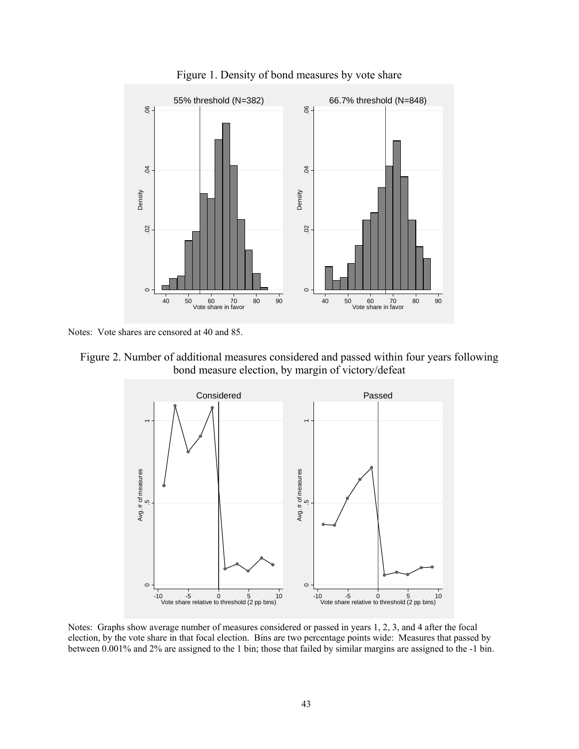Figure 1. Density of bond measures by vote share

Notes: Vote shares are censored at 40 and 85.

Figure 2. Number of additional measures considered and passed within four years following bond measure election, by margin of victory/defeat

Notes: Graphs show average number of measures considered or passed in years 1, 2, 3, and 4 after the focal election, by the vote share in that focal election. Bins are two percentage points wide: Measures that passed by between 0.001% and 2% are assigned to the 1 bin; those that failed by similar margins are assigned to the -1 bin.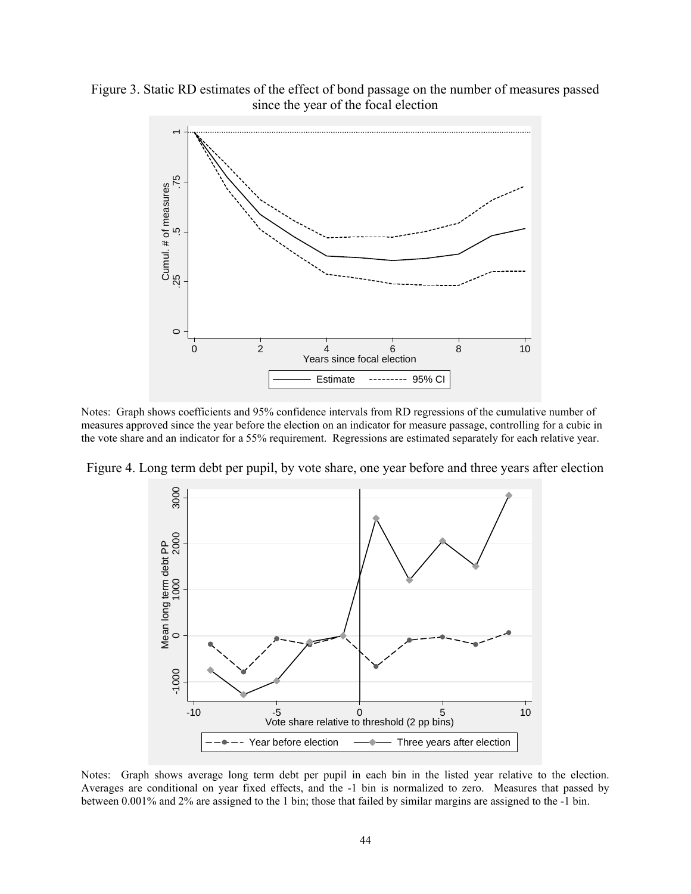Figure 3. Static RD estimates of the effect of bond passage on the number of measures passed since the year of the focal election

Notes: Graph shows coefficients and 95% confidence intervals from RD regressions of the cumulative number of measures approved since the year before the election on an indicator for measure passage, controlling for a cubic in the vote share and an indicator for a 55% requirement. Regressions are estimated separately for each relative year.

Figure 4. Long term debt per pupil, by vote share, one year before and three years after election

Notes: Graph shows average long term debt per pupil in each bin in the listed year relative to the election. Averages are conditional on year fixed effects, and the -1 bin is normalized to zero. Measures that passed by between 0.001% and 2% are assigned to the 1 bin; those that failed by similar margins are assigned to the -1 bin.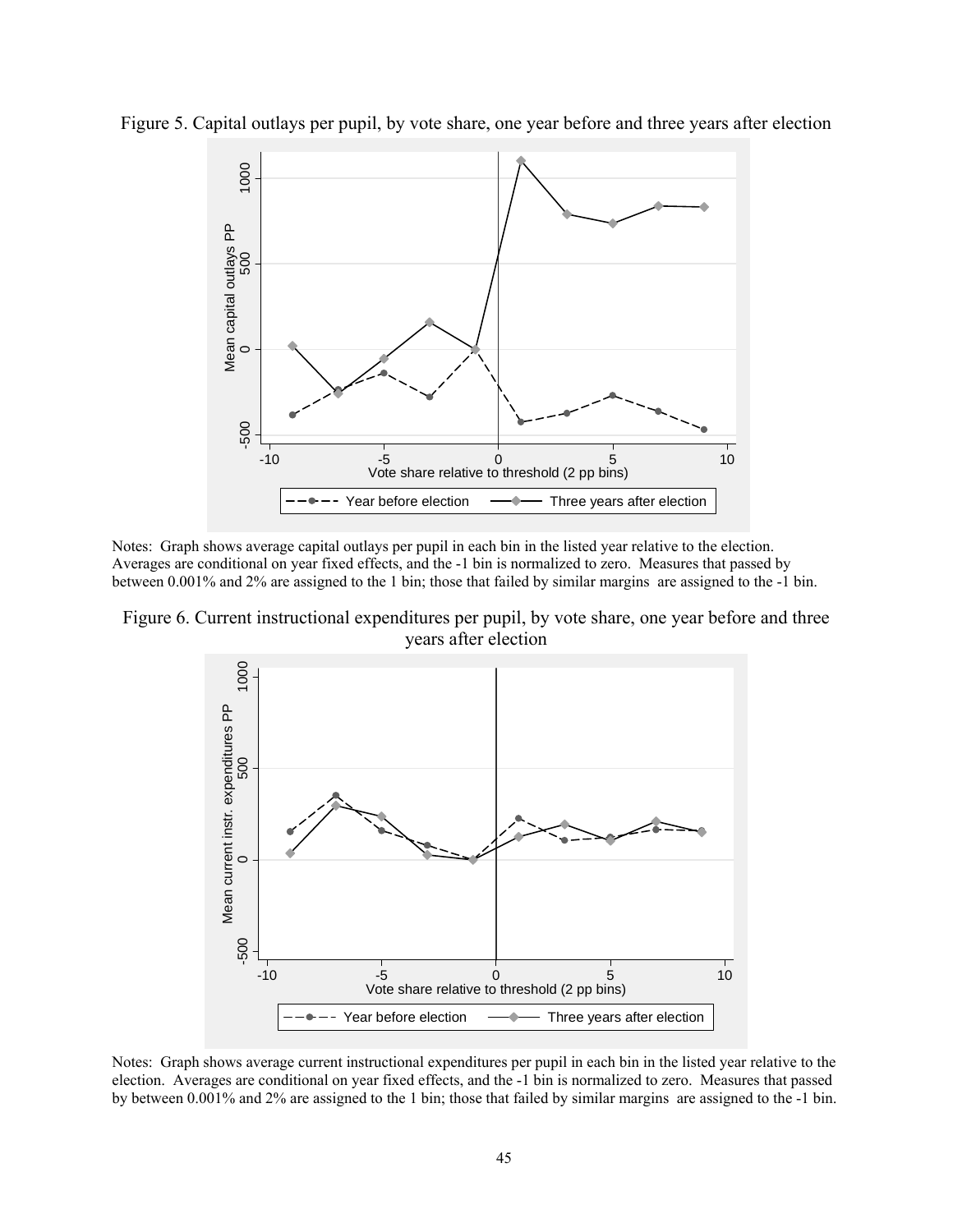Figure 5. Capital outlays per pupil, by vote share, one year before and three years after election

Notes: Graph shows average capital outlays per pupil in each bin in the listed year relative to the election. Averages are conditional on year fixed effects, and the -1 bin is normalized to zero. Measures that passed by between 0.001% and 2% are assigned to the 1 bin; those that failed by similar margins are assigned to the -1 bin.

Figure 6. Current instructional expenditures per pupil, by vote share, one year before and three years after election

Notes: Graph shows average current instructional expenditures per pupil in each bin in the listed year relative to the election. Averages are conditional on year fixed effects, and the -1 bin is normalized to zero. Measures that passed by between 0.001% and 2% are assigned to the 1 bin; those that failed by similar margins are assigned to the -1 bin.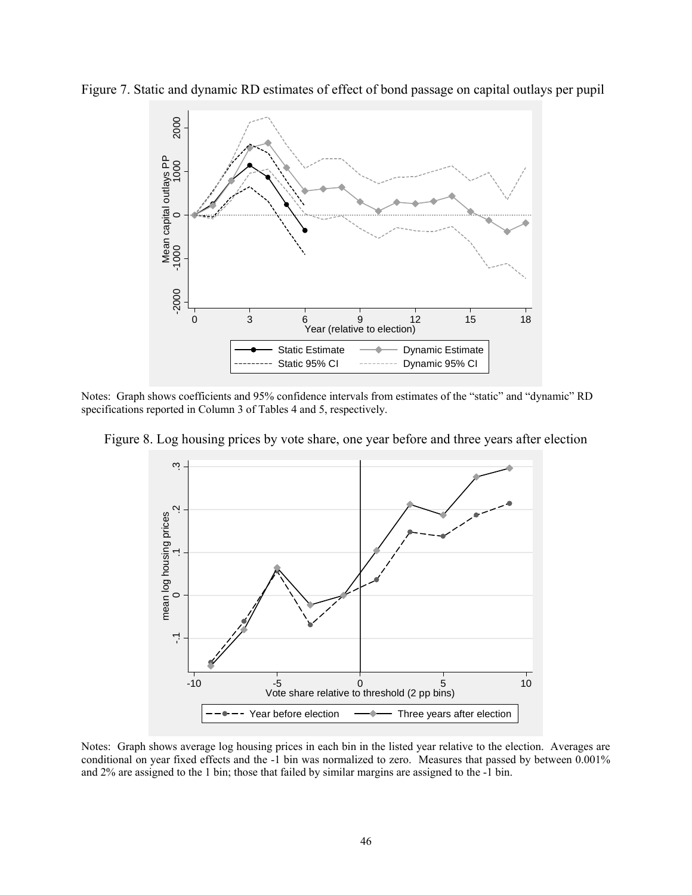Figure 7. Static and dynamic RD estimates of effect of bond passage on capital outlays per pupil

Notes: Graph shows coefficients and 95% confidence intervals from estimates of the "static" and "dynamic" RD specifications reported in Column 3 of Tables 4 and 5, respectively.

Figure 8. Log housing prices by vote share, one year before and three years after election

Notes: Graph shows average log housing prices in each bin in the listed year relative to the election. Averages are conditional on year fixed effects and the -1 bin was normalized to zero. Measures that passed by between 0.001% and 2% are assigned to the 1 bin; those that failed by similar margins are assigned to the -1 bin.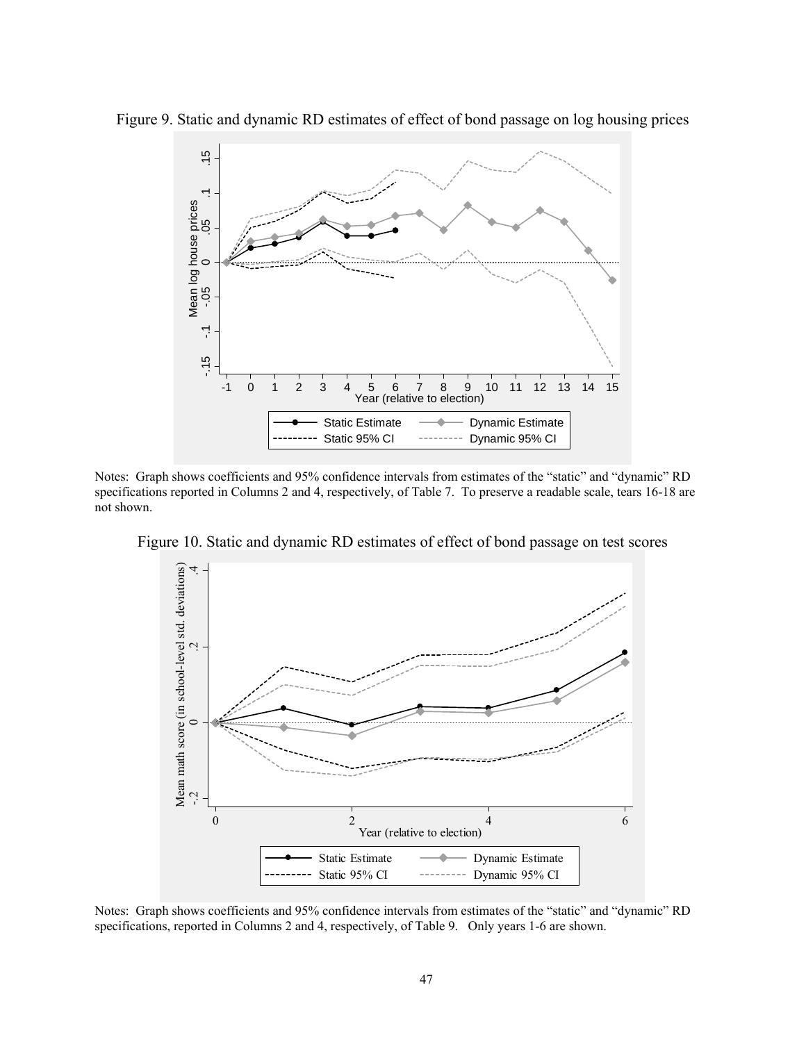Figure 9. Static and dynamic RD estimates of effect of bond passage on log housing prices

Notes: Graph shows coefficients and 95% confidence intervals from estimates of the "static" and "dynamic" RD specifications reported in Columns 2 and 4, respectively, of Table 7. To preserve a readable scale, tears 16-18 are not shown.

Figure 10. Static and dynamic RD estimates of effect of bond passage on test scores

Notes: Graph shows coefficients and 95% confidence intervals from estimates of the "static" and "dynamic" RD specifications, reported in Columns 2 and 4, respectively, of Table 9. Only years 1-6 are shown.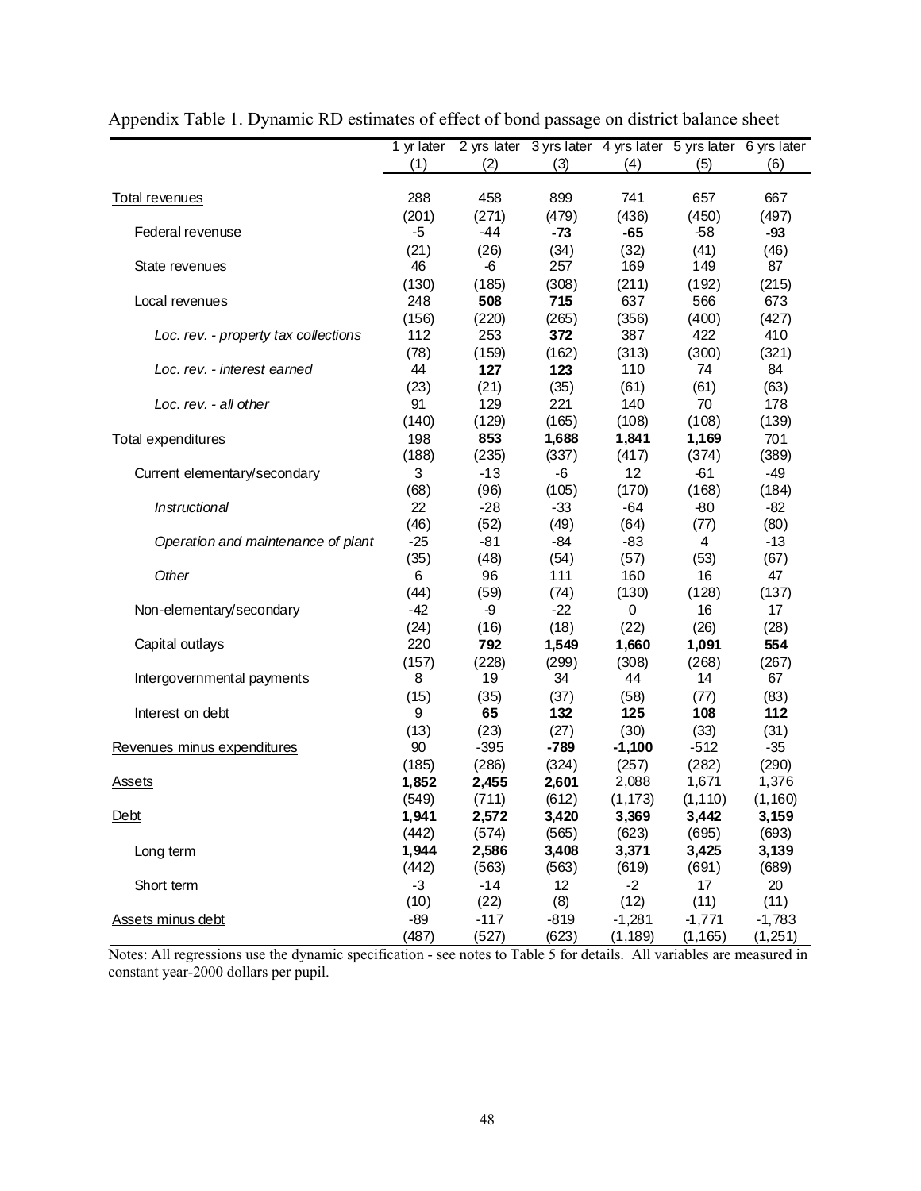Appendix Table 1. Dynamic RD estimates of effect of bond passage on district balance sheet

| | 1 yr later<br>(1) | 2 yrs later<br>(2) | 3 yrs later<br>(3) | 4 yrs later<br>(4) | 5 yrs later<br>(5) | 6 yrs later<br>(6) |
|---|---|---|---|---|---|---|
| Total revenues | 288 | 458 | 899 | 741 | 657 | 667 |
| | (201) | (271) | (479) | (436) | (450) | (497) |
| Federal revenuse | -5 | -44 | **-73** | **-65** | -58 | **-93** |
| | (21) | (26) | (34) | (32) | (41) | (46) |
| State revenues | 46 | -6 | 257 | 169 | 149 | 87 |
| | (130) | (185) | (308) | (211) | (192) | (215) |
| Local revenues | 248 | **508** | **715** | 637 | 566 | 673 |
| | (156) | (220) | (265) | (356) | (400) | (427) |
| *Loc. rev. - property tax collections* | 112 | 253 | **372** | 387 | 422 | 410 |
| | (78) | (159) | (162) | (313) | (300) | (321) |
| *Loc. rev. - interest earned* | 44 | **127** | **123** | 110 | 74 | 84 |
| | (23) | (21) | (35) | (61) | (61) | (63) |
| *Loc. rev. - all other* | 91 | 129 | 221 | 140 | 70 | 178 |
| | (140) | (129) | (165) | (108) | (108) | (139) |
| Total expenditures | 198 | **853** | **1,688** | **1,841** | **1,169** | 701 |
| | (188) | (235) | (337) | (417) | (374) | (389) |
| Current elementary/secondary | 3 | -13 | -6 | 12 | -61 | -49 |
| | (68) | (96) | (105) | (170) | (168) | (184) |
| *Instructional* | 22 | -28 | -33 | -64 | -80 | -82 |
| | (46) | (52) | (49) | (64) | (77) | (80) |
| *Operation and maintenance of plant* | -25 | -81 | -84 | -83 | 4 | -13 |
| | (35) | (48) | (54) | (57) | (53) | (67) |
| *Other* | 6 | 96 | 111 | 160 | 16 | 47 |
| | (44) | (59) | (74) | (130) | (128) | (137) |
| Non-elementary/secondary | -42 | -9 | -22 | 0 | 16 | 17 |
| | (24) | (16) | (18) | (22) | (26) | (28) |
| Capital outlays | 220 | **792** | **1,549** | **1,660** | **1,091** | **554** |
| | (157) | (228) | (299) | (308) | (268) | (267) |
| Intergovernmental payments | 8 | 19 | 34 | 44 | 14 | 67 |
| | (15) | (35) | (37) | (58) | (77) | (83) |
| Interest on debt | 9 | **65** | **132** | **125** | **108** | **112** |
| | (13) | (23) | (27) | (30) | (33) | (31) |
| Revenues minus expenditures | 90 | -395 | **-789** | **-1,100** | -512 | -35 |
| | (185) | (286) | (324) | (257) | (282) | (290) |
| Assets | **1,852** | **2,455** | **2,601** | 2,088 | 1,671 | 1,376 |
| | (549) | (711) | (612) | (1,173) | (1,110) | (1,160) |
| Debt | **1,941** | **2,572** | **3,420** | **3,369** | **3,442** | **3,159** |
| | (442) | (574) | (565) | (623) | (695) | (693) |
| Long term | **1,944** | **2,586** | **3,408** | **3,371** | **3,425** | **3,139** |
| | (442) | (563) | (563) | (619) | (691) | (689) |
| Short term | -3 | -14 | 12 | -2 | 17 | 20 |
| | (10) | (22) | (8) | (12) | (11) | (11) |
| Assets minus debt | -89 | -117 | -819 | -1,281 | -1,771 | -1,783 |
| | (487) | (527) | (623) | (1,189) | (1,165) | (1,251) |

Notes: All regressions use the dynamic specification - see notes to Table 5 for details. All variables are measured in constant year-2000 dollars per pupil.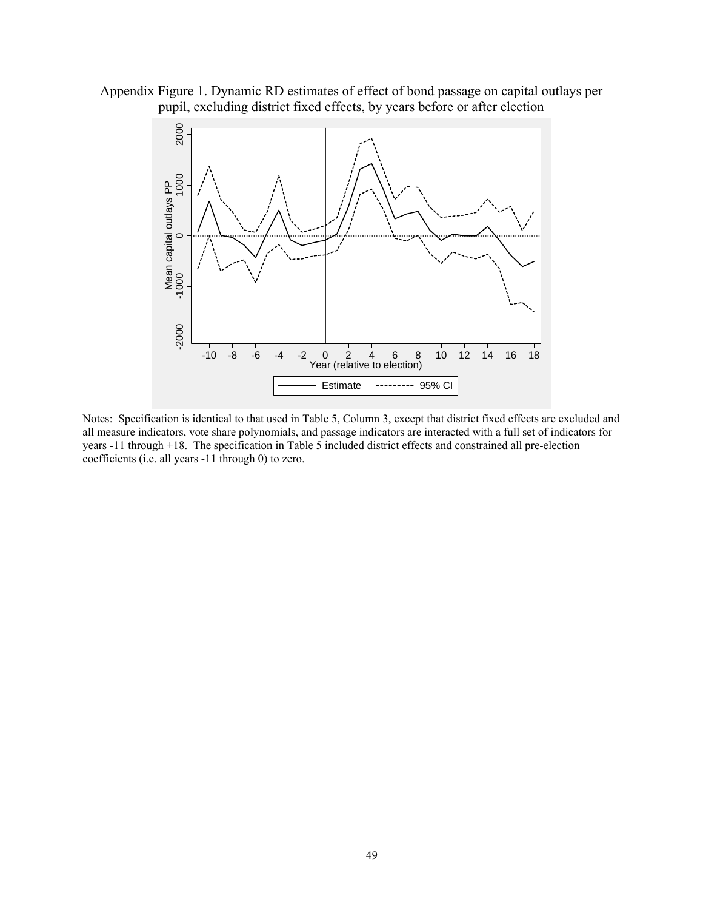Appendix Figure 1. Dynamic RD estimates of effect of bond passage on capital outlays per pupil, excluding district fixed effects, by years before or after election

Mean capital outlays PP

2000

1000

0

-1000

-2000

-10 -8 -6 -4 -2 0 2 4 6 8 10 12 14 16 18

Year (relative to election)

Estimate

95% CI

Notes: Specification is identical to that used in Table 5, Column 3, except that district fixed effects are excluded and all measure indicators, vote share polynomials, and passage indicators are interacted with a full set of indicators for years -11 through +18. The specification in Table 5 included district effects and constrained all pre-election coefficients (i.e. all years -11 through 0) to zero.